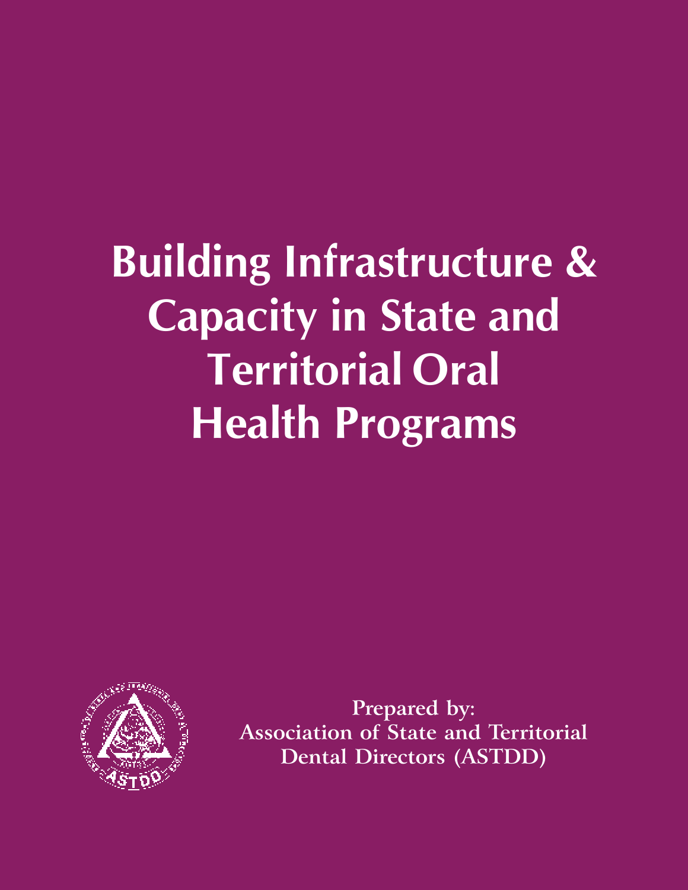# Building Infrastructure & Capacity in State and Territorial Oral Health Programs

Prepared by:
Association of State and Territorial Dental Directors (ASTDD)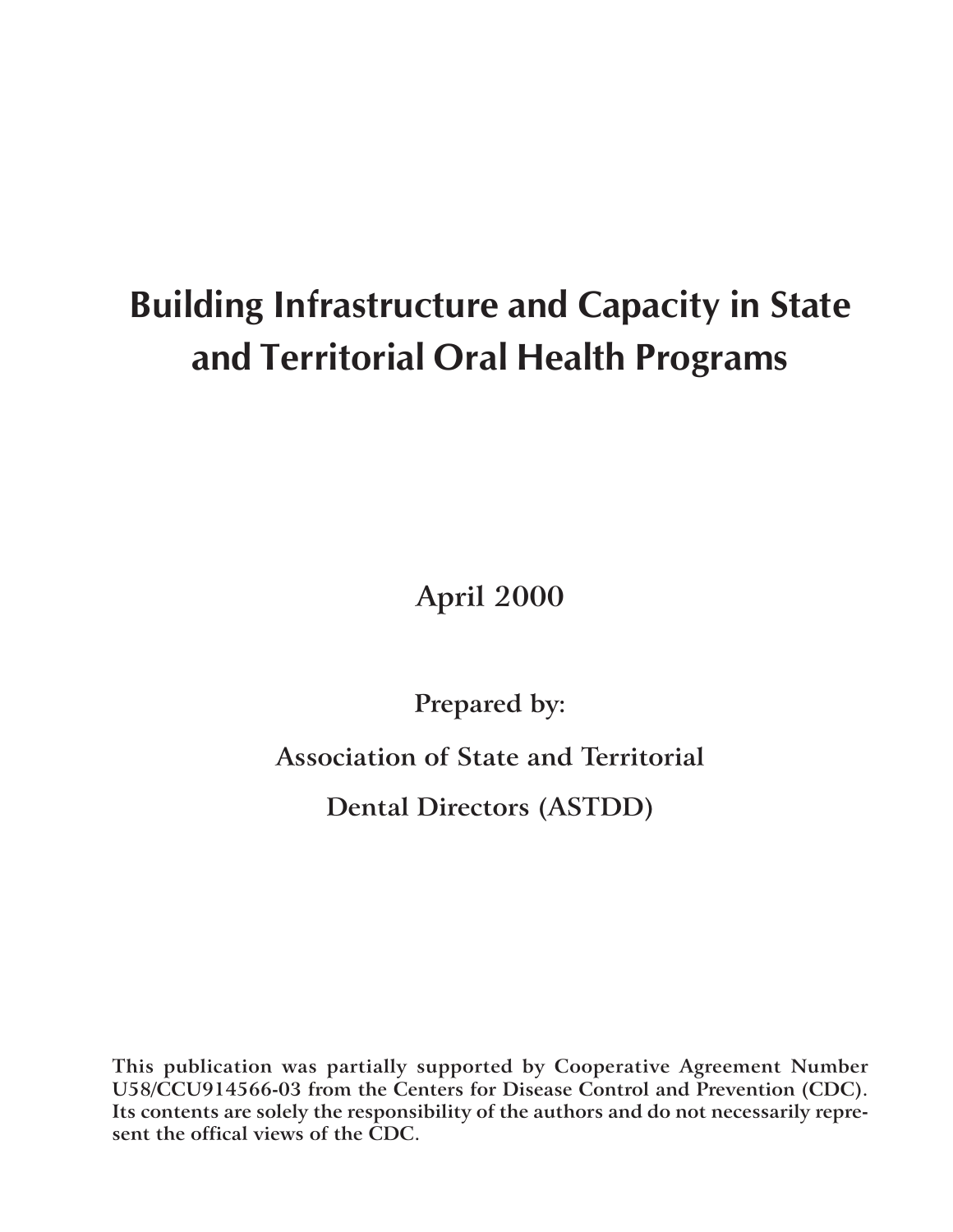# Building Infrastructure and Capacity in State and Territorial Oral Health Programs

**April 2000**

**Prepared by:**

**Association of State and Territorial Dental Directors (ASTDD)**

**This publication was partially supported by Cooperative Agreement Number U58/CCU914566-03 from the Centers for Disease Control and Prevention (CDC). Its contents are solely the responsibility of the authors and do not necessarily represent the offical views of the CDC.**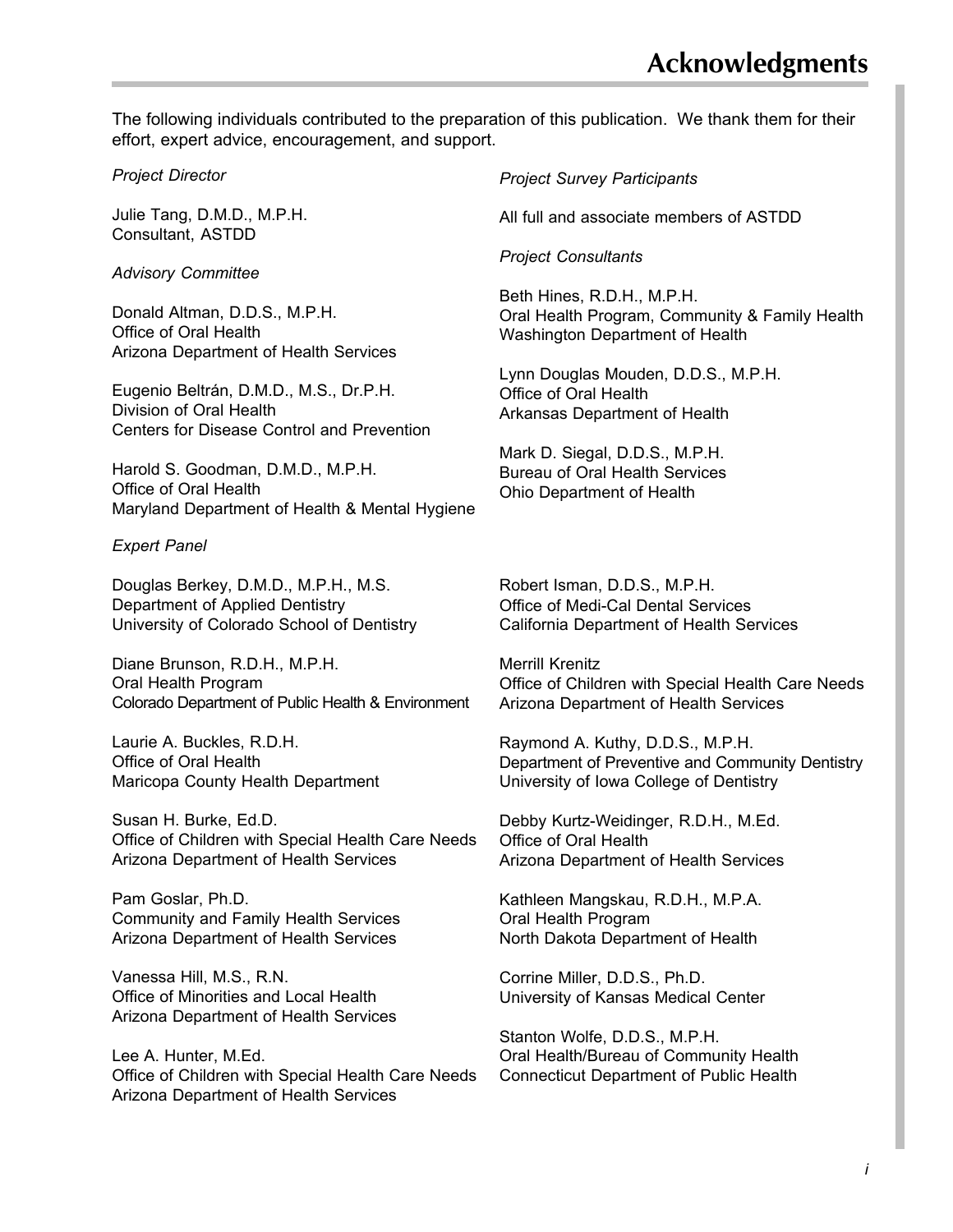# Acknowledgments

The following individuals contributed to the preparation of this publication. We thank them for their effort, expert advice, encouragement, and support.

*Project Director*

Julie Tang, D.M.D., M.P.H.
Consultant, ASTDD

*Advisory Committee*

Donald Altman, D.D.S., M.P.H.
Office of Oral Health
Arizona Department of Health Services

Eugenio Beltrán, D.M.D., M.S., Dr.P.H.
Division of Oral Health
Centers for Disease Control and Prevention

Harold S. Goodman, D.M.D., M.P.H.
Office of Oral Health
Maryland Department of Health & Mental Hygiene

*Project Survey Participants*

All full and associate members of ASTDD

*Project Consultants*

Beth Hines, R.D.H., M.P.H.
Oral Health Program, Community & Family Health
Washington Department of Health

Lynn Douglas Mouden, D.D.S., M.P.H.
Office of Oral Health
Arkansas Department of Health

Mark D. Siegal, D.D.S., M.P.H.
Bureau of Oral Health Services
Ohio Department of Health

*Expert Panel*

Douglas Berkey, D.M.D., M.P.H., M.S.
Department of Applied Dentistry
University of Colorado School of Dentistry

Diane Brunson, R.D.H., M.P.H.
Oral Health Program
Colorado Department of Public Health & Environment

Laurie A. Buckles, R.D.H.
Office of Oral Health
Maricopa County Health Department

Susan H. Burke, Ed.D.
Office of Children with Special Health Care Needs
Arizona Department of Health Services

Pam Goslar, Ph.D.
Community and Family Health Services
Arizona Department of Health Services

Vanessa Hill, M.S., R.N.
Office of Minorities and Local Health
Arizona Department of Health Services

Lee A. Hunter, M.Ed.
Office of Children with Special Health Care Needs
Arizona Department of Health Services

Robert Isman, D.D.S., M.P.H.
Office of Medi-Cal Dental Services
California Department of Health Services

Merrill Krenitz
Office of Children with Special Health Care Needs
Arizona Department of Health Services

Raymond A. Kuthy, D.D.S., M.P.H.
Department of Preventive and Community Dentistry
University of Iowa College of Dentistry

Debby Kurtz-Weidinger, R.D.H., M.Ed.
Office of Oral Health
Arizona Department of Health Services

Kathleen Mangskau, R.D.H., M.P.A.
Oral Health Program
North Dakota Department of Health

Corrine Miller, D.D.S., Ph.D.
University of Kansas Medical Center

Stanton Wolfe, D.D.S., M.P.H.
Oral Health/Bureau of Community Health
Connecticut Department of Public Health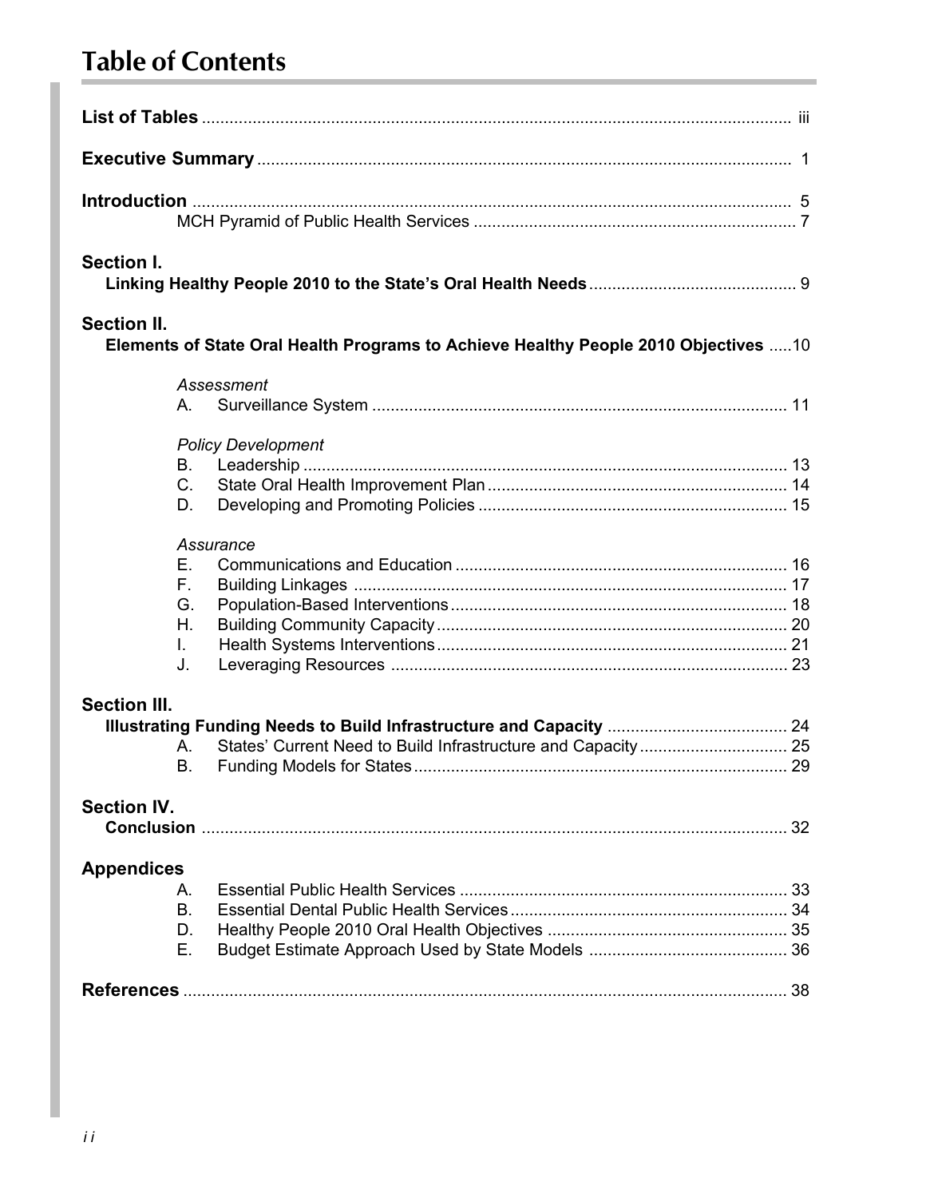# Table of Contents

**List of Tables** ............ iii

**Executive Summary** ............ 1

**Introduction** ............ 5

MCH Pyramid of Public Health Services ............ 7

**Section I.**

**Linking Healthy People 2010 to the State's Oral Health Needs** ............ 9

**Section II.**

**Elements of State Oral Health Programs to Achieve Healthy People 2010 Objectives** ............ 10

*Assessment*

A. Surveillance System ............ 11

*Policy Development*

B. Leadership ............ 13
C. State Oral Health Improvement Plan ............ 14
D. Developing and Promoting Policies ............ 15

*Assurance*

E. Communications and Education ............ 16
F. Building Linkages ............ 17
G. Population-Based Interventions ............ 18
H. Building Community Capacity ............ 20
I. Health Systems Interventions ............ 21
J. Leveraging Resources ............ 23

**Section III.**

**Illustrating Funding Needs to Build Infrastructure and Capacity** ............ 24

A. States' Current Need to Build Infrastructure and Capacity ............ 25
B. Funding Models for States ............ 29

**Section IV.**

**Conclusion** ............ 32

**Appendices**

A. Essential Public Health Services ............ 33
B. Essential Dental Public Health Services ............ 34
D. Healthy People 2010 Oral Health Objectives ............ 35
E. Budget Estimate Approach Used by State Models ............ 36

**References** ............ 38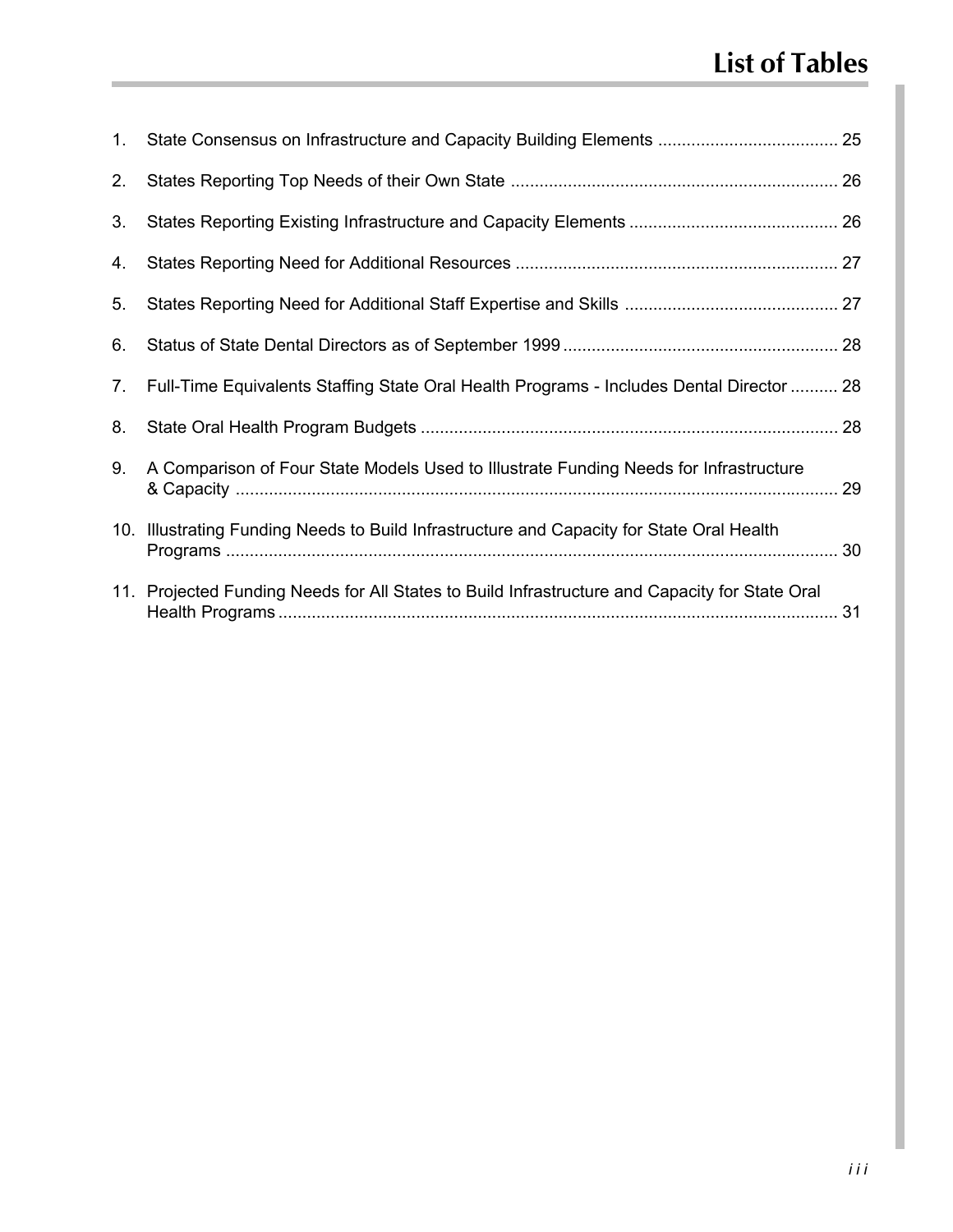# List of Tables

1. State Consensus on Infrastructure and Capacity Building Elements ...................................... 25
2. States Reporting Top Needs of their Own State ..................................................................... 26
3. States Reporting Existing Infrastructure and Capacity Elements ............................................ 26
4. States Reporting Need for Additional Resources .................................................................... 27
5. States Reporting Need for Additional Staff Expertise and Skills ............................................. 27
6. Status of State Dental Directors as of September 1999 .......................................................... 28
7. Full-Time Equivalents Staffing State Oral Health Programs - Includes Dental Director .......... 28
8. State Oral Health Program Budgets ........................................................................................ 28
9. A Comparison of Four State Models Used to Illustrate Funding Needs for Infrastructure & Capacity ................................................................................................................................ 29
10. Illustrating Funding Needs to Build Infrastructure and Capacity for State Oral Health Programs ................................................................................................................................ 30
11. Projected Funding Needs for All States to Build Infrastructure and Capacity for State Oral Health Programs ...................................................................................................................... 31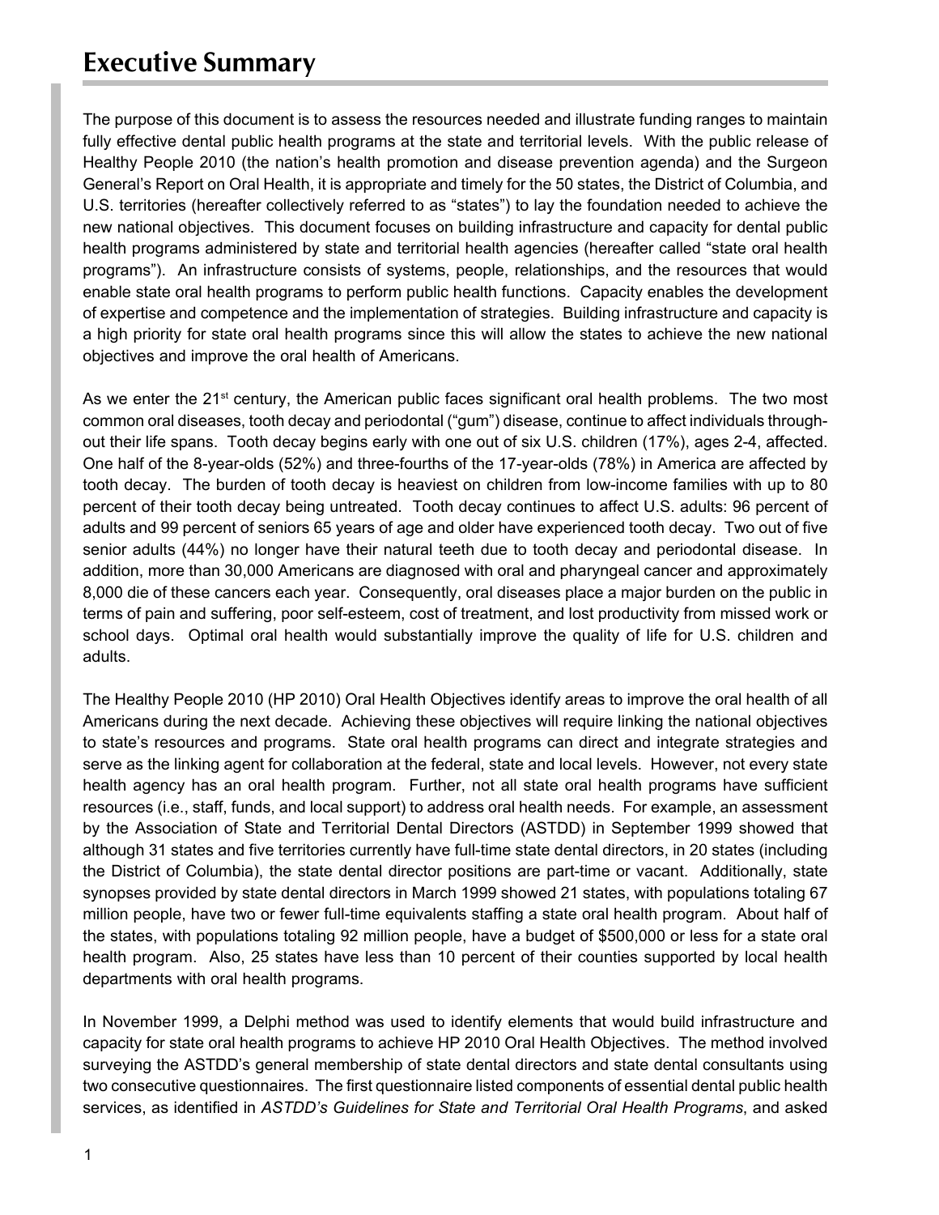# Executive Summary

The purpose of this document is to assess the resources needed and illustrate funding ranges to maintain fully effective dental public health programs at the state and territorial levels. With the public release of Healthy People 2010 (the nation's health promotion and disease prevention agenda) and the Surgeon General's Report on Oral Health, it is appropriate and timely for the 50 states, the District of Columbia, and U.S. territories (hereafter collectively referred to as "states") to lay the foundation needed to achieve the new national objectives. This document focuses on building infrastructure and capacity for dental public health programs administered by state and territorial health agencies (hereafter called "state oral health programs"). An infrastructure consists of systems, people, relationships, and the resources that would enable state oral health programs to perform public health functions. Capacity enables the development of expertise and competence and the implementation of strategies. Building infrastructure and capacity is a high priority for state oral health programs since this will allow the states to achieve the new national objectives and improve the oral health of Americans.

As we enter the 21st century, the American public faces significant oral health problems. The two most common oral diseases, tooth decay and periodontal ("gum") disease, continue to affect individuals throughout their life spans. Tooth decay begins early with one out of six U.S. children (17%), ages 2-4, affected. One half of the 8-year-olds (52%) and three-fourths of the 17-year-olds (78%) in America are affected by tooth decay. The burden of tooth decay is heaviest on children from low-income families with up to 80 percent of their tooth decay being untreated. Tooth decay continues to affect U.S. adults: 96 percent of adults and 99 percent of seniors 65 years of age and older have experienced tooth decay. Two out of five senior adults (44%) no longer have their natural teeth due to tooth decay and periodontal disease. In addition, more than 30,000 Americans are diagnosed with oral and pharyngeal cancer and approximately 8,000 die of these cancers each year. Consequently, oral diseases place a major burden on the public in terms of pain and suffering, poor self-esteem, cost of treatment, and lost productivity from missed work or school days. Optimal oral health would substantially improve the quality of life for U.S. children and adults.

The Healthy People 2010 (HP 2010) Oral Health Objectives identify areas to improve the oral health of all Americans during the next decade. Achieving these objectives will require linking the national objectives to state's resources and programs. State oral health programs can direct and integrate strategies and serve as the linking agent for collaboration at the federal, state and local levels. However, not every state health agency has an oral health program. Further, not all state oral health programs have sufficient resources (i.e., staff, funds, and local support) to address oral health needs. For example, an assessment by the Association of State and Territorial Dental Directors (ASTDD) in September 1999 showed that although 31 states and five territories currently have full-time state dental directors, in 20 states (including the District of Columbia), the state dental director positions are part-time or vacant. Additionally, state synopses provided by state dental directors in March 1999 showed 21 states, with populations totaling 67 million people, have two or fewer full-time equivalents staffing a state oral health program. About half of the states, with populations totaling 92 million people, have a budget of $500,000 or less for a state oral health program. Also, 25 states have less than 10 percent of their counties supported by local health departments with oral health programs.

In November 1999, a Delphi method was used to identify elements that would build infrastructure and capacity for state oral health programs to achieve HP 2010 Oral Health Objectives. The method involved surveying the ASTDD's general membership of state dental directors and state dental consultants using two consecutive questionnaires. The first questionnaire listed components of essential dental public health services, as identified in *ASTDD's Guidelines for State and Territorial Oral Health Programs*, and asked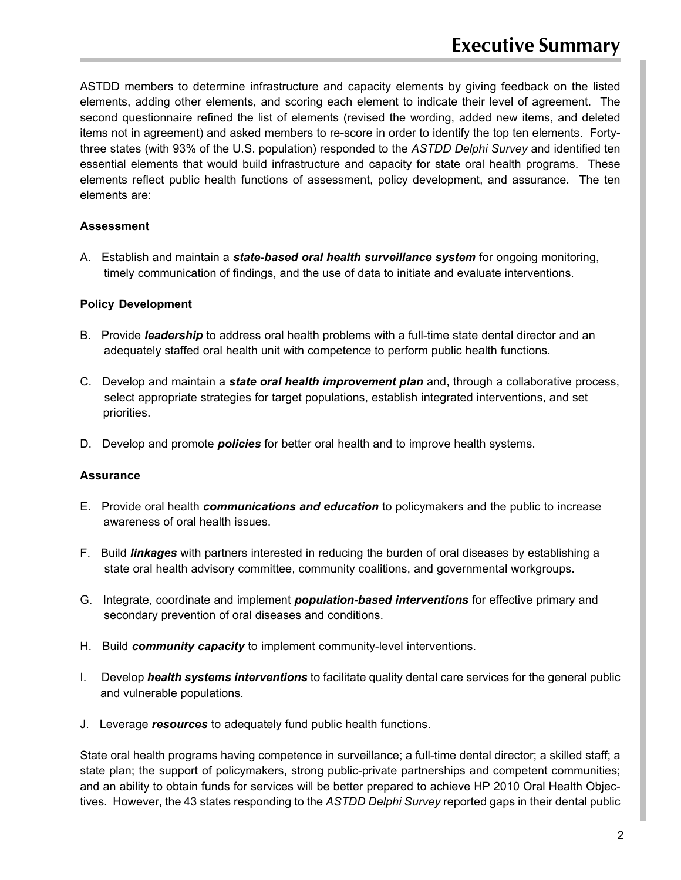ASTDD members to determine infrastructure and capacity elements by giving feedback on the listed elements, adding other elements, and scoring each element to indicate their level of agreement. The second questionnaire refined the list of elements (revised the wording, added new items, and deleted items not in agreement) and asked members to re-score in order to identify the top ten elements. Forty-three states (with 93% of the U.S. population) responded to the *ASTDD Delphi Survey* and identified ten essential elements that would build infrastructure and capacity for state oral health programs. These elements reflect public health functions of assessment, policy development, and assurance. The ten elements are:

**Assessment**

A. Establish and maintain a ***state-based oral health surveillance system*** for ongoing monitoring, timely communication of findings, and the use of data to initiate and evaluate interventions.

**Policy Development**

B. Provide ***leadership*** to address oral health problems with a full-time state dental director and an adequately staffed oral health unit with competence to perform public health functions.

C. Develop and maintain a ***state oral health improvement plan*** and, through a collaborative process, select appropriate strategies for target populations, establish integrated interventions, and set priorities.

D. Develop and promote ***policies*** for better oral health and to improve health systems.

**Assurance**

E. Provide oral health ***communications and education*** to policymakers and the public to increase awareness of oral health issues.

F. Build ***linkages*** with partners interested in reducing the burden of oral diseases by establishing a state oral health advisory committee, community coalitions, and governmental workgroups.

G. Integrate, coordinate and implement ***population-based interventions*** for effective primary and secondary prevention of oral diseases and conditions.

H. Build ***community capacity*** to implement community-level interventions.

I. Develop ***health systems interventions*** to facilitate quality dental care services for the general public and vulnerable populations.

J. Leverage ***resources*** to adequately fund public health functions.

State oral health programs having competence in surveillance; a full-time dental director; a skilled staff; a state plan; the support of policymakers, strong public-private partnerships and competent communities; and an ability to obtain funds for services will be better prepared to achieve HP 2010 Oral Health Objectives. However, the 43 states responding to the *ASTDD Delphi Survey* reported gaps in their dental public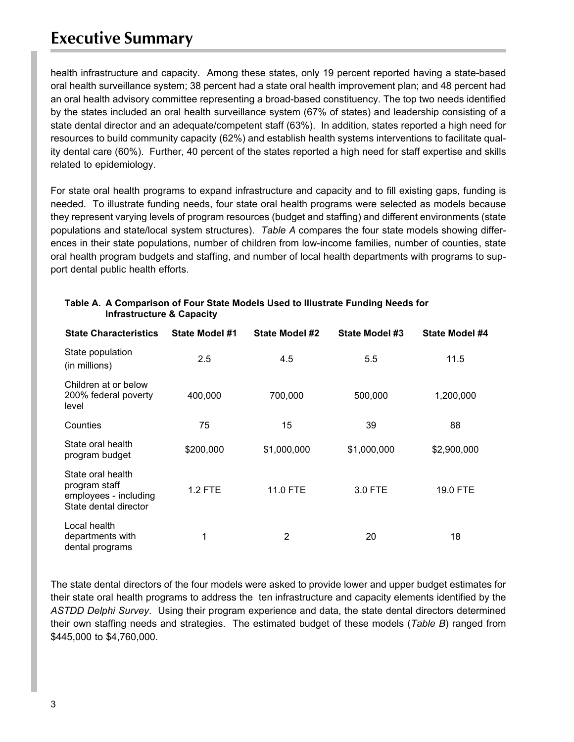# Executive Summary

health infrastructure and capacity. Among these states, only 19 percent reported having a state-based oral health surveillance system; 38 percent had a state oral health improvement plan; and 48 percent had an oral health advisory committee representing a broad-based constituency. The top two needs identified by the states included an oral health surveillance system (67% of states) and leadership consisting of a state dental director and an adequate/competent staff (63%). In addition, states reported a high need for resources to build community capacity (62%) and establish health systems interventions to facilitate quality dental care (60%). Further, 40 percent of the states reported a high need for staff expertise and skills related to epidemiology.

For state oral health programs to expand infrastructure and capacity and to fill existing gaps, funding is needed. To illustrate funding needs, four state oral health programs were selected as models because they represent varying levels of program resources (budget and staffing) and different environments (state populations and state/local system structures). *Table A* compares the four state models showing differences in their state populations, number of children from low-income families, number of counties, state oral health program budgets and staffing, and number of local health departments with programs to support dental public health efforts.

**Table A. A Comparison of Four State Models Used to Illustrate Funding Needs for Infrastructure & Capacity**

| State Characteristics | State Model #1 | State Model #2 | State Model #3 | State Model #4 |
|---|---|---|---|---|
| State population (in millions) | 2.5 | 4.5 | 5.5 | 11.5 |
| Children at or below 200% federal poverty level | 400,000 | 700,000 | 500,000 | 1,200,000 |
| Counties | 75 | 15 | 39 | 88 |
| State oral health program budget | $200,000 | $1,000,000 | $1,000,000 | $2,900,000 |
| State oral health program staff employees - including State dental director | 1.2 FTE | 11.0 FTE | 3.0 FTE | 19.0 FTE |
| Local health departments with dental programs | 1 | 2 | 20 | 18 |

The state dental directors of the four models were asked to provide lower and upper budget estimates for their state oral health programs to address the ten infrastructure and capacity elements identified by the *ASTDD Delphi Survey*. Using their program experience and data, the state dental directors determined their own staffing needs and strategies. The estimated budget of these models (*Table B*) ranged from $445,000 to $4,760,000.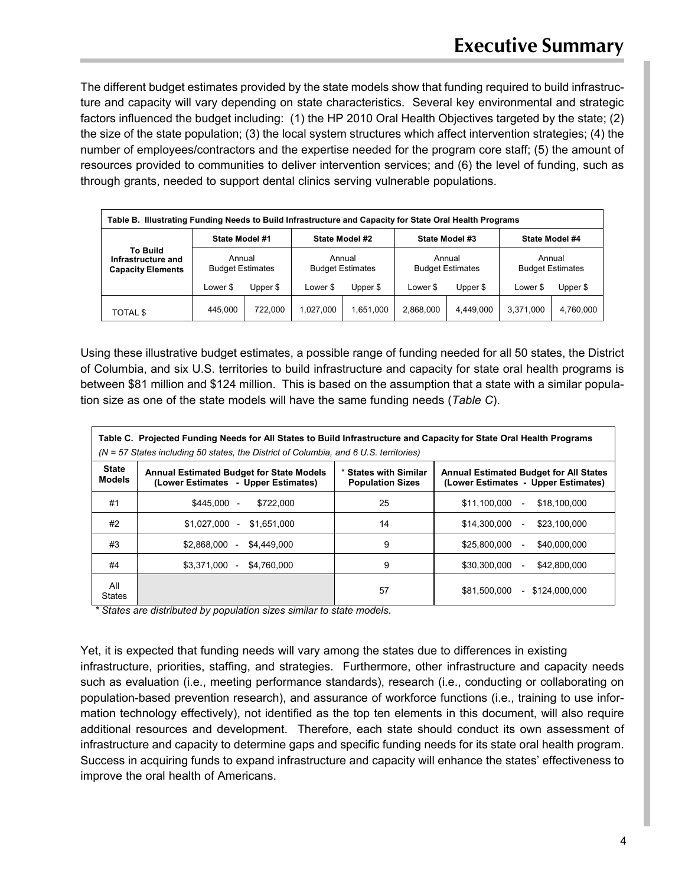The different budget estimates provided by the state models show that funding required to build infrastructure and capacity will vary depending on state characteristics. Several key environmental and strategic factors influenced the budget including: (1) the HP 2010 Oral Health Objectives targeted by the state; (2) the size of the state population; (3) the local system structures which affect intervention strategies; (4) the number of employees/contractors and the expertise needed for the program core staff; (5) the amount of resources provided to communities to deliver intervention services; and (6) the level of funding, such as through grants, needed to support dental clinics serving vulnerable populations.

**Table B. Illustrating Funding Needs to Build Infrastructure and Capacity for State Oral Health Programs**

| To Build Infrastructure and Capacity Elements | State Model #1 Annual Budget Estimates | | State Model #2 Annual Budget Estimates | | State Model #3 Annual Budget Estimates | | State Model #4 Annual Budget Estimates | |
|---|---|---|---|---|---|---|---|---|
| | Lower $ | Upper $ | Lower $ | Upper $ | Lower $ | Upper $ | Lower $ | Upper $ |
| TOTAL $ | 445,000 | 722,000 | 1,027,000 | 1,651,000 | 2,868,000 | 4,449,000 | 3,371,000 | 4,760,000 |

Using these illustrative budget estimates, a possible range of funding needed for all 50 states, the District of Columbia, and six U.S. territories to build infrastructure and capacity for state oral health programs is between $81 million and $124 million. This is based on the assumption that a state with a similar population size as one of the state models will have the same funding needs (*Table C*).

**Table C. Projected Funding Needs for All States to Build Infrastructure and Capacity for State Oral Health Programs**
*(N = 57 States including 50 states, the District of Columbia, and 6 U.S. territories)*

| State Models | Annual Estimated Budget for State Models (Lower Estimates - Upper Estimates) | * States with Similar Population Sizes | Annual Estimated Budget for All States (Lower Estimates - Upper Estimates) |
|---|---|---|---|
| #1 | $445,000 - $722,000 | 25 | $11,100,000 - $18,100,000 |
| #2 | $1,027,000 - $1,651,000 | 14 | $14,300,000 - $23,100,000 |
| #3 | $2,868,000 - $4,449,000 | 9 | $25,800,000 - $40,000,000 |
| #4 | $3,371,000 - $4,760,000 | 9 | $30,300,000 - $42,800,000 |
| All States | | 57 | $81,500,000 - $124,000,000 |

*\* States are distributed by population sizes similar to state models.*

Yet, it is expected that funding needs will vary among the states due to differences in existing infrastructure, priorities, staffing, and strategies. Furthermore, other infrastructure and capacity needs such as evaluation (i.e., meeting performance standards), research (i.e., conducting or collaborating on population-based prevention research), and assurance of workforce functions (i.e., training to use information technology effectively), not identified as the top ten elements in this document, will also require additional resources and development. Therefore, each state should conduct its own assessment of infrastructure and capacity to determine gaps and specific funding needs for its state oral health program. Success in acquiring funds to expand infrastructure and capacity will enhance the states' effectiveness to improve the oral health of Americans.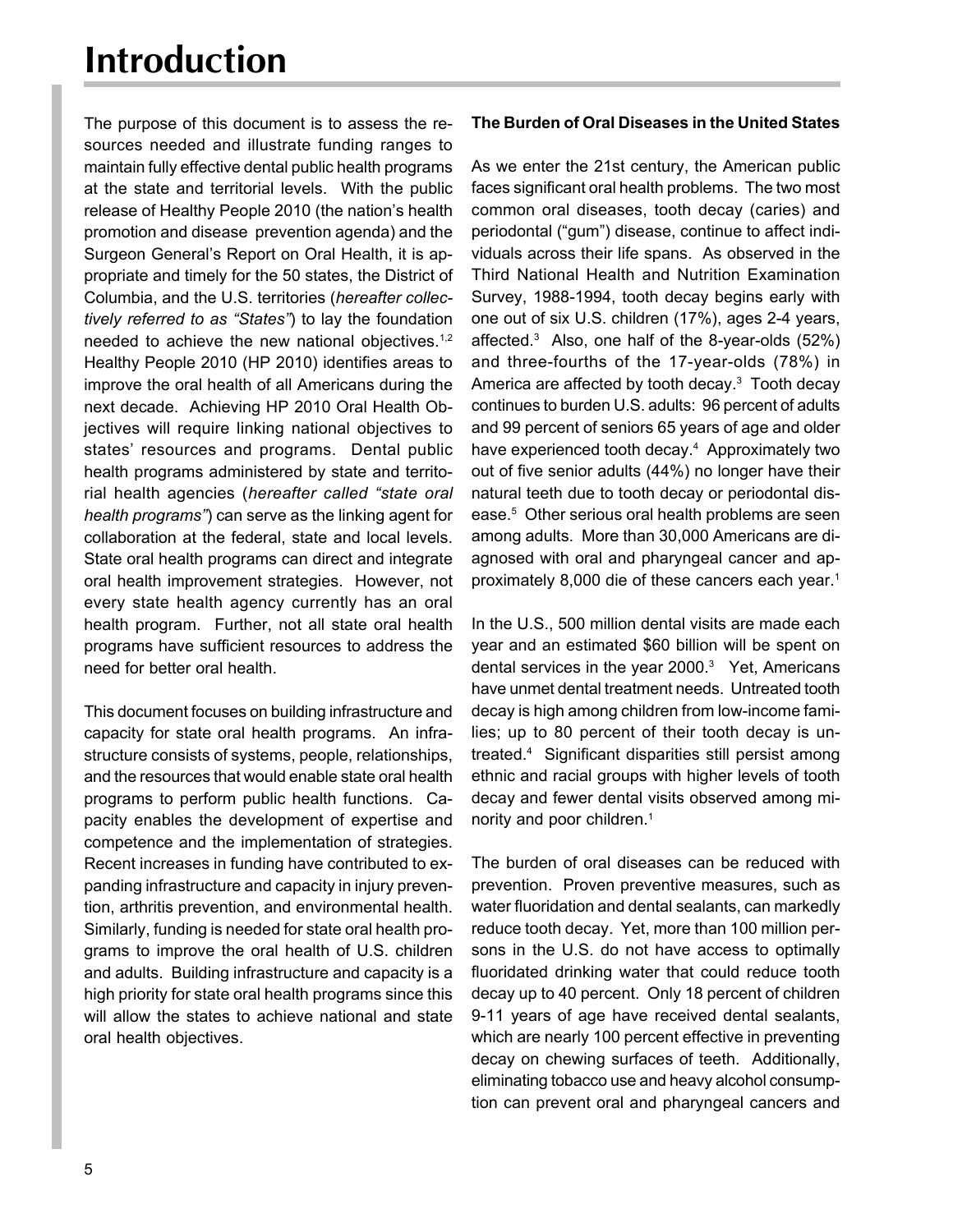# Introduction

The purpose of this document is to assess the resources needed and illustrate funding ranges to maintain fully effective dental public health programs at the state and territorial levels. With the public release of Healthy People 2010 (the nation's health promotion and disease prevention agenda) and the Surgeon General's Report on Oral Health, it is appropriate and timely for the 50 states, the District of Columbia, and the U.S. territories (*hereafter collectively referred to as "States"*) to lay the foundation needed to achieve the new national objectives.[1,2] Healthy People 2010 (HP 2010) identifies areas to improve the oral health of all Americans during the next decade. Achieving HP 2010 Oral Health Objectives will require linking national objectives to states' resources and programs. Dental public health programs administered by state and territorial health agencies (*hereafter called "state oral health programs"*) can serve as the linking agent for collaboration at the federal, state and local levels. State oral health programs can direct and integrate oral health improvement strategies. However, not every state health agency currently has an oral health program. Further, not all state oral health programs have sufficient resources to address the need for better oral health.

This document focuses on building infrastructure and capacity for state oral health programs. An infrastructure consists of systems, people, relationships, and the resources that would enable state oral health programs to perform public health functions. Capacity enables the development of expertise and competence and the implementation of strategies. Recent increases in funding have contributed to expanding infrastructure and capacity in injury prevention, arthritis prevention, and environmental health. Similarly, funding is needed for state oral health programs to improve the oral health of U.S. children and adults. Building infrastructure and capacity is a high priority for state oral health programs since this will allow the states to achieve national and state oral health objectives.

**The Burden of Oral Diseases in the United States**

As we enter the 21st century, the American public faces significant oral health problems. The two most common oral diseases, tooth decay (caries) and periodontal ("gum") disease, continue to affect individuals across their life spans. As observed in the Third National Health and Nutrition Examination Survey, 1988-1994, tooth decay begins early with one out of six U.S. children (17%), ages 2-4 years, affected.[3] Also, one half of the 8-year-olds (52%) and three-fourths of the 17-year-olds (78%) in America are affected by tooth decay.[3] Tooth decay continues to burden U.S. adults: 96 percent of adults and 99 percent of seniors 65 years of age and older have experienced tooth decay.[4] Approximately two out of five senior adults (44%) no longer have their natural teeth due to tooth decay or periodontal disease.[5] Other serious oral health problems are seen among adults. More than 30,000 Americans are diagnosed with oral and pharyngeal cancer and approximately 8,000 die of these cancers each year.[1]

In the U.S., 500 million dental visits are made each year and an estimated $60 billion will be spent on dental services in the year 2000.[3] Yet, Americans have unmet dental treatment needs. Untreated tooth decay is high among children from low-income families; up to 80 percent of their tooth decay is untreated.[4] Significant disparities still persist among ethnic and racial groups with higher levels of tooth decay and fewer dental visits observed among minority and poor children.[1]

The burden of oral diseases can be reduced with prevention. Proven preventive measures, such as water fluoridation and dental sealants, can markedly reduce tooth decay. Yet, more than 100 million persons in the U.S. do not have access to optimally fluoridated drinking water that could reduce tooth decay up to 40 percent. Only 18 percent of children 9-11 years of age have received dental sealants, which are nearly 100 percent effective in preventing decay on chewing surfaces of teeth. Additionally, eliminating tobacco use and heavy alcohol consumption can prevent oral and pharyngeal cancers and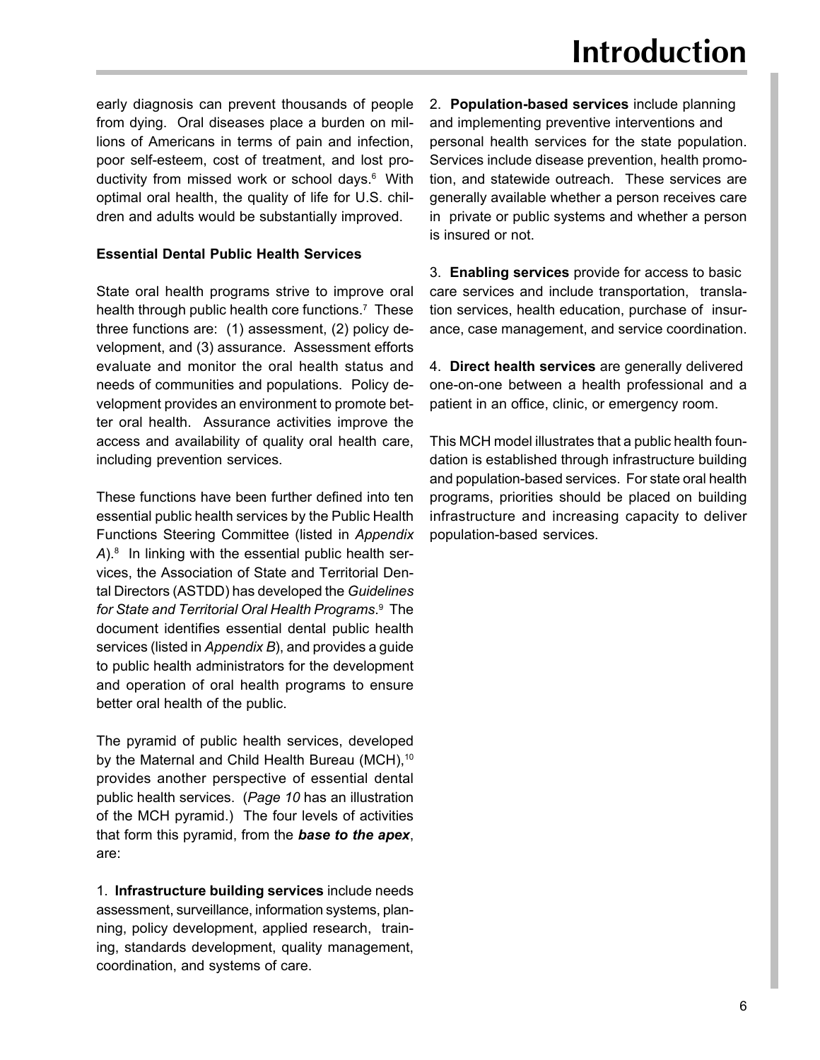early diagnosis can prevent thousands of people from dying. Oral diseases place a burden on millions of Americans in terms of pain and infection, poor self-esteem, cost of treatment, and lost productivity from missed work or school days.[6] With optimal oral health, the quality of life for U.S. children and adults would be substantially improved.

**Essential Dental Public Health Services**

State oral health programs strive to improve oral health through public health core functions.[7] These three functions are: (1) assessment, (2) policy development, and (3) assurance. Assessment efforts evaluate and monitor the oral health status and needs of communities and populations. Policy development provides an environment to promote better oral health. Assurance activities improve the access and availability of quality oral health care, including prevention services.

These functions have been further defined into ten essential public health services by the Public Health Functions Steering Committee (listed in *Appendix A*).[8] In linking with the essential public health services, the Association of State and Territorial Dental Directors (ASTDD) has developed the *Guidelines for State and Territorial Oral Health Programs*.[9] The document identifies essential dental public health services (listed in *Appendix B*), and provides a guide to public health administrators for the development and operation of oral health programs to ensure better oral health of the public.

The pyramid of public health services, developed by the Maternal and Child Health Bureau (MCH),[10] provides another perspective of essential dental public health services. (*Page 10* has an illustration of the MCH pyramid.) The four levels of activities that form this pyramid, from the ***base to the apex***, are:

1. **Infrastructure building services** include needs assessment, surveillance, information systems, planning, policy development, applied research, training, standards development, quality management, coordination, and systems of care.

2. **Population-based services** include planning and implementing preventive interventions and personal health services for the state population. Services include disease prevention, health promotion, and statewide outreach. These services are generally available whether a person receives care in private or public systems and whether a person is insured or not.

3. **Enabling services** provide for access to basic care services and include transportation, translation services, health education, purchase of insurance, case management, and service coordination.

4. **Direct health services** are generally delivered one-on-one between a health professional and a patient in an office, clinic, or emergency room.

This MCH model illustrates that a public health foundation is established through infrastructure building and population-based services. For state oral health programs, priorities should be placed on building infrastructure and increasing capacity to deliver population-based services.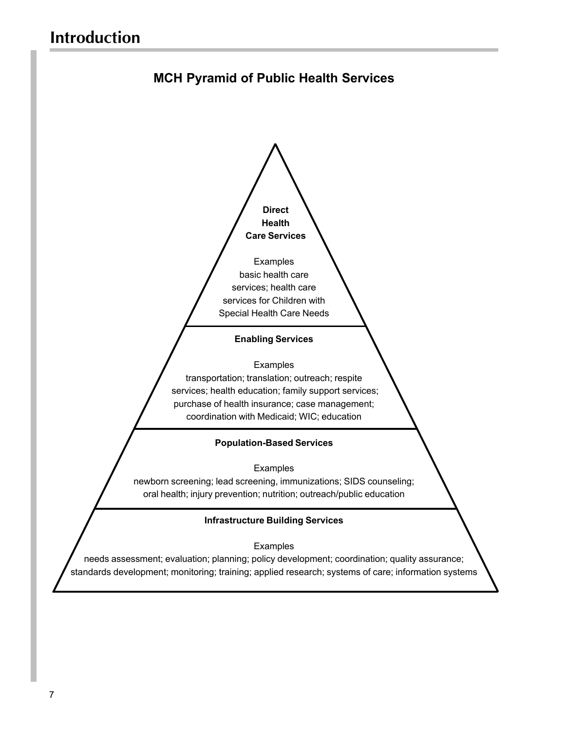# Introduction

## MCH Pyramid of Public Health Services

**Direct Health Care Services**

Examples
basic health care services; health care services for Children with Special Health Care Needs

**Enabling Services**

Examples
transportation; translation; outreach; respite services; health education; family support services; purchase of health insurance; case management; coordination with Medicaid; WIC; education

**Population-Based Services**

Examples
newborn screening; lead screening, immunizations; SIDS counseling; oral health; injury prevention; nutrition; outreach/public education

**Infrastructure Building Services**

Examples
needs assessment; evaluation; planning; policy development; coordination; quality assurance; standards development; monitoring; training; applied research; systems of care; information systems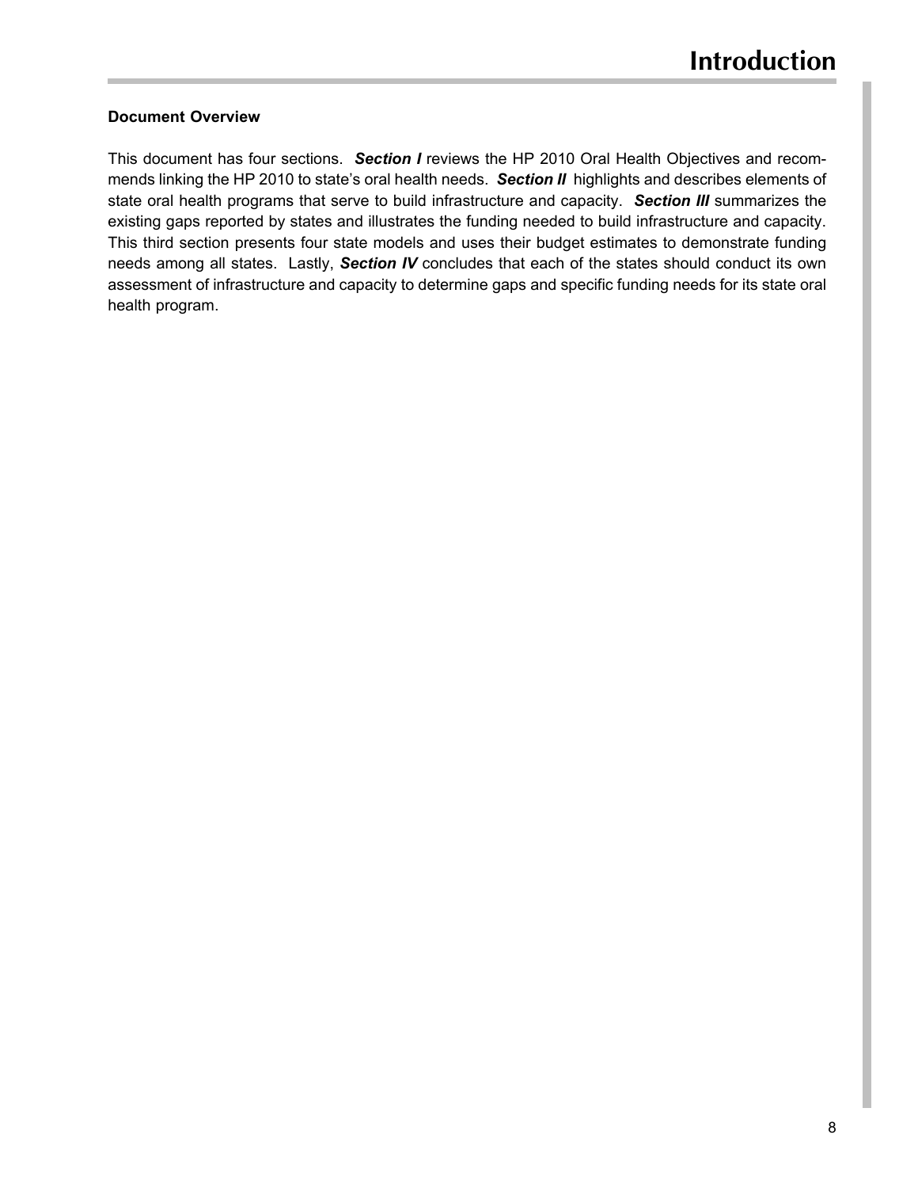# Introduction

### Document Overview

This document has four sections. ***Section I*** reviews the HP 2010 Oral Health Objectives and recommends linking the HP 2010 to state's oral health needs. ***Section II*** highlights and describes elements of state oral health programs that serve to build infrastructure and capacity. ***Section III*** summarizes the existing gaps reported by states and illustrates the funding needed to build infrastructure and capacity. This third section presents four state models and uses their budget estimates to demonstrate funding needs among all states. Lastly, ***Section IV*** concludes that each of the states should conduct its own assessment of infrastructure and capacity to determine gaps and specific funding needs for its state oral health program.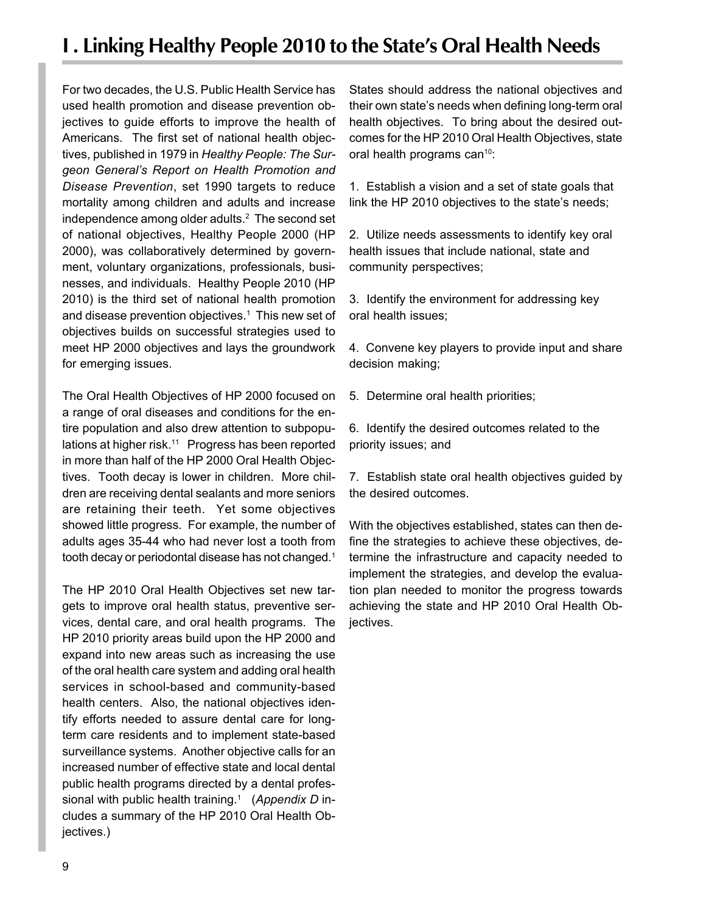# I . Linking Healthy People 2010 to the State's Oral Health Needs

For two decades, the U.S. Public Health Service has used health promotion and disease prevention objectives to guide efforts to improve the health of Americans. The first set of national health objectives, published in 1979 in *Healthy People: The Surgeon General's Report on Health Promotion and Disease Prevention*, set 1990 targets to reduce mortality among children and adults and increase independence among older adults.[2] The second set of national objectives, Healthy People 2000 (HP 2000), was collaboratively determined by government, voluntary organizations, professionals, businesses, and individuals. Healthy People 2010 (HP 2010) is the third set of national health promotion and disease prevention objectives.[1] This new set of objectives builds on successful strategies used to meet HP 2000 objectives and lays the groundwork for emerging issues.

The Oral Health Objectives of HP 2000 focused on a range of oral diseases and conditions for the entire population and also drew attention to subpopulations at higher risk.[11] Progress has been reported in more than half of the HP 2000 Oral Health Objectives. Tooth decay is lower in children. More children are receiving dental sealants and more seniors are retaining their teeth. Yet some objectives showed little progress. For example, the number of adults ages 35-44 who had never lost a tooth from tooth decay or periodontal disease has not changed.[1]

The HP 2010 Oral Health Objectives set new targets to improve oral health status, preventive services, dental care, and oral health programs. The HP 2010 priority areas build upon the HP 2000 and expand into new areas such as increasing the use of the oral health care system and adding oral health services in school-based and community-based health centers. Also, the national objectives identify efforts needed to assure dental care for long-term care residents and to implement state-based surveillance systems. Another objective calls for an increased number of effective state and local dental public health programs directed by a dental professional with public health training.[1] (*Appendix D* includes a summary of the HP 2010 Oral Health Objectives.)

States should address the national objectives and their own state's needs when defining long-term oral health objectives. To bring about the desired outcomes for the HP 2010 Oral Health Objectives, state oral health programs can[10]:

1. Establish a vision and a set of state goals that link the HP 2010 objectives to the state's needs;

2. Utilize needs assessments to identify key oral health issues that include national, state and community perspectives;

3. Identify the environment for addressing key oral health issues;

4. Convene key players to provide input and share decision making;

5. Determine oral health priorities;

6. Identify the desired outcomes related to the priority issues; and

7. Establish state oral health objectives guided by the desired outcomes.

With the objectives established, states can then define the strategies to achieve these objectives, determine the infrastructure and capacity needed to implement the strategies, and develop the evaluation plan needed to monitor the progress towards achieving the state and HP 2010 Oral Health Objectives.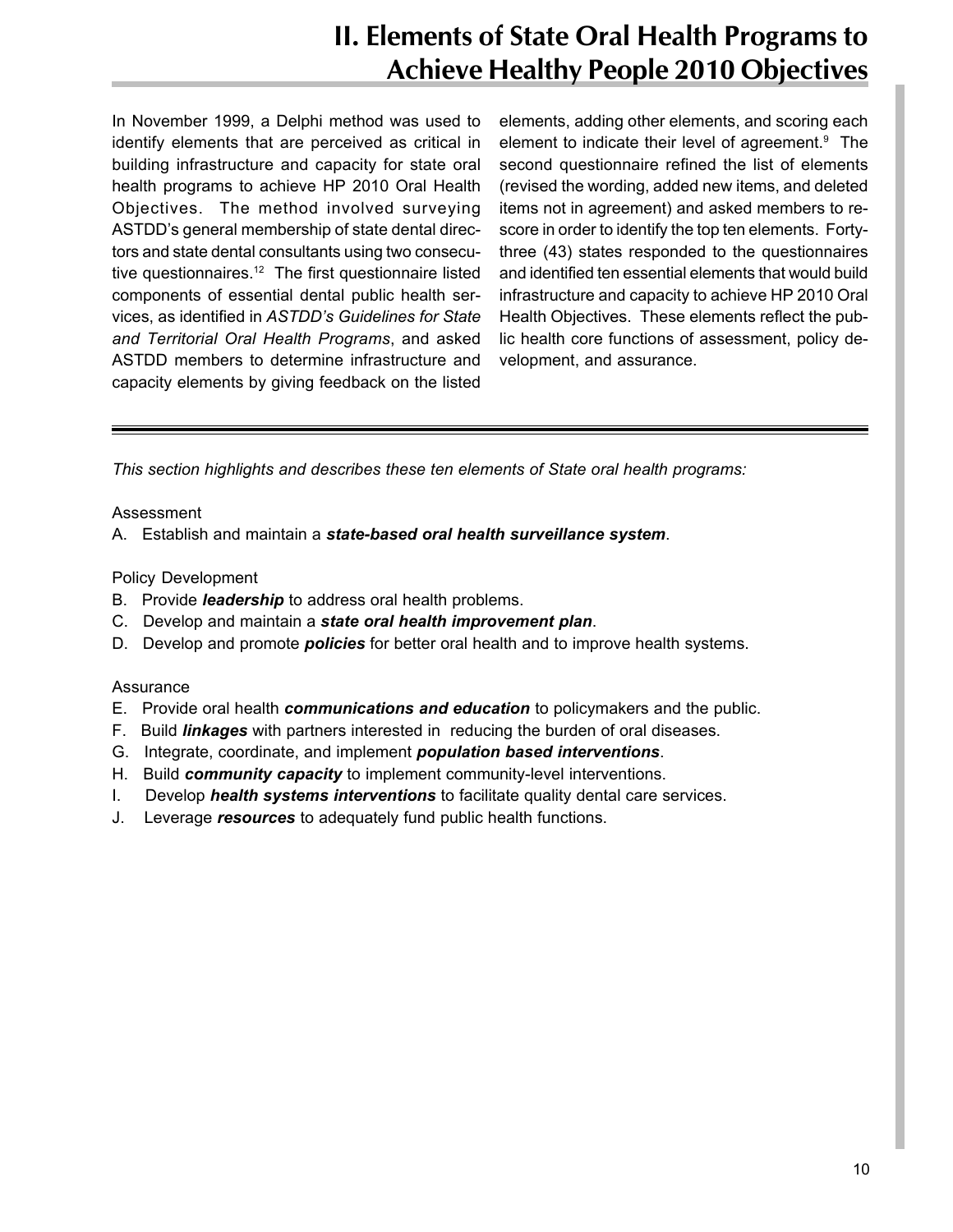# II. Elements of State Oral Health Programs to Achieve Healthy People 2010 Objectives

In November 1999, a Delphi method was used to identify elements that are perceived as critical in building infrastructure and capacity for state oral health programs to achieve HP 2010 Oral Health Objectives. The method involved surveying ASTDD's general membership of state dental directors and state dental consultants using two consecutive questionnaires.[12] The first questionnaire listed components of essential dental public health services, as identified in *ASTDD's Guidelines for State and Territorial Oral Health Programs*, and asked ASTDD members to determine infrastructure and capacity elements by giving feedback on the listed elements, adding other elements, and scoring each element to indicate their level of agreement.[9] The second questionnaire refined the list of elements (revised the wording, added new items, and deleted items not in agreement) and asked members to re-score in order to identify the top ten elements. Forty-three (43) states responded to the questionnaires and identified ten essential elements that would build infrastructure and capacity to achieve HP 2010 Oral Health Objectives. These elements reflect the public health core functions of assessment, policy development, and assurance.

---

*This section highlights and describes these ten elements of State oral health programs:*

Assessment

A. Establish and maintain a ***state-based oral health surveillance system***.

Policy Development

B. Provide ***leadership*** to address oral health problems.
C. Develop and maintain a ***state oral health improvement plan***.
D. Develop and promote ***policies*** for better oral health and to improve health systems.

Assurance

E. Provide oral health ***communications and education*** to policymakers and the public.
F. Build ***linkages*** with partners interested in reducing the burden of oral diseases.
G. Integrate, coordinate, and implement ***population based interventions***.
H. Build ***community capacity*** to implement community-level interventions.
I. Develop ***health systems interventions*** to facilitate quality dental care services.
J. Leverage ***resources*** to adequately fund public health functions.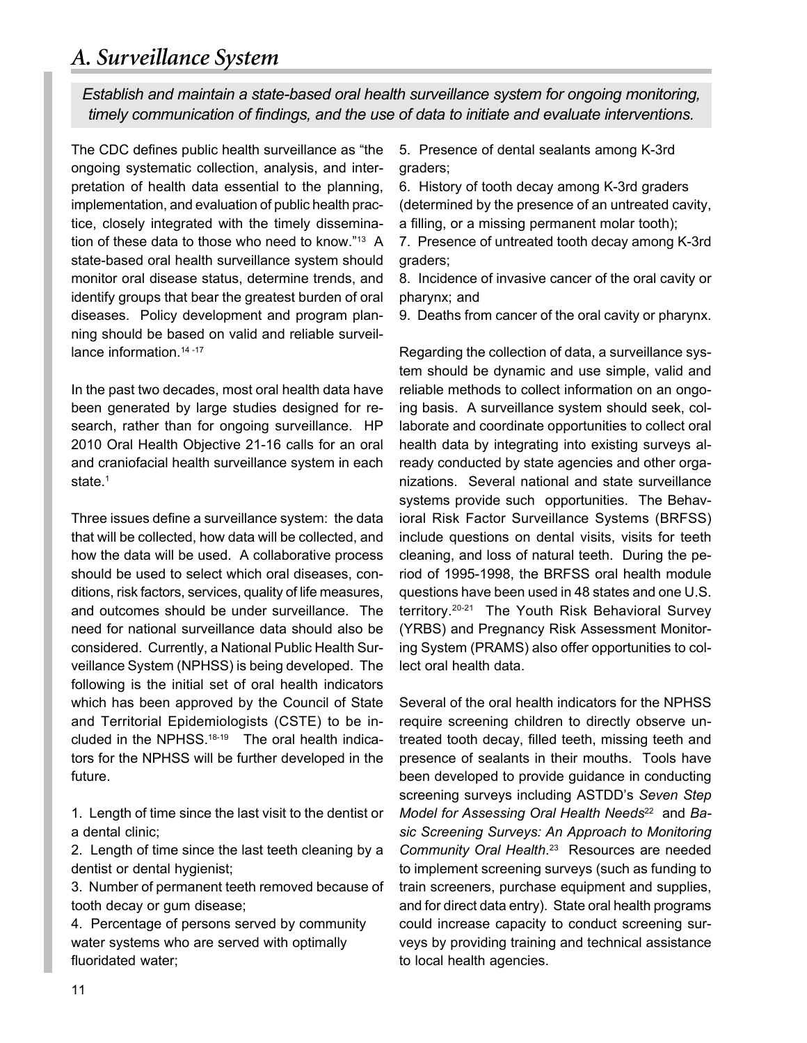## A. Surveillance System

*Establish and maintain a state-based oral health surveillance system for ongoing monitoring, timely communication of findings, and the use of data to initiate and evaluate interventions.*

The CDC defines public health surveillance as "the ongoing systematic collection, analysis, and interpretation of health data essential to the planning, implementation, and evaluation of public health practice, closely integrated with the timely dissemination of these data to those who need to know."[13] A state-based oral health surveillance system should monitor oral disease status, determine trends, and identify groups that bear the greatest burden of oral diseases. Policy development and program planning should be based on valid and reliable surveillance information.[14-17]

In the past two decades, most oral health data have been generated by large studies designed for research, rather than for ongoing surveillance. HP 2010 Oral Health Objective 21-16 calls for an oral and craniofacial health surveillance system in each state.[1]

Three issues define a surveillance system: the data that will be collected, how data will be collected, and how the data will be used. A collaborative process should be used to select which oral diseases, conditions, risk factors, services, quality of life measures, and outcomes should be under surveillance. The need for national surveillance data should also be considered. Currently, a National Public Health Surveillance System (NPHSS) is being developed. The following is the initial set of oral health indicators which has been approved by the Council of State and Territorial Epidemiologists (CSTE) to be included in the NPHSS.[18-19] The oral health indicators for the NPHSS will be further developed in the future.

1. Length of time since the last visit to the dentist or a dental clinic;
2. Length of time since the last teeth cleaning by a dentist or dental hygienist;
3. Number of permanent teeth removed because of tooth decay or gum disease;
4. Percentage of persons served by community water systems who are served with optimally fluoridated water;
5. Presence of dental sealants among K-3rd graders;
6. History of tooth decay among K-3rd graders (determined by the presence of an untreated cavity, a filling, or a missing permanent molar tooth);
7. Presence of untreated tooth decay among K-3rd graders;
8. Incidence of invasive cancer of the oral cavity or pharynx; and
9. Deaths from cancer of the oral cavity or pharynx.

Regarding the collection of data, a surveillance system should be dynamic and use simple, valid and reliable methods to collect information on an ongoing basis. A surveillance system should seek, collaborate and coordinate opportunities to collect oral health data by integrating into existing surveys already conducted by state agencies and other organizations. Several national and state surveillance systems provide such opportunities. The Behavioral Risk Factor Surveillance Systems (BRFSS) include questions on dental visits, visits for teeth cleaning, and loss of natural teeth. During the period of 1995-1998, the BRFSS oral health module questions have been used in 48 states and one U.S. territory.[20-21] The Youth Risk Behavioral Survey (YRBS) and Pregnancy Risk Assessment Monitoring System (PRAMS) also offer opportunities to collect oral health data.

Several of the oral health indicators for the NPHSS require screening children to directly observe untreated tooth decay, filled teeth, missing teeth and presence of sealants in their mouths. Tools have been developed to provide guidance in conducting screening surveys including ASTDD's *Seven Step Model for Assessing Oral Health Needs*[22] and *Basic Screening Surveys: An Approach to Monitoring Community Oral Health*.[23] Resources are needed to implement screening surveys (such as funding to train screeners, purchase equipment and supplies, and for direct data entry). State oral health programs could increase capacity to conduct screening surveys by providing training and technical assistance to local health agencies.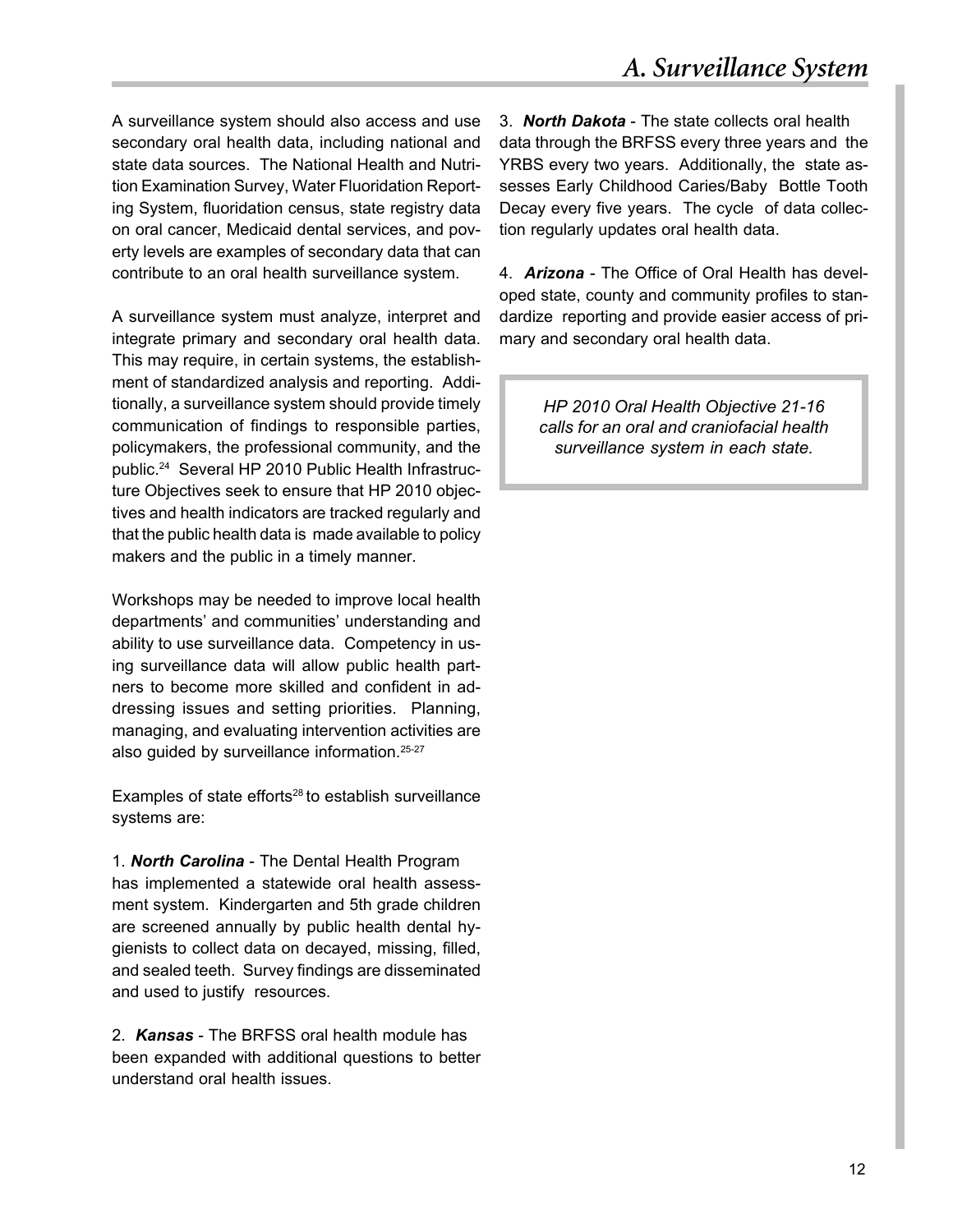A surveillance system should also access and use secondary oral health data, including national and state data sources. The National Health and Nutrition Examination Survey, Water Fluoridation Reporting System, fluoridation census, state registry data on oral cancer, Medicaid dental services, and poverty levels are examples of secondary data that can contribute to an oral health surveillance system.

A surveillance system must analyze, interpret and integrate primary and secondary oral health data. This may require, in certain systems, the establishment of standardized analysis and reporting. Additionally, a surveillance system should provide timely communication of findings to responsible parties, policymakers, the professional community, and the public.[24] Several HP 2010 Public Health Infrastructure Objectives seek to ensure that HP 2010 objectives and health indicators are tracked regularly and that the public health data is made available to policy makers and the public in a timely manner.

Workshops may be needed to improve local health departments' and communities' understanding and ability to use surveillance data. Competency in using surveillance data will allow public health partners to become more skilled and confident in addressing issues and setting priorities. Planning, managing, and evaluating intervention activities are also guided by surveillance information.[25-27]

Examples of state efforts[28] to establish surveillance systems are:

1. ***North Carolina*** - The Dental Health Program has implemented a statewide oral health assessment system. Kindergarten and 5th grade children are screened annually by public health dental hygienists to collect data on decayed, missing, filled, and sealed teeth. Survey findings are disseminated and used to justify resources.

2. ***Kansas*** - The BRFSS oral health module has been expanded with additional questions to better understand oral health issues.

3. ***North Dakota*** - The state collects oral health data through the BRFSS every three years and the YRBS every two years. Additionally, the state assesses Early Childhood Caries/Baby Bottle Tooth Decay every five years. The cycle of data collection regularly updates oral health data.

4. ***Arizona*** - The Office of Oral Health has developed state, county and community profiles to standardize reporting and provide easier access of primary and secondary oral health data.

> *HP 2010 Oral Health Objective 21-16 calls for an oral and craniofacial health surveillance system in each state.*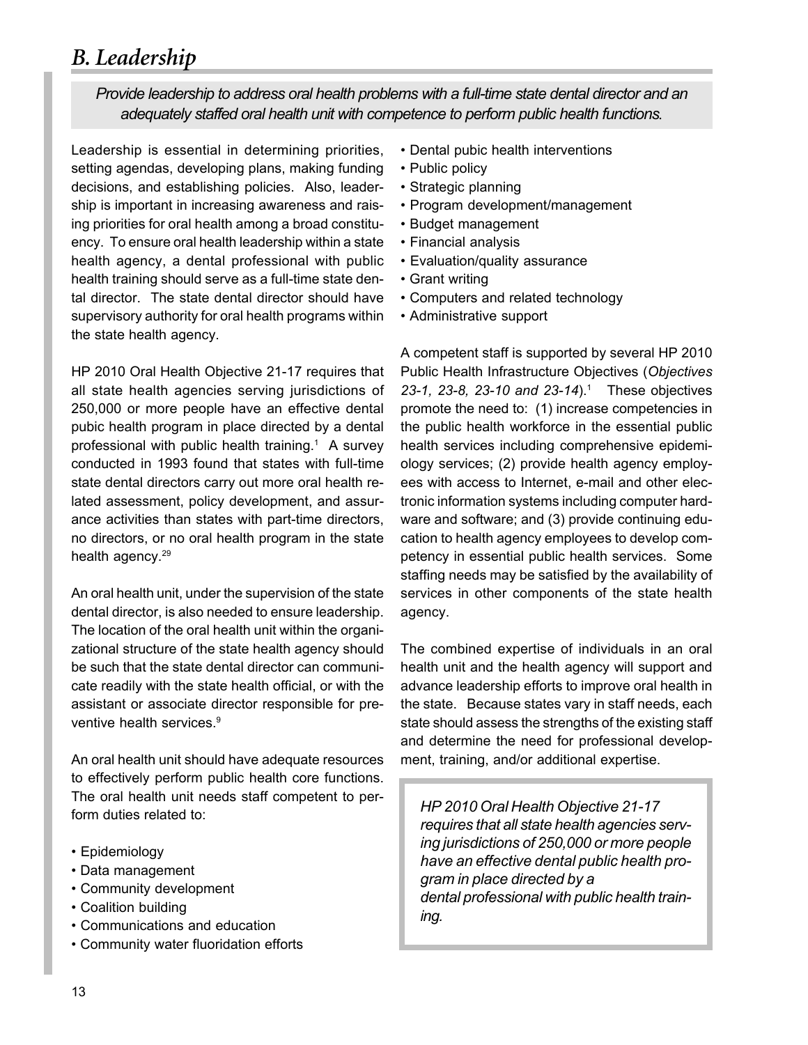## B. Leadership

*Provide leadership to address oral health problems with a full-time state dental director and an adequately staffed oral health unit with competence to perform public health functions.*

Leadership is essential in determining priorities, setting agendas, developing plans, making funding decisions, and establishing policies. Also, leadership is important in increasing awareness and raising priorities for oral health among a broad constituency. To ensure oral health leadership within a state health agency, a dental professional with public health training should serve as a full-time state dental director. The state dental director should have supervisory authority for oral health programs within the state health agency.

HP 2010 Oral Health Objective 21-17 requires that all state health agencies serving jurisdictions of 250,000 or more people have an effective dental pubic health program in place directed by a dental professional with public health training.[1] A survey conducted in 1993 found that states with full-time state dental directors carry out more oral health related assessment, policy development, and assurance activities than states with part-time directors, no directors, or no oral health program in the state health agency.[29]

An oral health unit, under the supervision of the state dental director, is also needed to ensure leadership. The location of the oral health unit within the organizational structure of the state health agency should be such that the state dental director can communicate readily with the state health official, or with the assistant or associate director responsible for preventive health services.[9]

An oral health unit should have adequate resources to effectively perform public health core functions. The oral health unit needs staff competent to perform duties related to:

- Epidemiology
- Data management
- Community development
- Coalition building
- Communications and education
- Community water fluoridation efforts
- Dental pubic health interventions
- Public policy
- Strategic planning
- Program development/management
- Budget management
- Financial analysis
- Evaluation/quality assurance
- Grant writing
- Computers and related technology
- Administrative support

A competent staff is supported by several HP 2010 Public Health Infrastructure Objectives (*Objectives 23-1, 23-8, 23-10 and 23-14*).[1] These objectives promote the need to: (1) increase competencies in the public health workforce in the essential public health services including comprehensive epidemiology services; (2) provide health agency employees with access to Internet, e-mail and other electronic information systems including computer hardware and software; and (3) provide continuing education to health agency employees to develop competency in essential public health services. Some staffing needs may be satisfied by the availability of services in other components of the state health agency.

The combined expertise of individuals in an oral health unit and the health agency will support and advance leadership efforts to improve oral health in the state. Because states vary in staff needs, each state should assess the strengths of the existing staff and determine the need for professional development, training, and/or additional expertise.

*HP 2010 Oral Health Objective 21-17 requires that all state health agencies serving jurisdictions of 250,000 or more people have an effective dental public health program in place directed by a dental professional with public health training.*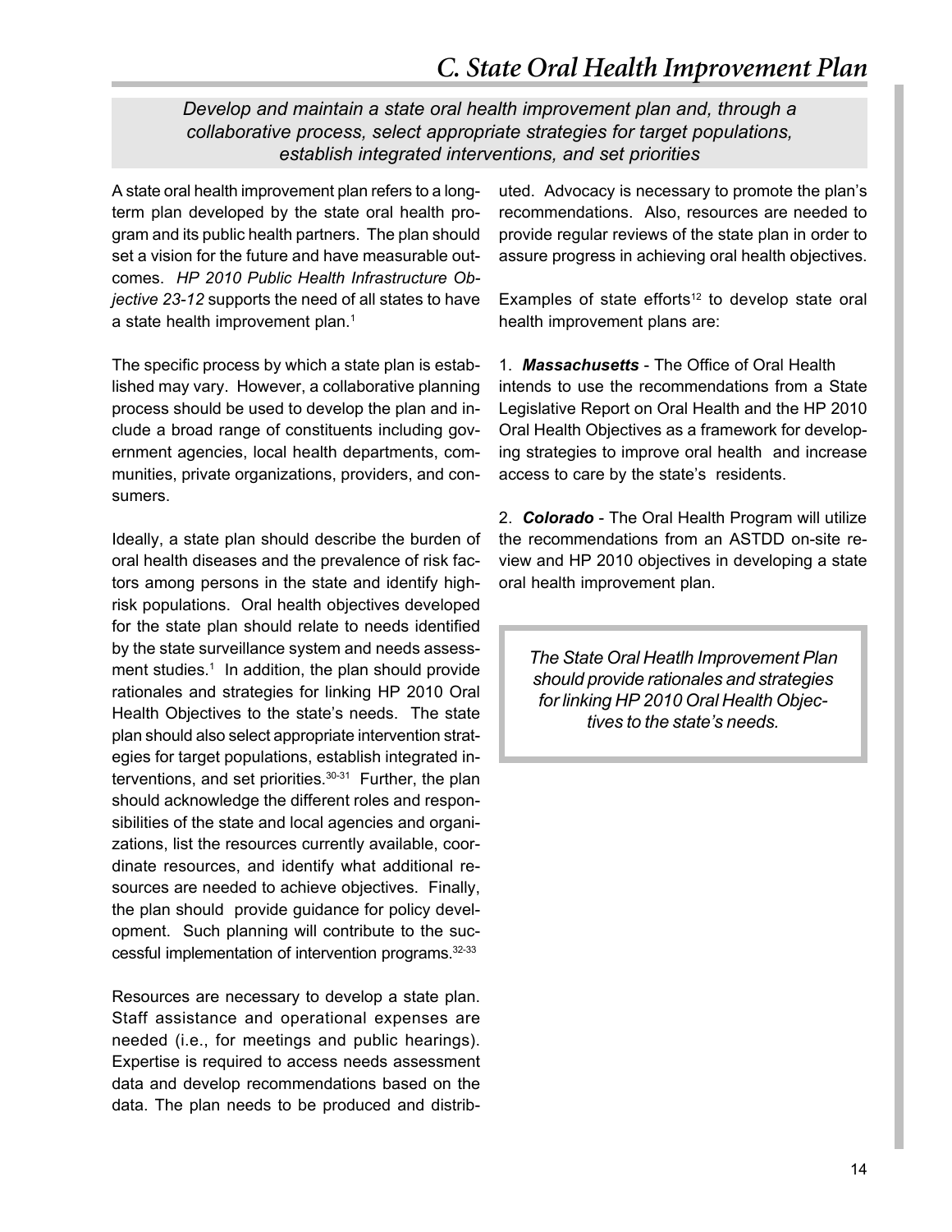# C. State Oral Health Improvement Plan

*Develop and maintain a state oral health improvement plan and, through a collaborative process, select appropriate strategies for target populations, establish integrated interventions, and set priorities*

A state oral health improvement plan refers to a long-term plan developed by the state oral health program and its public health partners. The plan should set a vision for the future and have measurable outcomes. *HP 2010 Public Health Infrastructure Objective 23-12* supports the need of all states to have a state health improvement plan.[1]

The specific process by which a state plan is established may vary. However, a collaborative planning process should be used to develop the plan and include a broad range of constituents including government agencies, local health departments, communities, private organizations, providers, and consumers.

Ideally, a state plan should describe the burden of oral health diseases and the prevalence of risk factors among persons in the state and identify high-risk populations. Oral health objectives developed for the state plan should relate to needs identified by the state surveillance system and needs assessment studies.[1] In addition, the plan should provide rationales and strategies for linking HP 2010 Oral Health Objectives to the state's needs. The state plan should also select appropriate intervention strategies for target populations, establish integrated interventions, and set priorities.[30-31] Further, the plan should acknowledge the different roles and responsibilities of the state and local agencies and organizations, list the resources currently available, coordinate resources, and identify what additional resources are needed to achieve objectives. Finally, the plan should provide guidance for policy development. Such planning will contribute to the successful implementation of intervention programs.[32-33]

Resources are necessary to develop a state plan. Staff assistance and operational expenses are needed (i.e., for meetings and public hearings). Expertise is required to access needs assessment data and develop recommendations based on the data. The plan needs to be produced and distributed. Advocacy is necessary to promote the plan's recommendations. Also, resources are needed to provide regular reviews of the state plan in order to assure progress in achieving oral health objectives.

Examples of state efforts[12] to develop state oral health improvement plans are:

1. ***Massachusetts*** - The Office of Oral Health intends to use the recommendations from a State Legislative Report on Oral Health and the HP 2010 Oral Health Objectives as a framework for developing strategies to improve oral health and increase access to care by the state's residents.

2. ***Colorado*** - The Oral Health Program will utilize the recommendations from an ASTDD on-site review and HP 2010 objectives in developing a state oral health improvement plan.

> *The State Oral Heatlh Improvement Plan should provide rationales and strategies for linking HP 2010 Oral Health Objectives to the state's needs.*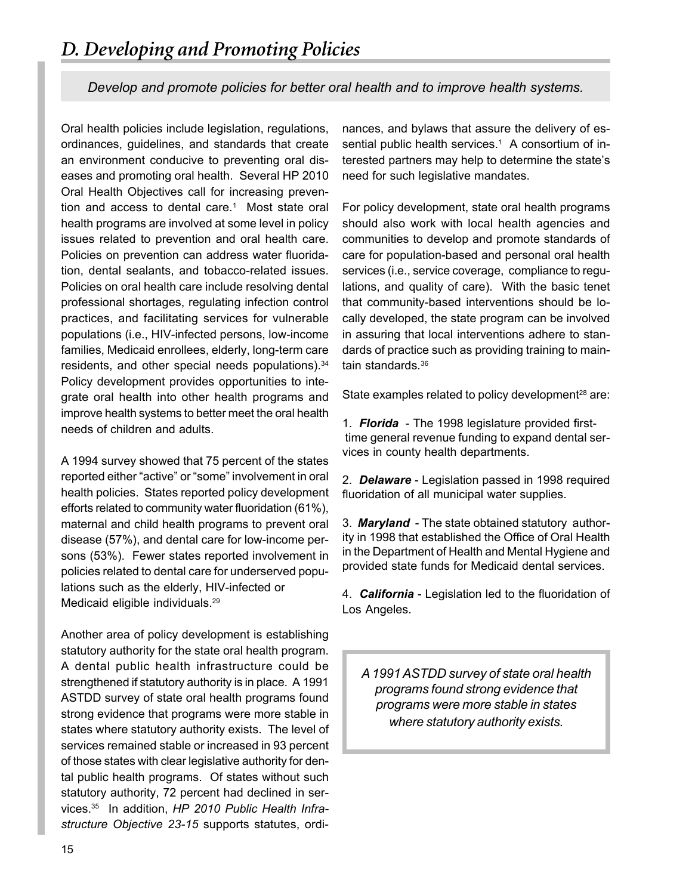## D. Developing and Promoting Policies

*Develop and promote policies for better oral health and to improve health systems.*

Oral health policies include legislation, regulations, ordinances, guidelines, and standards that create an environment conducive to preventing oral diseases and promoting oral health. Several HP 2010 Oral Health Objectives call for increasing prevention and access to dental care.[1] Most state oral health programs are involved at some level in policy issues related to prevention and oral health care. Policies on prevention can address water fluoridation, dental sealants, and tobacco-related issues. Policies on oral health care include resolving dental professional shortages, regulating infection control practices, and facilitating services for vulnerable populations (i.e., HIV-infected persons, low-income families, Medicaid enrollees, elderly, long-term care residents, and other special needs populations).[34] Policy development provides opportunities to integrate oral health into other health programs and improve health systems to better meet the oral health needs of children and adults.

A 1994 survey showed that 75 percent of the states reported either "active" or "some" involvement in oral health policies. States reported policy development efforts related to community water fluoridation (61%), maternal and child health programs to prevent oral disease (57%), and dental care for low-income persons (53%). Fewer states reported involvement in policies related to dental care for underserved populations such as the elderly, HIV-infected or Medicaid eligible individuals.[29]

Another area of policy development is establishing statutory authority for the state oral health program. A dental public health infrastructure could be strengthened if statutory authority is in place. A 1991 ASTDD survey of state oral health programs found strong evidence that programs were more stable in states where statutory authority exists. The level of services remained stable or increased in 93 percent of those states with clear legislative authority for dental public health programs. Of states without such statutory authority, 72 percent had declined in services.[35] In addition, *HP 2010 Public Health Infrastructure Objective 23-15* supports statutes, ordinances, and bylaws that assure the delivery of essential public health services.[1] A consortium of interested partners may help to determine the state's need for such legislative mandates.

For policy development, state oral health programs should also work with local health agencies and communities to develop and promote standards of care for population-based and personal oral health services (i.e., service coverage, compliance to regulations, and quality of care). With the basic tenet that community-based interventions should be locally developed, the state program can be involved in assuring that local interventions adhere to standards of practice such as providing training to maintain standards.[36]

State examples related to policy development[28] are:

1. ***Florida*** - The 1998 legislature provided first-time general revenue funding to expand dental services in county health departments.

2. ***Delaware*** - Legislation passed in 1998 required fluoridation of all municipal water supplies.

3. ***Maryland*** - The state obtained statutory authority in 1998 that established the Office of Oral Health in the Department of Health and Mental Hygiene and provided state funds for Medicaid dental services.

4. ***California*** - Legislation led to the fluoridation of Los Angeles.

*A 1991 ASTDD survey of state oral health programs found strong evidence that programs were more stable in states where statutory authority exists.*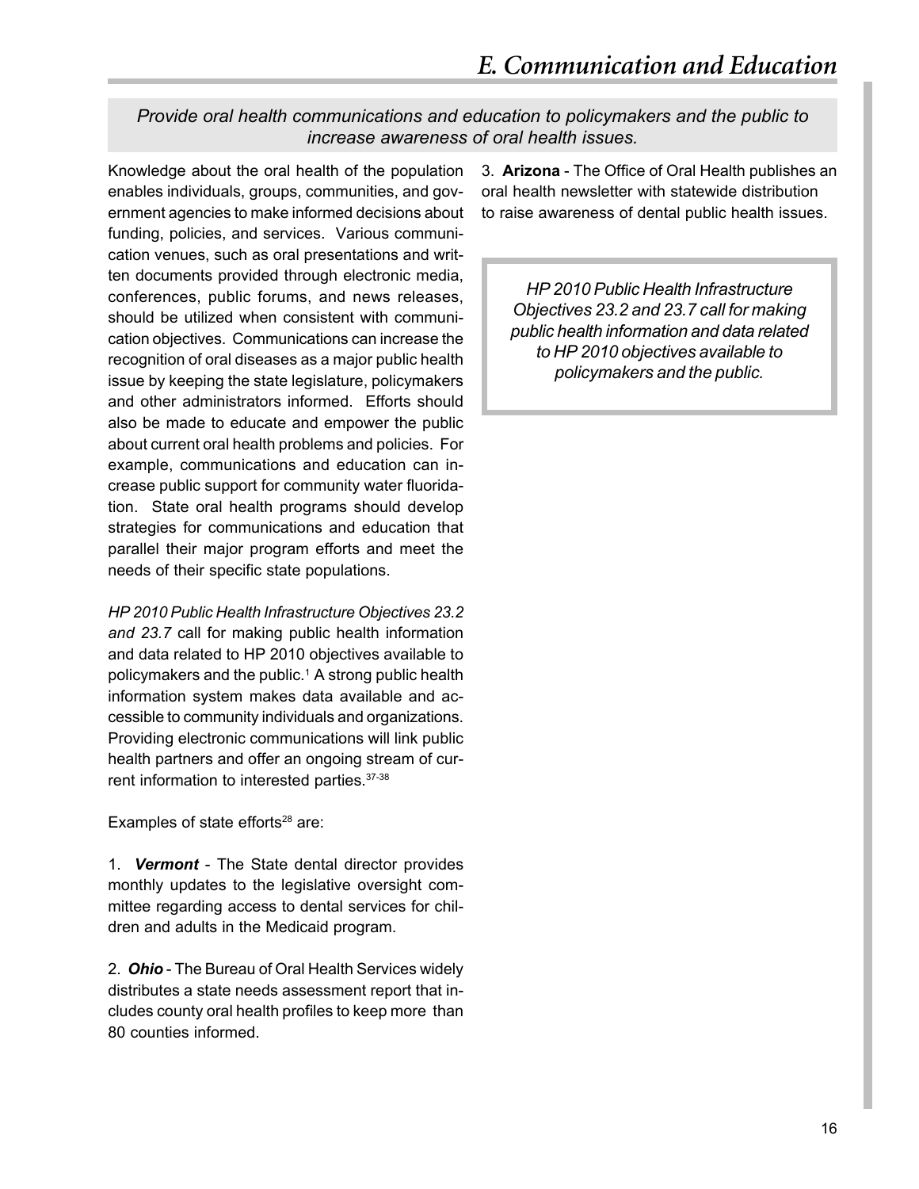# E. Communication and Education

*Provide oral health communications and education to policymakers and the public to increase awareness of oral health issues.*

Knowledge about the oral health of the population enables individuals, groups, communities, and government agencies to make informed decisions about funding, policies, and services. Various communication venues, such as oral presentations and written documents provided through electronic media, conferences, public forums, and news releases, should be utilized when consistent with communication objectives. Communications can increase the recognition of oral diseases as a major public health issue by keeping the state legislature, policymakers and other administrators informed. Efforts should also be made to educate and empower the public about current oral health problems and policies. For example, communications and education can increase public support for community water fluoridation. State oral health programs should develop strategies for communications and education that parallel their major program efforts and meet the needs of their specific state populations.

*HP 2010 Public Health Infrastructure Objectives 23.2 and 23.7* call for making public health information and data related to HP 2010 objectives available to policymakers and the public.[1] A strong public health information system makes data available and accessible to community individuals and organizations. Providing electronic communications will link public health partners and offer an ongoing stream of current information to interested parties.[37-38]

Examples of state efforts[28] are:

1. ***Vermont*** - The State dental director provides monthly updates to the legislative oversight committee regarding access to dental services for children and adults in the Medicaid program.

2. ***Ohio*** - The Bureau of Oral Health Services widely distributes a state needs assessment report that includes county oral health profiles to keep more than 80 counties informed.

3. **Arizona** - The Office of Oral Health publishes an oral health newsletter with statewide distribution to raise awareness of dental public health issues.

> *HP 2010 Public Health Infrastructure Objectives 23.2 and 23.7 call for making public health information and data related to HP 2010 objectives available to policymakers and the public.*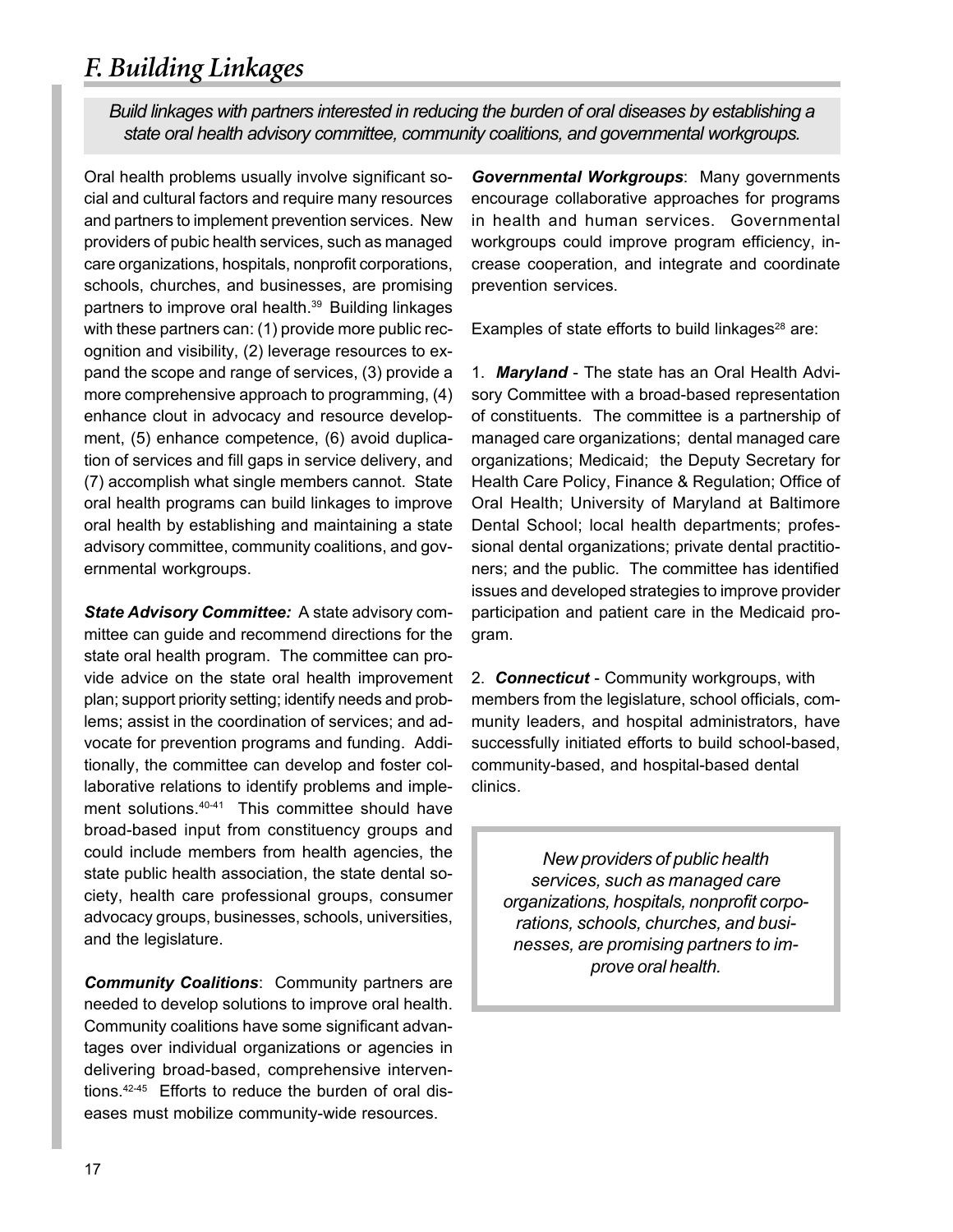## F. Building Linkages

*Build linkages with partners interested in reducing the burden of oral diseases by establishing a state oral health advisory committee, community coalitions, and governmental workgroups.*

Oral health problems usually involve significant social and cultural factors and require many resources and partners to implement prevention services. New providers of pubic health services, such as managed care organizations, hospitals, nonprofit corporations, schools, churches, and businesses, are promising partners to improve oral health.[39] Building linkages with these partners can: (1) provide more public recognition and visibility, (2) leverage resources to expand the scope and range of services, (3) provide a more comprehensive approach to programming, (4) enhance clout in advocacy and resource development, (5) enhance competence, (6) avoid duplication of services and fill gaps in service delivery, and (7) accomplish what single members cannot. State oral health programs can build linkages to improve oral health by establishing and maintaining a state advisory committee, community coalitions, and governmental workgroups.

***State Advisory Committee:*** A state advisory committee can guide and recommend directions for the state oral health program. The committee can provide advice on the state oral health improvement plan; support priority setting; identify needs and problems; assist in the coordination of services; and advocate for prevention programs and funding. Additionally, the committee can develop and foster collaborative relations to identify problems and implement solutions.[40-41] This committee should have broad-based input from constituency groups and could include members from health agencies, the state public health association, the state dental society, health care professional groups, consumer advocacy groups, businesses, schools, universities, and the legislature.

***Community Coalitions***: Community partners are needed to develop solutions to improve oral health. Community coalitions have some significant advantages over individual organizations or agencies in delivering broad-based, comprehensive interventions.[42-45] Efforts to reduce the burden of oral diseases must mobilize community-wide resources.

***Governmental Workgroups***: Many governments encourage collaborative approaches for programs in health and human services. Governmental workgroups could improve program efficiency, increase cooperation, and integrate and coordinate prevention services.

Examples of state efforts to build linkages[28] are:

1. ***Maryland*** - The state has an Oral Health Advisory Committee with a broad-based representation of constituents. The committee is a partnership of managed care organizations; dental managed care organizations; Medicaid; the Deputy Secretary for Health Care Policy, Finance & Regulation; Office of Oral Health; University of Maryland at Baltimore Dental School; local health departments; professional dental organizations; private dental practitioners; and the public. The committee has identified issues and developed strategies to improve provider participation and patient care in the Medicaid program.

2. ***Connecticut*** - Community workgroups, with members from the legislature, school officials, community leaders, and hospital administrators, have successfully initiated efforts to build school-based, community-based, and hospital-based dental clinics.

> *New providers of public health services, such as managed care organizations, hospitals, nonprofit corporations, schools, churches, and businesses, are promising partners to improve oral health.*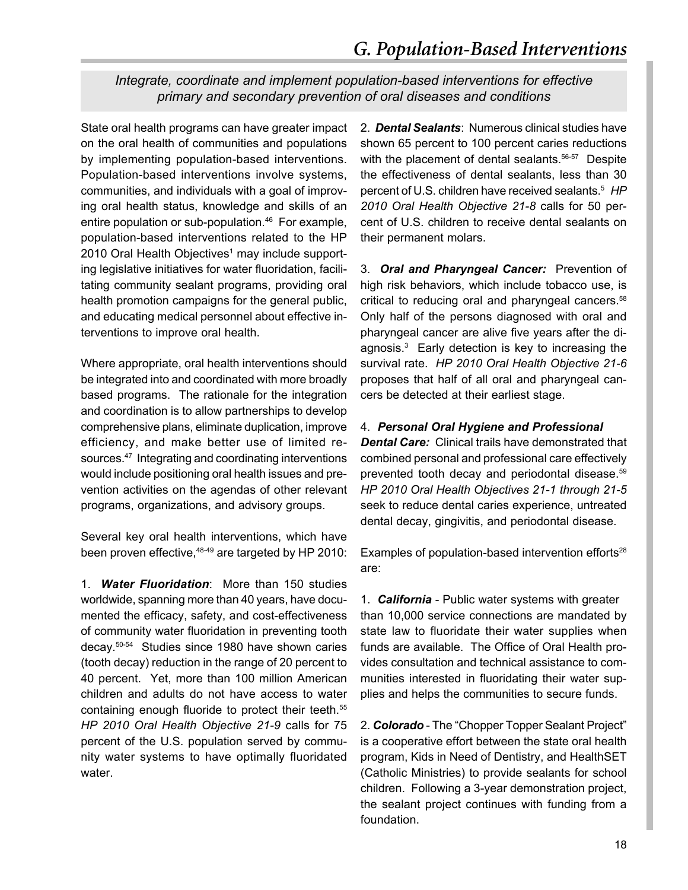# G. Population-Based Interventions

*Integrate, coordinate and implement population-based interventions for effective primary and secondary prevention of oral diseases and conditions*

State oral health programs can have greater impact on the oral health of communities and populations by implementing population-based interventions. Population-based interventions involve systems, communities, and individuals with a goal of improving oral health status, knowledge and skills of an entire population or sub-population.[46] For example, population-based interventions related to the HP 2010 Oral Health Objectives[1] may include supporting legislative initiatives for water fluoridation, facilitating community sealant programs, providing oral health promotion campaigns for the general public, and educating medical personnel about effective interventions to improve oral health.

Where appropriate, oral health interventions should be integrated into and coordinated with more broadly based programs. The rationale for the integration and coordination is to allow partnerships to develop comprehensive plans, eliminate duplication, improve efficiency, and make better use of limited resources.[47] Integrating and coordinating interventions would include positioning oral health issues and prevention activities on the agendas of other relevant programs, organizations, and advisory groups.

Several key oral health interventions, which have been proven effective,[48-49] are targeted by HP 2010:

1. ***Water Fluoridation***: More than 150 studies worldwide, spanning more than 40 years, have documented the efficacy, safety, and cost-effectiveness of community water fluoridation in preventing tooth decay.[50-54] Studies since 1980 have shown caries (tooth decay) reduction in the range of 20 percent to 40 percent. Yet, more than 100 million American children and adults do not have access to water containing enough fluoride to protect their teeth.[55] *HP 2010 Oral Health Objective 21-9* calls for 75 percent of the U.S. population served by community water systems to have optimally fluoridated water.

2. ***Dental Sealants***: Numerous clinical studies have shown 65 percent to 100 percent caries reductions with the placement of dental sealants.[56-57] Despite the effectiveness of dental sealants, less than 30 percent of U.S. children have received sealants.[5] *HP 2010 Oral Health Objective 21-8* calls for 50 percent of U.S. children to receive dental sealants on their permanent molars.

3. ***Oral and Pharyngeal Cancer:*** Prevention of high risk behaviors, which include tobacco use, is critical to reducing oral and pharyngeal cancers.[58] Only half of the persons diagnosed with oral and pharyngeal cancer are alive five years after the diagnosis.[3] Early detection is key to increasing the survival rate. *HP 2010 Oral Health Objective 21-6* proposes that half of all oral and pharyngeal cancers be detected at their earliest stage.

4. ***Personal Oral Hygiene and Professional Dental Care:*** Clinical trails have demonstrated that combined personal and professional care effectively prevented tooth decay and periodontal disease.[59] *HP 2010 Oral Health Objectives 21-1 through 21-5* seek to reduce dental caries experience, untreated dental decay, gingivitis, and periodontal disease.

Examples of population-based intervention efforts[28] are:

1. ***California*** - Public water systems with greater than 10,000 service connections are mandated by state law to fluoridate their water supplies when funds are available. The Office of Oral Health provides consultation and technical assistance to communities interested in fluoridating their water supplies and helps the communities to secure funds.

2. ***Colorado*** - The "Chopper Topper Sealant Project" is a cooperative effort between the state oral health program, Kids in Need of Dentistry, and HealthSET (Catholic Ministries) to provide sealants for school children. Following a 3-year demonstration project, the sealant project continues with funding from a foundation.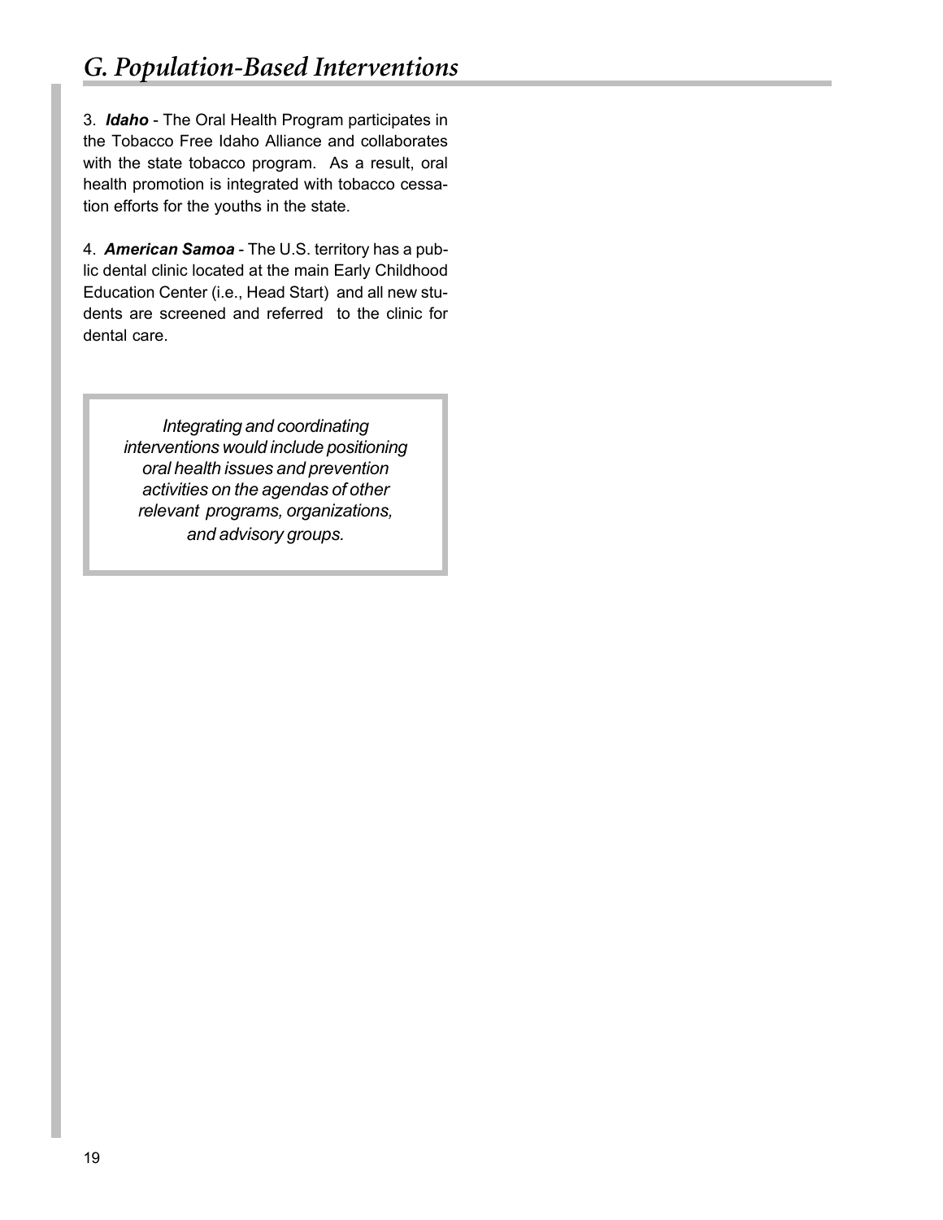## *G. Population-Based Interventions*

3. ***Idaho*** - The Oral Health Program participates in the Tobacco Free Idaho Alliance and collaborates with the state tobacco program. As a result, oral health promotion is integrated with tobacco cessation efforts for the youths in the state.

4. ***American Samoa*** - The U.S. territory has a public dental clinic located at the main Early Childhood Education Center (i.e., Head Start) and all new students are screened and referred to the clinic for dental care.

> *Integrating and coordinating interventions would include positioning oral health issues and prevention activities on the agendas of other relevant programs, organizations, and advisory groups.*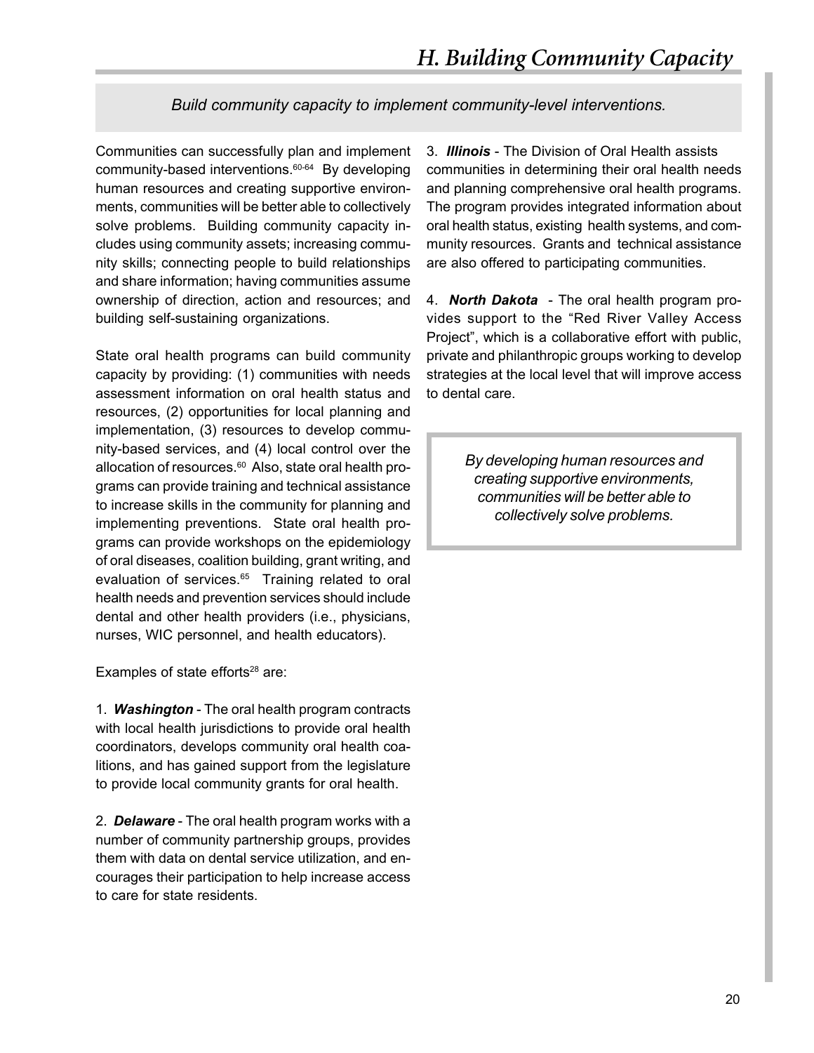# H. Building Community Capacity

*Build community capacity to implement community-level interventions.*

Communities can successfully plan and implement community-based interventions.[60-64] By developing human resources and creating supportive environments, communities will be better able to collectively solve problems. Building community capacity includes using community assets; increasing community skills; connecting people to build relationships and share information; having communities assume ownership of direction, action and resources; and building self-sustaining organizations.

State oral health programs can build community capacity by providing: (1) communities with needs assessment information on oral health status and resources, (2) opportunities for local planning and implementation, (3) resources to develop community-based services, and (4) local control over the allocation of resources.[60] Also, state oral health programs can provide training and technical assistance to increase skills in the community for planning and implementing preventions. State oral health programs can provide workshops on the epidemiology of oral diseases, coalition building, grant writing, and evaluation of services.[65] Training related to oral health needs and prevention services should include dental and other health providers (i.e., physicians, nurses, WIC personnel, and health educators).

Examples of state efforts[28] are:

1. ***Washington*** - The oral health program contracts with local health jurisdictions to provide oral health coordinators, develops community oral health coalitions, and has gained support from the legislature to provide local community grants for oral health.

2. ***Delaware*** - The oral health program works with a number of community partnership groups, provides them with data on dental service utilization, and encourages their participation to help increase access to care for state residents.

3. ***Illinois*** - The Division of Oral Health assists communities in determining their oral health needs and planning comprehensive oral health programs. The program provides integrated information about oral health status, existing health systems, and community resources. Grants and technical assistance are also offered to participating communities.

4. ***North Dakota*** - The oral health program provides support to the "Red River Valley Access Project", which is a collaborative effort with public, private and philanthropic groups working to develop strategies at the local level that will improve access to dental care.

> *By developing human resources and creating supportive environments, communities will be better able to collectively solve problems.*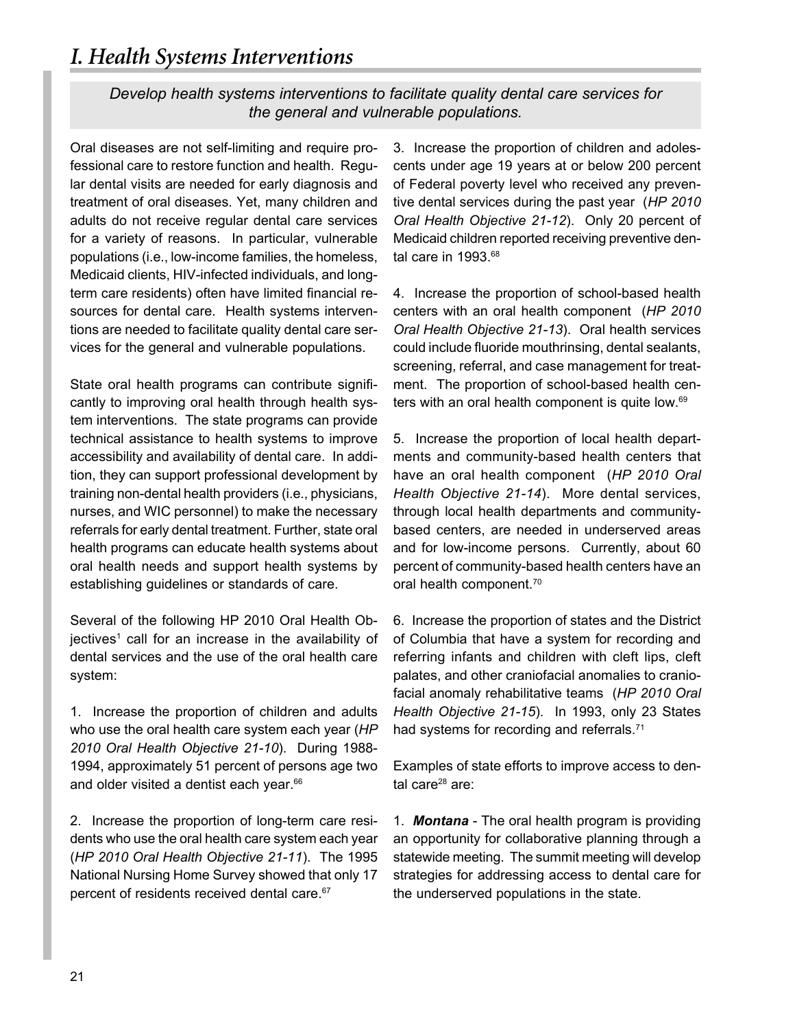# I. Health Systems Interventions

*Develop health systems interventions to facilitate quality dental care services for the general and vulnerable populations.*

Oral diseases are not self-limiting and require professional care to restore function and health. Regular dental visits are needed for early diagnosis and treatment of oral diseases. Yet, many children and adults do not receive regular dental care services for a variety of reasons. In particular, vulnerable populations (i.e., low-income families, the homeless, Medicaid clients, HIV-infected individuals, and long-term care residents) often have limited financial resources for dental care. Health systems interventions are needed to facilitate quality dental care services for the general and vulnerable populations.

State oral health programs can contribute significantly to improving oral health through health system interventions. The state programs can provide technical assistance to health systems to improve accessibility and availability of dental care. In addition, they can support professional development by training non-dental health providers (i.e., physicians, nurses, and WIC personnel) to make the necessary referrals for early dental treatment. Further, state oral health programs can educate health systems about oral health needs and support health systems by establishing guidelines or standards of care.

Several of the following HP 2010 Oral Health Objectives[1] call for an increase in the availability of dental services and the use of the oral health care system:

1. Increase the proportion of children and adults who use the oral health care system each year (*HP 2010 Oral Health Objective 21-10*). During 1988-1994, approximately 51 percent of persons age two and older visited a dentist each year.[66]

2. Increase the proportion of long-term care residents who use the oral health care system each year (*HP 2010 Oral Health Objective 21-11*). The 1995 National Nursing Home Survey showed that only 17 percent of residents received dental care.[67]

3. Increase the proportion of children and adolescents under age 19 years at or below 200 percent of Federal poverty level who received any preventive dental services during the past year (*HP 2010 Oral Health Objective 21-12*). Only 20 percent of Medicaid children reported receiving preventive dental care in 1993.[68]

4. Increase the proportion of school-based health centers with an oral health component (*HP 2010 Oral Health Objective 21-13*). Oral health services could include fluoride mouthrinsing, dental sealants, screening, referral, and case management for treatment. The proportion of school-based health centers with an oral health component is quite low.[69]

5. Increase the proportion of local health departments and community-based health centers that have an oral health component (*HP 2010 Oral Health Objective 21-14*). More dental services, through local health departments and community-based centers, are needed in underserved areas and for low-income persons. Currently, about 60 percent of community-based health centers have an oral health component.[70]

6. Increase the proportion of states and the District of Columbia that have a system for recording and referring infants and children with cleft lips, cleft palates, and other craniofacial anomalies to craniofacial anomaly rehabilitative teams (*HP 2010 Oral Health Objective 21-15*). In 1993, only 23 States had systems for recording and referrals.[71]

Examples of state efforts to improve access to dental care[28] are:

1. ***Montana*** - The oral health program is providing an opportunity for collaborative planning through a statewide meeting. The summit meeting will develop strategies for addressing access to dental care for the underserved populations in the state.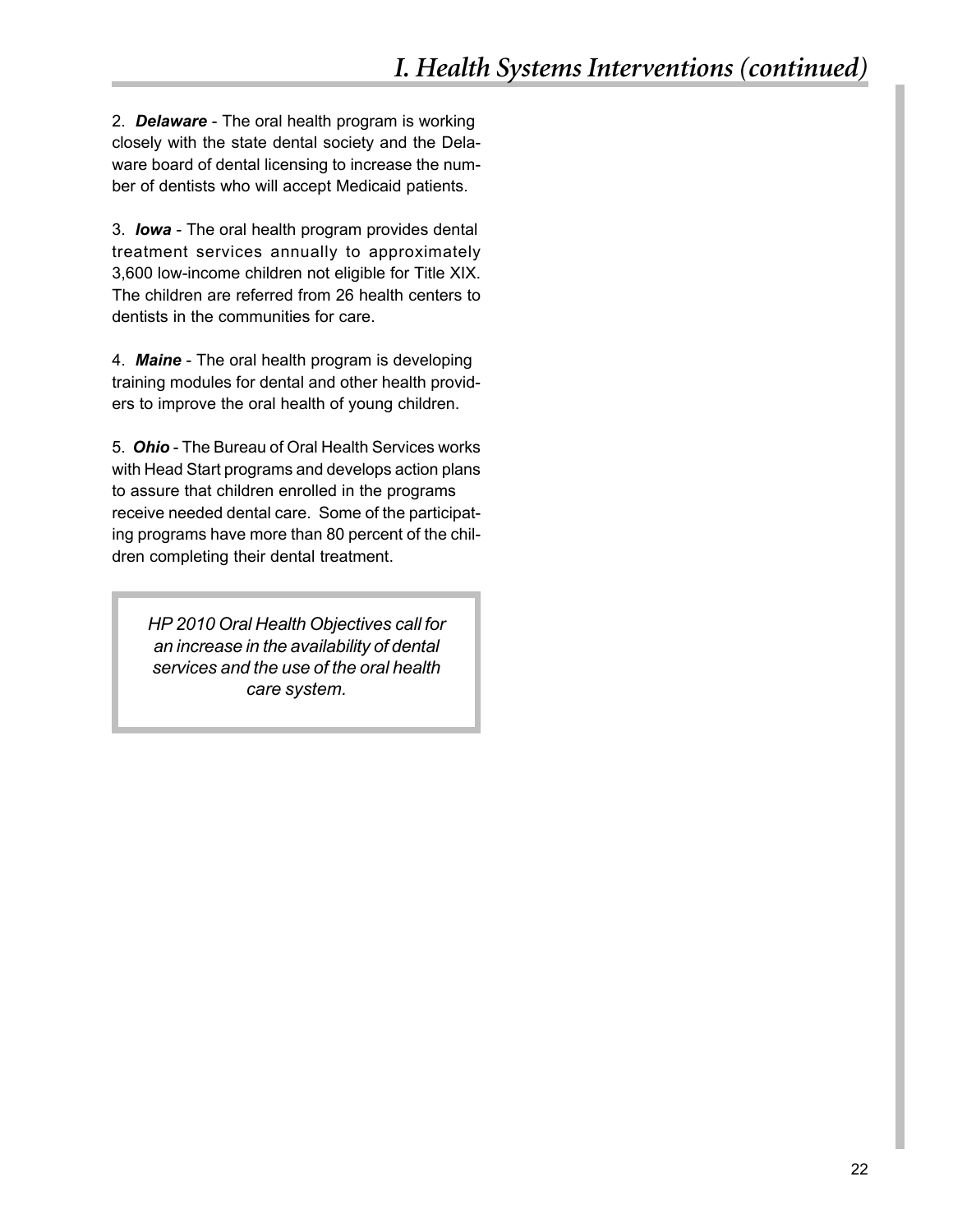# I. Health Systems Interventions (continued)

2. ***Delaware*** - The oral health program is working closely with the state dental society and the Delaware board of dental licensing to increase the number of dentists who will accept Medicaid patients.

3. ***Iowa*** - The oral health program provides dental treatment services annually to approximately 3,600 low-income children not eligible for Title XIX. The children are referred from 26 health centers to dentists in the communities for care.

4. ***Maine*** - The oral health program is developing training modules for dental and other health providers to improve the oral health of young children.

5. ***Ohio*** - The Bureau of Oral Health Services works with Head Start programs and develops action plans to assure that children enrolled in the programs receive needed dental care. Some of the participating programs have more than 80 percent of the children completing their dental treatment.

> *HP 2010 Oral Health Objectives call for an increase in the availability of dental services and the use of the oral health care system.*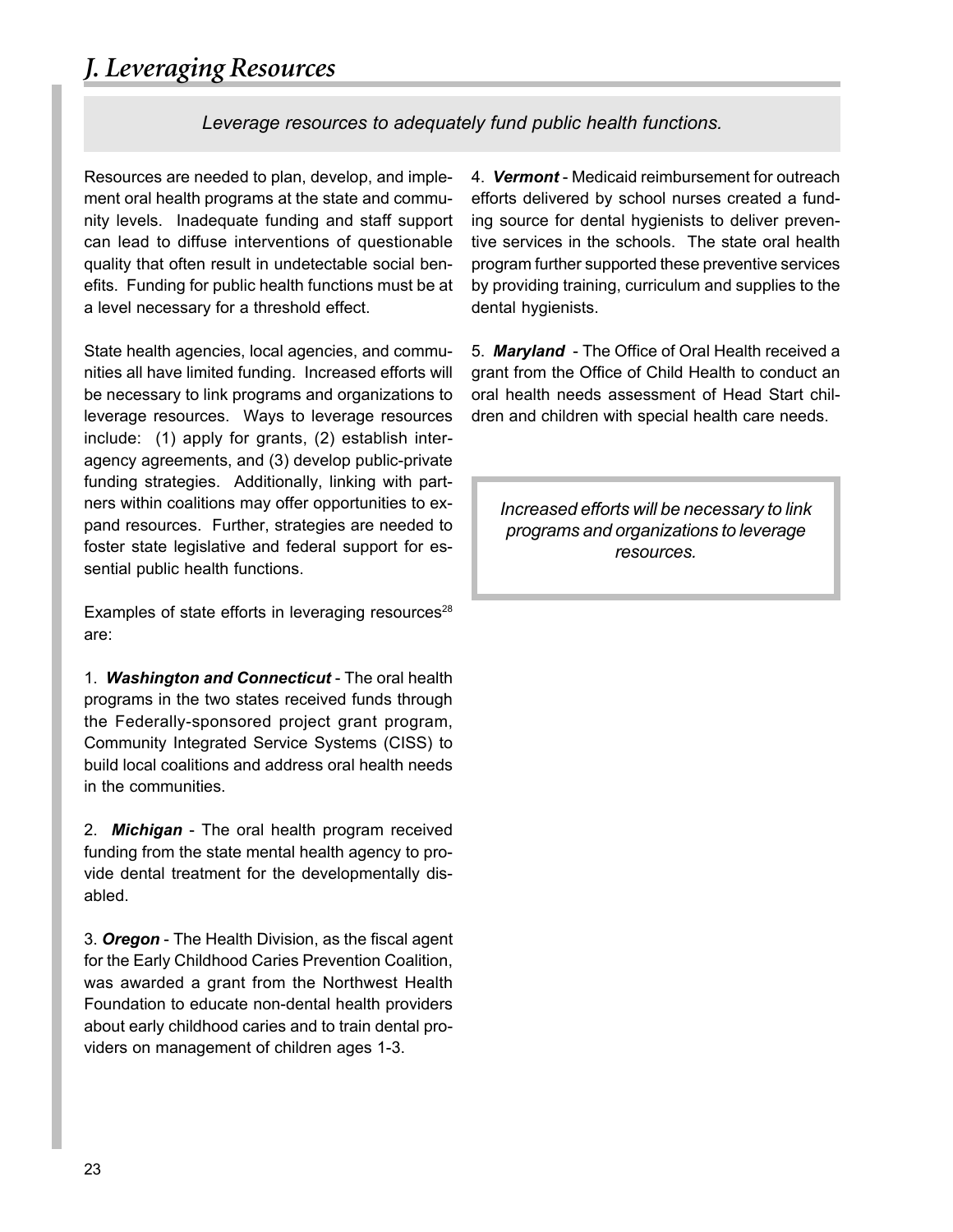# *J. Leveraging Resources*

*Leverage resources to adequately fund public health functions.*

Resources are needed to plan, develop, and implement oral health programs at the state and community levels. Inadequate funding and staff support can lead to diffuse interventions of questionable quality that often result in undetectable social benefits. Funding for public health functions must be at a level necessary for a threshold effect.

State health agencies, local agencies, and communities all have limited funding. Increased efforts will be necessary to link programs and organizations to leverage resources. Ways to leverage resources include: (1) apply for grants, (2) establish interagency agreements, and (3) develop public-private funding strategies. Additionally, linking with partners within coalitions may offer opportunities to expand resources. Further, strategies are needed to foster state legislative and federal support for essential public health functions.

Examples of state efforts in leveraging resources[28] are:

1. ***Washington and Connecticut*** - The oral health programs in the two states received funds through the Federally-sponsored project grant program, Community Integrated Service Systems (CISS) to build local coalitions and address oral health needs in the communities.

2. ***Michigan*** - The oral health program received funding from the state mental health agency to provide dental treatment for the developmentally disabled.

3. ***Oregon*** - The Health Division, as the fiscal agent for the Early Childhood Caries Prevention Coalition, was awarded a grant from the Northwest Health Foundation to educate non-dental health providers about early childhood caries and to train dental providers on management of children ages 1-3.

4. ***Vermont*** - Medicaid reimbursement for outreach efforts delivered by school nurses created a funding source for dental hygienists to deliver preventive services in the schools. The state oral health program further supported these preventive services by providing training, curriculum and supplies to the dental hygienists.

5. ***Maryland*** - The Office of Oral Health received a grant from the Office of Child Health to conduct an oral health needs assessment of Head Start children and children with special health care needs.

*Increased efforts will be necessary to link programs and organizations to leverage resources.*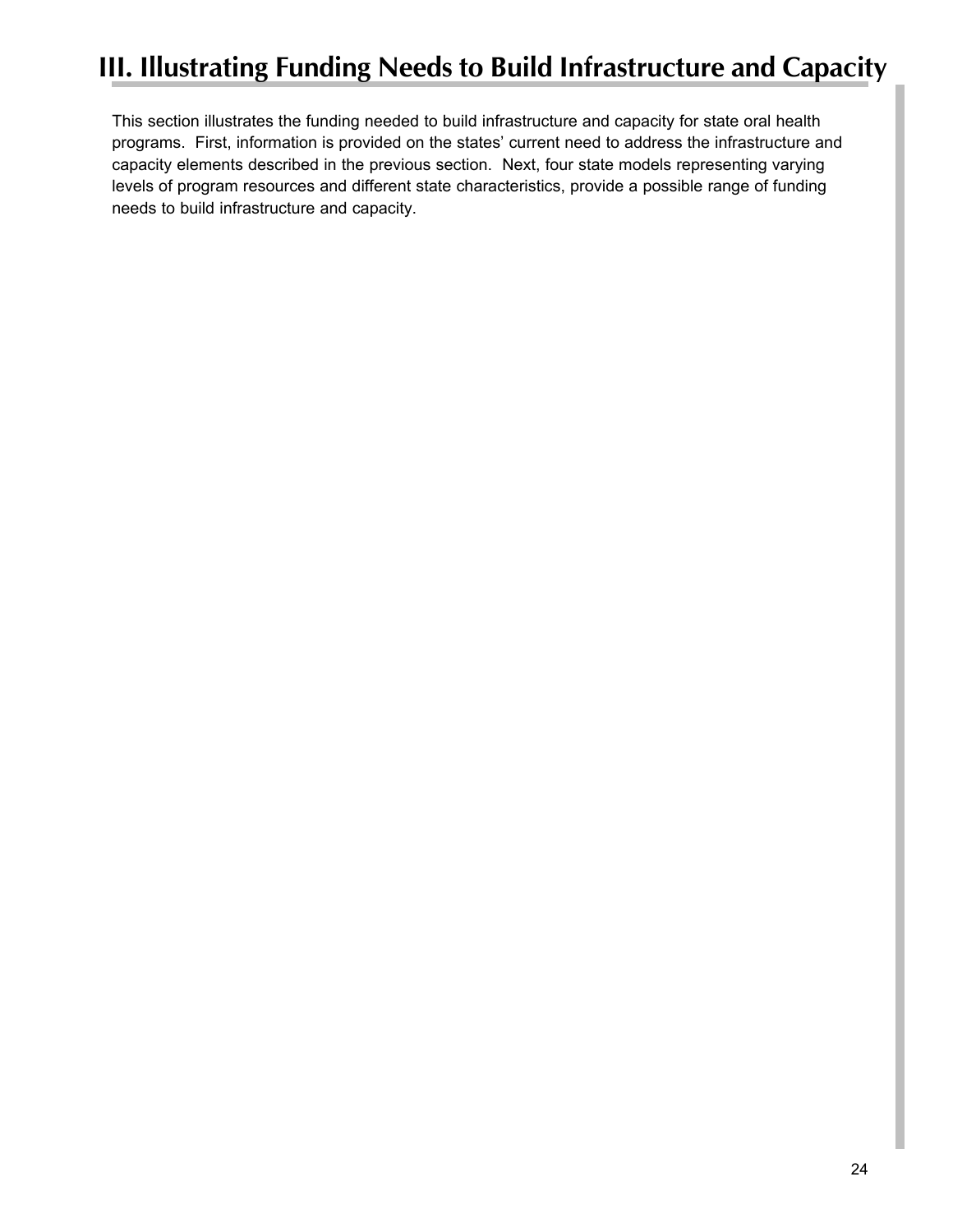# III. Illustrating Funding Needs to Build Infrastructure and Capacity

This section illustrates the funding needed to build infrastructure and capacity for state oral health programs. First, information is provided on the states' current need to address the infrastructure and capacity elements described in the previous section. Next, four state models representing varying levels of program resources and different state characteristics, provide a possible range of funding needs to build infrastructure and capacity.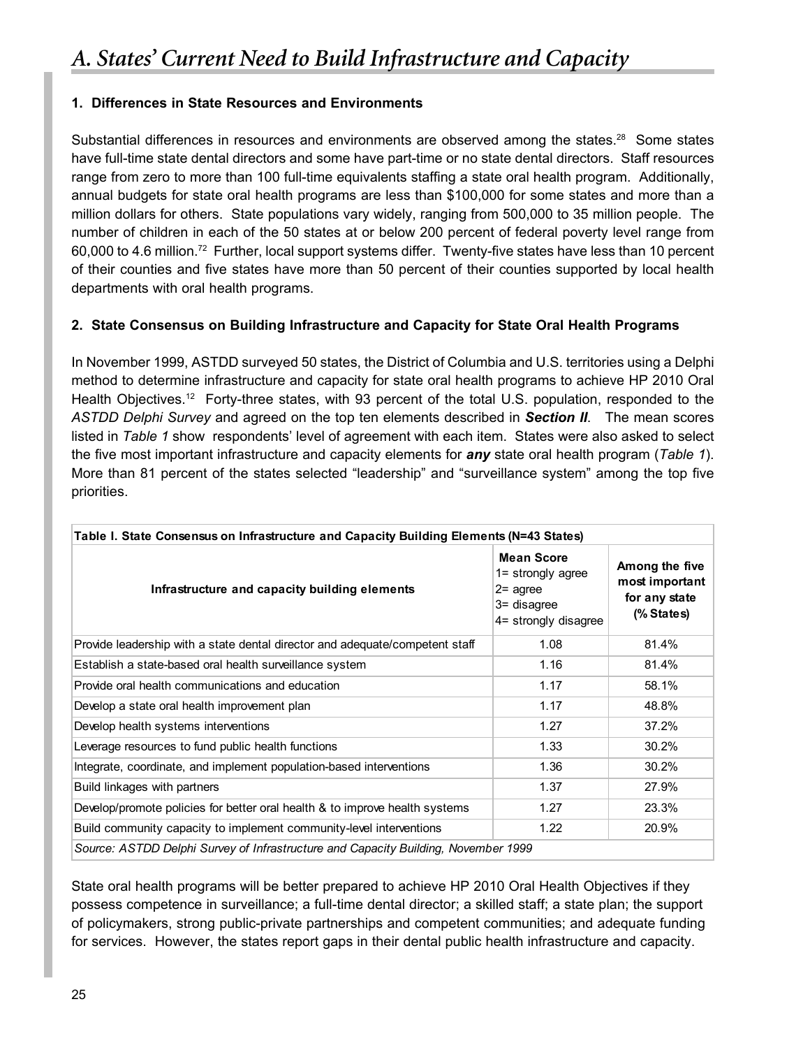# A. States' Current Need to Build Infrastructure and Capacity

### 1. Differences in State Resources and Environments

Substantial differences in resources and environments are observed among the states.[28] Some states have full-time state dental directors and some have part-time or no state dental directors. Staff resources range from zero to more than 100 full-time equivalents staffing a state oral health program. Additionally, annual budgets for state oral health programs are less than $100,000 for some states and more than a million dollars for others. State populations vary widely, ranging from 500,000 to 35 million people. The number of children in each of the 50 states at or below 200 percent of federal poverty level range from 60,000 to 4.6 million.[72] Further, local support systems differ. Twenty-five states have less than 10 percent of their counties and five states have more than 50 percent of their counties supported by local health departments with oral health programs.

### 2. State Consensus on Building Infrastructure and Capacity for State Oral Health Programs

In November 1999, ASTDD surveyed 50 states, the District of Columbia and U.S. territories using a Delphi method to determine infrastructure and capacity for state oral health programs to achieve HP 2010 Oral Health Objectives.[12] Forty-three states, with 93 percent of the total U.S. population, responded to the *ASTDD Delphi Survey* and agreed on the top ten elements described in ***Section II***. The mean scores listed in *Table 1* show respondents' level of agreement with each item. States were also asked to select the five most important infrastructure and capacity elements for ***any*** state oral health program (*Table 1*). More than 81 percent of the states selected "leadership" and "surveillance system" among the top five priorities.

**Table I. State Consensus on Infrastructure and Capacity Building Elements (N=43 States)**

| Infrastructure and capacity building elements | Mean Score<br>1= strongly agree<br>2= agree<br>3= disagree<br>4= strongly disagree | Among the five most important for any state (% States) |
|---|---|---|
| Provide leadership with a state dental director and adequate/competent staff | 1.08 | 81.4% |
| Establish a state-based oral health surveillance system | 1.16 | 81.4% |
| Provide oral health communications and education | 1.17 | 58.1% |
| Develop a state oral health improvement plan | 1.17 | 48.8% |
| Develop health systems interventions | 1.27 | 37.2% |
| Leverage resources to fund public health functions | 1.33 | 30.2% |
| Integrate, coordinate, and implement population-based interventions | 1.36 | 30.2% |
| Build linkages with partners | 1.37 | 27.9% |
| Develop/promote policies for better oral health & to improve health systems | 1.27 | 23.3% |
| Build community capacity to implement community-level interventions | 1.22 | 20.9% |

*Source: ASTDD Delphi Survey of Infrastructure and Capacity Building, November 1999*

State oral health programs will be better prepared to achieve HP 2010 Oral Health Objectives if they possess competence in surveillance; a full-time dental director; a skilled staff; a state plan; the support of policymakers, strong public-private partnerships and competent communities; and adequate funding for services. However, the states report gaps in their dental public health infrastructure and capacity.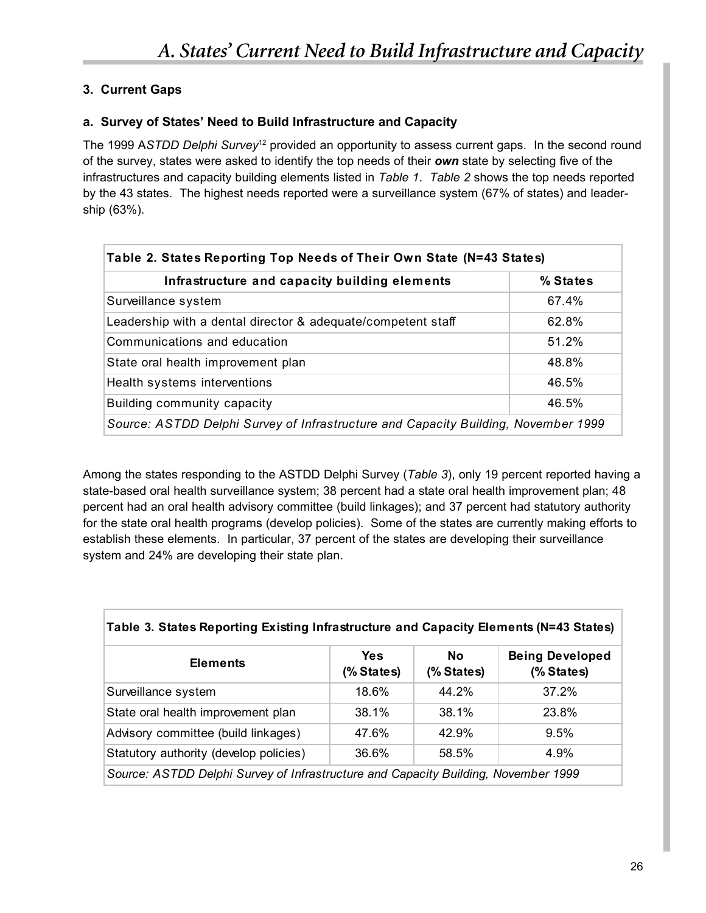# A. States' Current Need to Build Infrastructure and Capacity

### 3. Current Gaps

#### a. Survey of States' Need to Build Infrastructure and Capacity

The 1999 A*STDD Delphi Survey*[12] provided an opportunity to assess current gaps. In the second round of the survey, states were asked to identify the top needs of their ***own*** state by selecting five of the infrastructures and capacity building elements listed in *Table 1*. *Table 2* shows the top needs reported by the 43 states. The highest needs reported were a surveillance system (67% of states) and leadership (63%).

**Table 2. States Reporting Top Needs of Their Own State (N=43 States)**

| Infrastructure and capacity building elements | % States |
|---|---|
| Surveillance system | 67.4% |
| Leadership with a dental director & adequate/competent staff | 62.8% |
| Communications and education | 51.2% |
| State oral health improvement plan | 48.8% |
| Health systems interventions | 46.5% |
| Building community capacity | 46.5% |

*Source: ASTDD Delphi Survey of Infrastructure and Capacity Building, November 1999*

Among the states responding to the ASTDD Delphi Survey (*Table 3*), only 19 percent reported having a state-based oral health surveillance system; 38 percent had a state oral health improvement plan; 48 percent had an oral health advisory committee (build linkages); and 37 percent had statutory authority for the state oral health programs (develop policies). Some of the states are currently making efforts to establish these elements. In particular, 37 percent of the states are developing their surveillance system and 24% are developing their state plan.

**Table 3. States Reporting Existing Infrastructure and Capacity Elements (N=43 States)**

| Elements | Yes (% States) | No (% States) | Being Developed (% States) |
|---|---|---|---|
| Surveillance system | 18.6% | 44.2% | 37.2% |
| State oral health improvement plan | 38.1% | 38.1% | 23.8% |
| Advisory committee (build linkages) | 47.6% | 42.9% | 9.5% |
| Statutory authority (develop policies) | 36.6% | 58.5% | 4.9% |

*Source: ASTDD Delphi Survey of Infrastructure and Capacity Building, November 1999*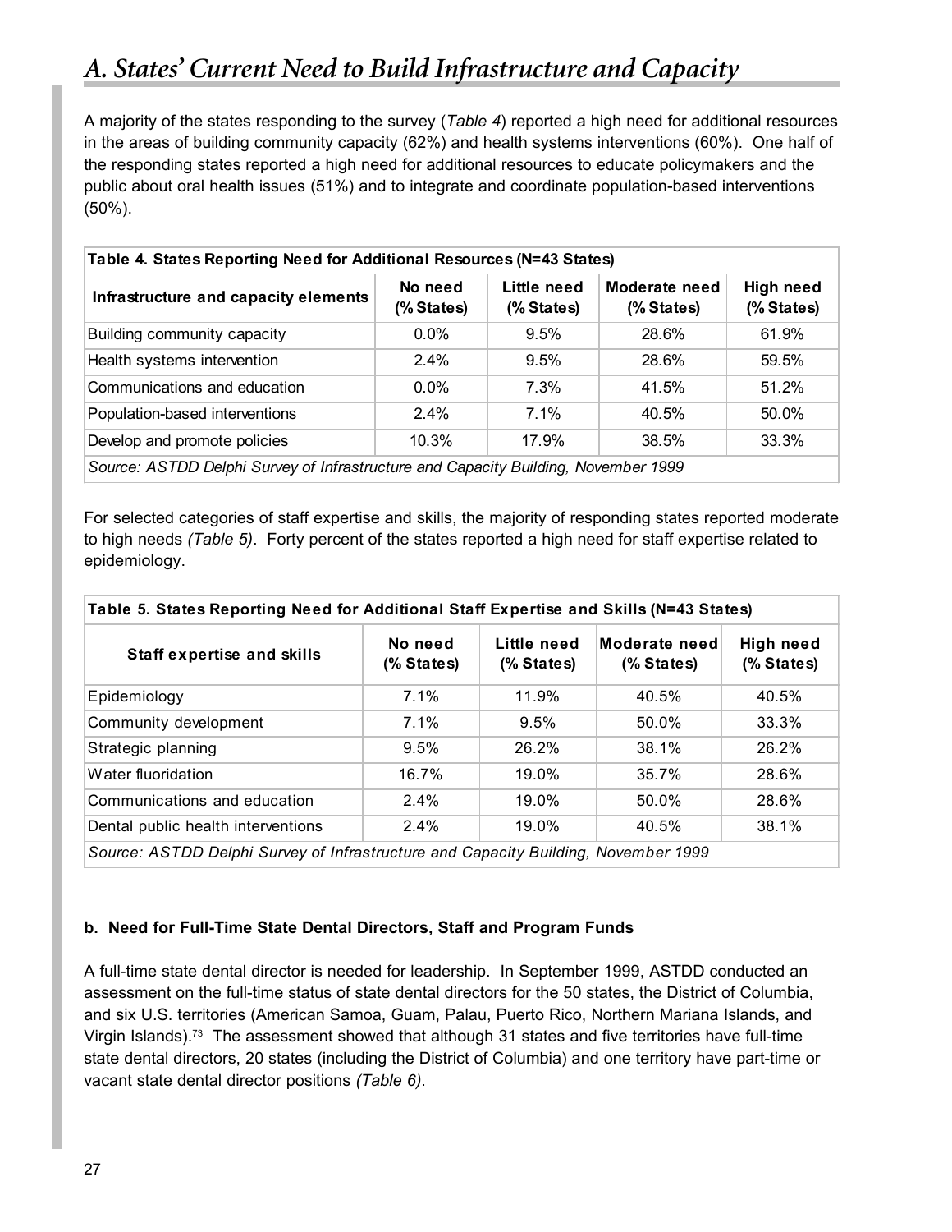# A. States' Current Need to Build Infrastructure and Capacity

A majority of the states responding to the survey (*Table 4*) reported a high need for additional resources in the areas of building community capacity (62%) and health systems interventions (60%). One half of the responding states reported a high need for additional resources to educate policymakers and the public about oral health issues (51%) and to integrate and coordinate population-based interventions (50%).

| Table 4. States Reporting Need for Additional Resources (N=43 States) | | | | |
|---|---|---|---|---|
| **Infrastructure and capacity elements** | **No need (% States)** | **Little need (% States)** | **Moderate need (% States)** | **High need (% States)** |
| Building community capacity | 0.0% | 9.5% | 28.6% | 61.9% |
| Health systems intervention | 2.4% | 9.5% | 28.6% | 59.5% |
| Communications and education | 0.0% | 7.3% | 41.5% | 51.2% |
| Population-based interventions | 2.4% | 7.1% | 40.5% | 50.0% |
| Develop and promote policies | 10.3% | 17.9% | 38.5% | 33.3% |
| *Source: ASTDD Delphi Survey of Infrastructure and Capacity Building, November 1999* | | | | |

For selected categories of staff expertise and skills, the majority of responding states reported moderate to high needs *(Table 5)*. Forty percent of the states reported a high need for staff expertise related to epidemiology.

| Table 5. States Reporting Need for Additional Staff Expertise and Skills (N=43 States) | | | | |
|---|---|---|---|---|
| **Staff expertise and skills** | **No need (% States)** | **Little need (% States)** | **Moderate need (% States)** | **High need (% States)** |
| Epidemiology | 7.1% | 11.9% | 40.5% | 40.5% |
| Community development | 7.1% | 9.5% | 50.0% | 33.3% |
| Strategic planning | 9.5% | 26.2% | 38.1% | 26.2% |
| Water fluoridation | 16.7% | 19.0% | 35.7% | 28.6% |
| Communications and education | 2.4% | 19.0% | 50.0% | 28.6% |
| Dental public health interventions | 2.4% | 19.0% | 40.5% | 38.1% |
| *Source: ASTDD Delphi Survey of Infrastructure and Capacity Building, November 1999* | | | | |

**b. Need for Full-Time State Dental Directors, Staff and Program Funds**

A full-time state dental director is needed for leadership. In September 1999, ASTDD conducted an assessment on the full-time status of state dental directors for the 50 states, the District of Columbia, and six U.S. territories (American Samoa, Guam, Palau, Puerto Rico, Northern Mariana Islands, and Virgin Islands).[73] The assessment showed that although 31 states and five territories have full-time state dental directors, 20 states (including the District of Columbia) and one territory have part-time or vacant state dental director positions *(Table 6)*.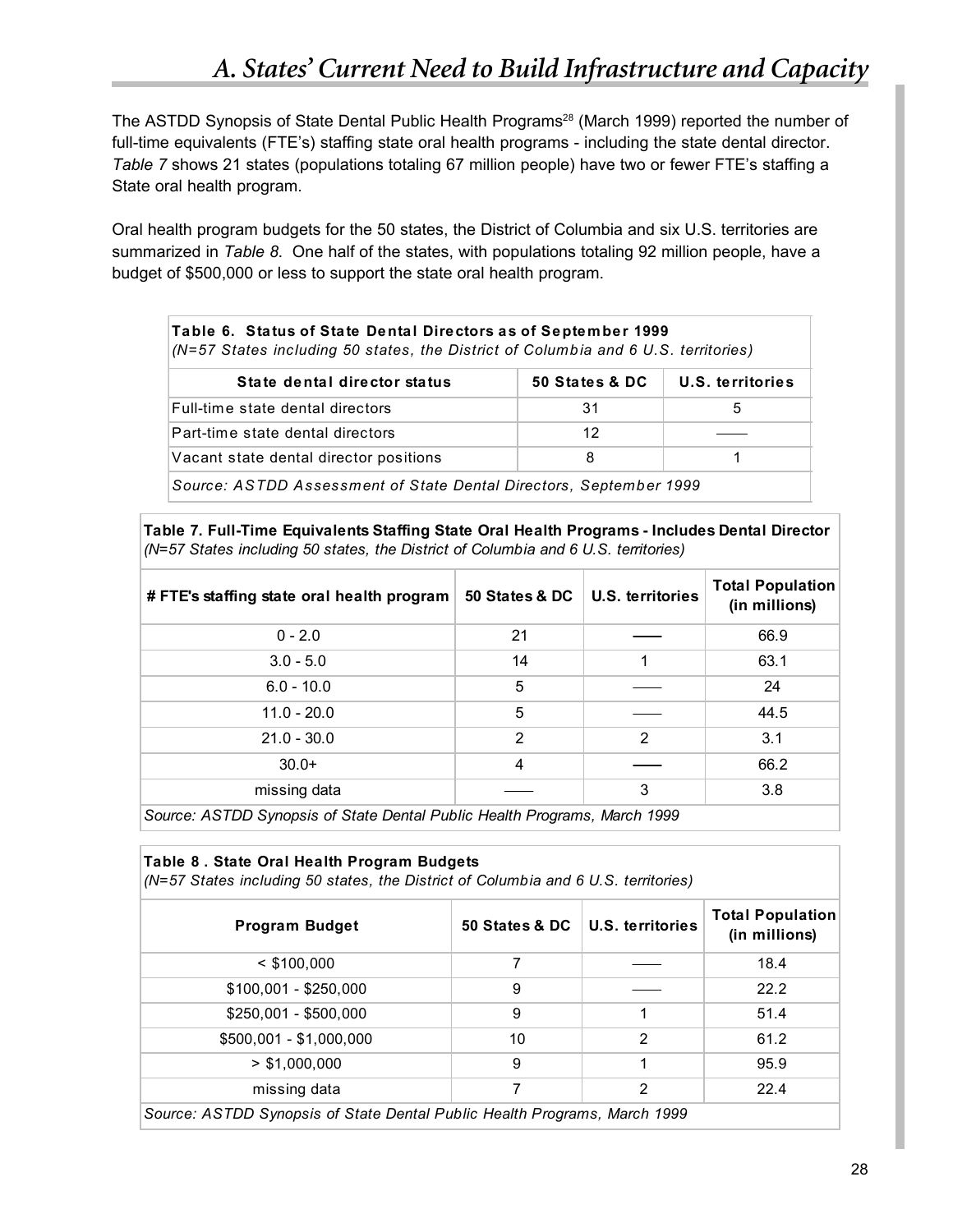## A. States' Current Need to Build Infrastructure and Capacity

The ASTDD Synopsis of State Dental Public Health Programs[28] (March 1999) reported the number of full-time equivalents (FTE's) staffing state oral health programs - including the state dental director. *Table 7* shows 21 states (populations totaling 67 million people) have two or fewer FTE's staffing a State oral health program.

Oral health program budgets for the 50 states, the District of Columbia and six U.S. territories are summarized in *Table 8*. One half of the states, with populations totaling 92 million people, have a budget of $500,000 or less to support the state oral health program.

**Table 6. Status of State Dental Directors as of September 1999**
*(N=57 States including 50 states, the District of Columbia and 6 U.S. territories)*

| State dental director status | 50 States & DC | U.S. territories |
|---|---|---|
| Full-time state dental directors | 31 | 5 |
| Part-time state dental directors | 12 | —— |
| Vacant state dental director positions | 8 | 1 |

*Source: ASTDD Assessment of State Dental Directors, September 1999*

**Table 7. Full-Time Equivalents Staffing State Oral Health Programs - Includes Dental Director**
*(N=57 States including 50 states, the District of Columbia and 6 U.S. territories)*

| # FTE's staffing state oral health program | 50 States & DC | U.S. territories | Total Population (in millions) |
|---|---|---|---|
| 0 - 2.0 | 21 | —— | 66.9 |
| 3.0 - 5.0 | 14 | 1 | 63.1 |
| 6.0 - 10.0 | 5 | —— | 24 |
| 11.0 - 20.0 | 5 | —— | 44.5 |
| 21.0 - 30.0 | 2 | 2 | 3.1 |
| 30.0+ | 4 | —— | 66.2 |
| missing data | —— | 3 | 3.8 |

*Source: ASTDD Synopsis of State Dental Public Health Programs, March 1999*

**Table 8 . State Oral Health Program Budgets**
*(N=57 States including 50 states, the District of Columbia and 6 U.S. territories)*

| Program Budget | 50 States & DC | U.S. territories | Total Population (in millions) |
|---|---|---|---|
| < $100,000 | 7 | —— | 18.4 |
| $100,001 - $250,000 | 9 | —— | 22.2 |
| $250,001 - $500,000 | 9 | 1 | 51.4 |
| $500,001 - $1,000,000 | 10 | 2 | 61.2 |
| > $1,000,000 | 9 | 1 | 95.9 |
| missing data | 7 | 2 | 22.4 |

*Source: ASTDD Synopsis of State Dental Public Health Programs, March 1999*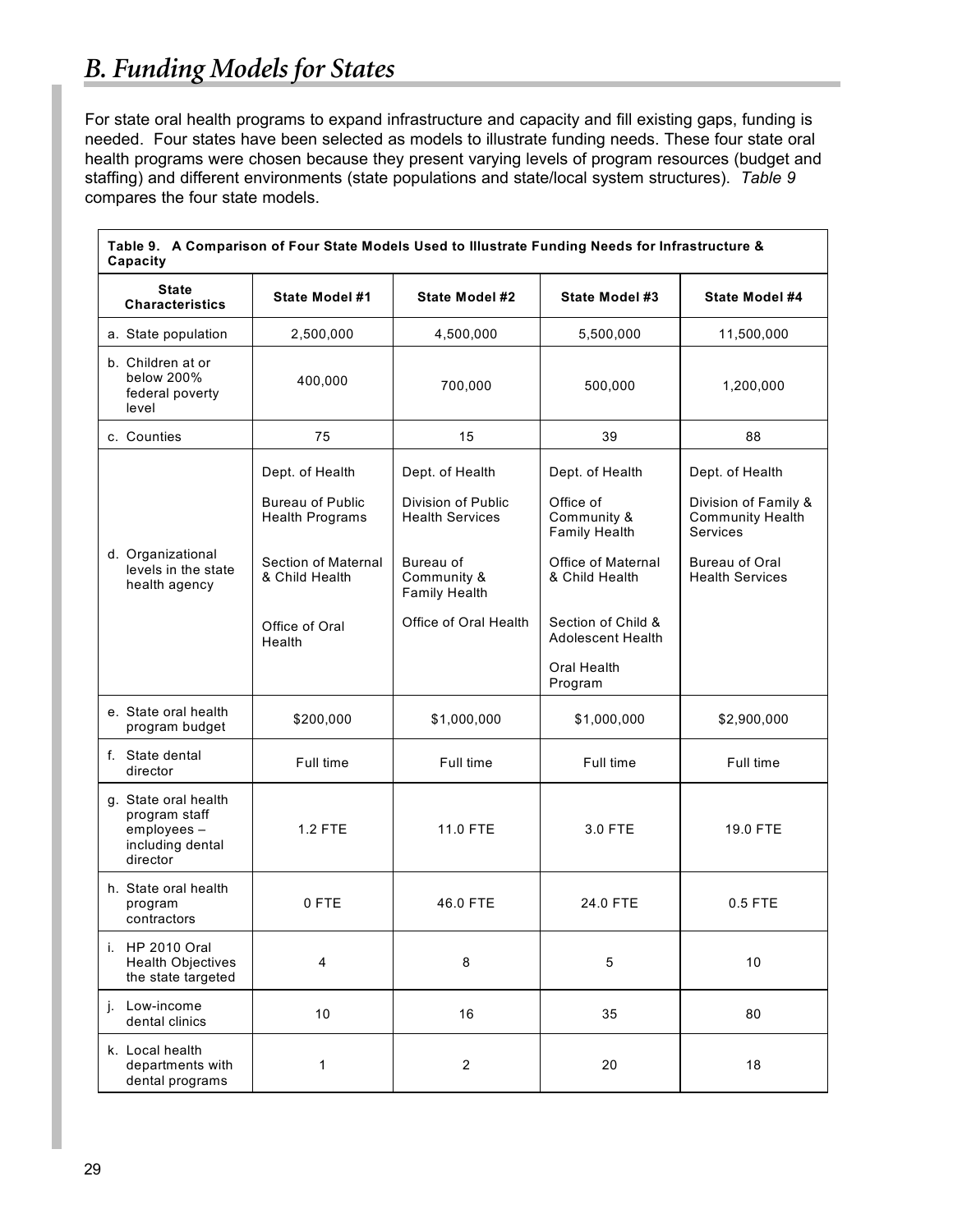## *B. Funding Models for States*

For state oral health programs to expand infrastructure and capacity and fill existing gaps, funding is needed. Four states have been selected as models to illustrate funding needs. These four state oral health programs were chosen because they present varying levels of program resources (budget and staffing) and different environments (state populations and state/local system structures). *Table 9* compares the four state models.

**Table 9. A Comparison of Four State Models Used to Illustrate Funding Needs for Infrastructure & Capacity**

| State Characteristics | State Model #1 | State Model #2 | State Model #3 | State Model #4 |
|---|---|---|---|---|
| a. State population | 2,500,000 | 4,500,000 | 5,500,000 | 11,500,000 |
| b. Children at or below 200% federal poverty level | 400,000 | 700,000 | 500,000 | 1,200,000 |
| c. Counties | 75 | 15 | 39 | 88 |
| d. Organizational levels in the state health agency | Dept. of Health<br>Bureau of Public Health Programs<br>Section of Maternal & Child Health<br>Office of Oral Health | Dept. of Health<br>Division of Public Health Services<br>Bureau of Community & Family Health<br>Office of Oral Health | Dept. of Health<br>Office of Community & Family Health<br>Office of Maternal & Child Health<br>Section of Child & Adolescent Health<br>Oral Health Program | Dept. of Health<br>Division of Family & Community Health Services<br>Bureau of Oral Health Services |
| e. State oral health program budget | $200,000 | $1,000,000 | $1,000,000 | $2,900,000 |
| f. State dental director | Full time | Full time | Full time | Full time |
| g. State oral health program staff employees – including dental director | 1.2 FTE | 11.0 FTE | 3.0 FTE | 19.0 FTE |
| h. State oral health program contractors | 0 FTE | 46.0 FTE | 24.0 FTE | 0.5 FTE |
| i. HP 2010 Oral Health Objectives the state targeted | 4 | 8 | 5 | 10 |
| j. Low-income dental clinics | 10 | 16 | 35 | 80 |
| k. Local health departments with dental programs | 1 | 2 | 20 | 18 |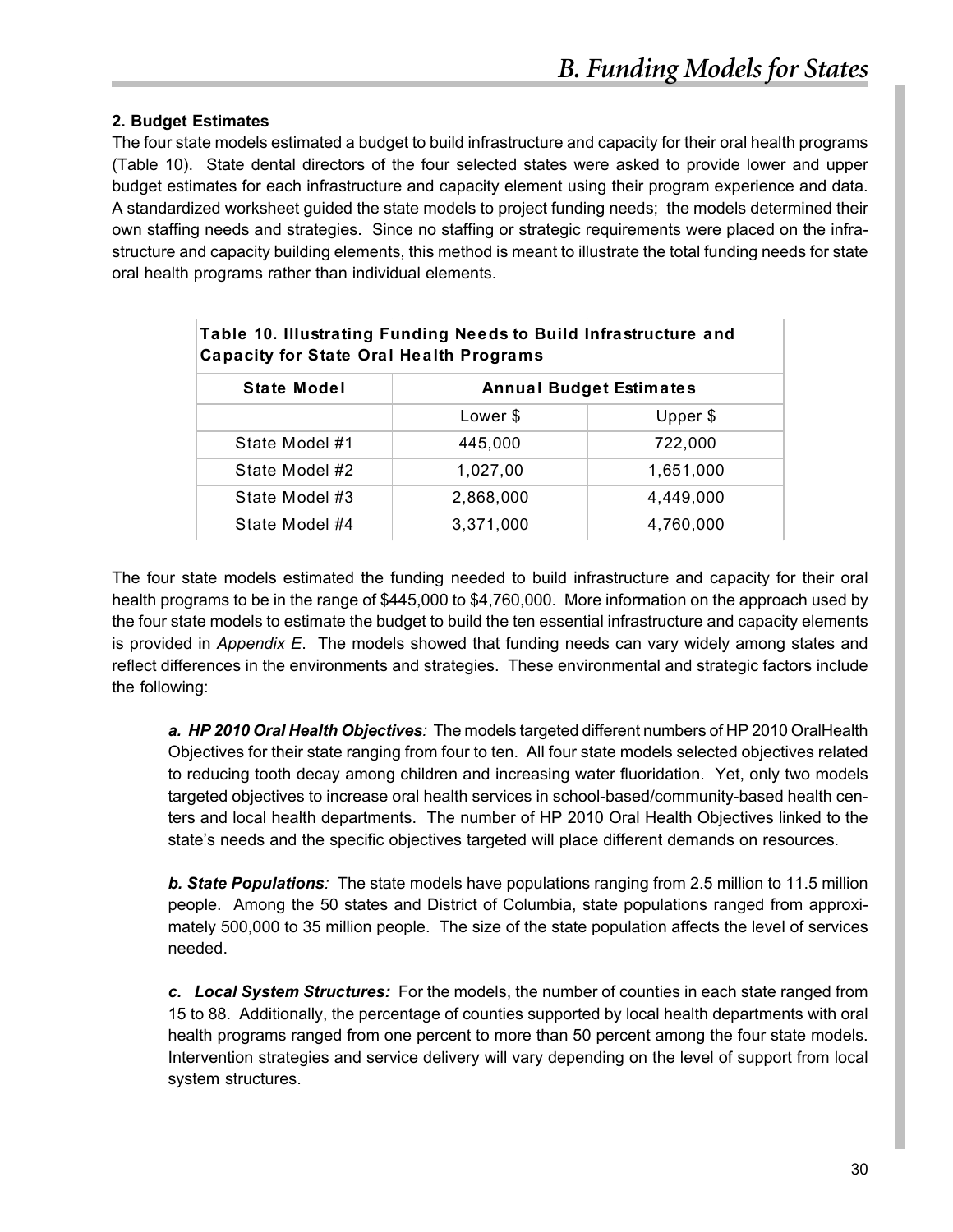## 2. Budget Estimates

The four state models estimated a budget to build infrastructure and capacity for their oral health programs (Table 10). State dental directors of the four selected states were asked to provide lower and upper budget estimates for each infrastructure and capacity element using their program experience and data. A standardized worksheet guided the state models to project funding needs; the models determined their own staffing needs and strategies. Since no staffing or strategic requirements were placed on the infrastructure and capacity building elements, this method is meant to illustrate the total funding needs for state oral health programs rather than individual elements.

**Table 10. Illustrating Funding Needs to Build Infrastructure and Capacity for State Oral Health Programs**

| State Model | Annual Budget Estimates | |
|---|---|---|
| | Lower $ | Upper $ |
| State Model #1 | 445,000 | 722,000 |
| State Model #2 | 1,027,00 | 1,651,000 |
| State Model #3 | 2,868,000 | 4,449,000 |
| State Model #4 | 3,371,000 | 4,760,000 |

The four state models estimated the funding needed to build infrastructure and capacity for their oral health programs to be in the range of $445,000 to $4,760,000. More information on the approach used by the four state models to estimate the budget to build the ten essential infrastructure and capacity elements is provided in *Appendix E*. The models showed that funding needs can vary widely among states and reflect differences in the environments and strategies. These environmental and strategic factors include the following:

***a. HP 2010 Oral Health Objectives**:* The models targeted different numbers of HP 2010 OralHealth Objectives for their state ranging from four to ten. All four state models selected objectives related to reducing tooth decay among children and increasing water fluoridation. Yet, only two models targeted objectives to increase oral health services in school-based/community-based health centers and local health departments. The number of HP 2010 Oral Health Objectives linked to the state's needs and the specific objectives targeted will place different demands on resources.

***b. State Populations**:* The state models have populations ranging from 2.5 million to 11.5 million people. Among the 50 states and District of Columbia, state populations ranged from approximately 500,000 to 35 million people. The size of the state population affects the level of services needed.

***c. Local System Structures:*** For the models, the number of counties in each state ranged from 15 to 88. Additionally, the percentage of counties supported by local health departments with oral health programs ranged from one percent to more than 50 percent among the four state models. Intervention strategies and service delivery will vary depending on the level of support from local system structures.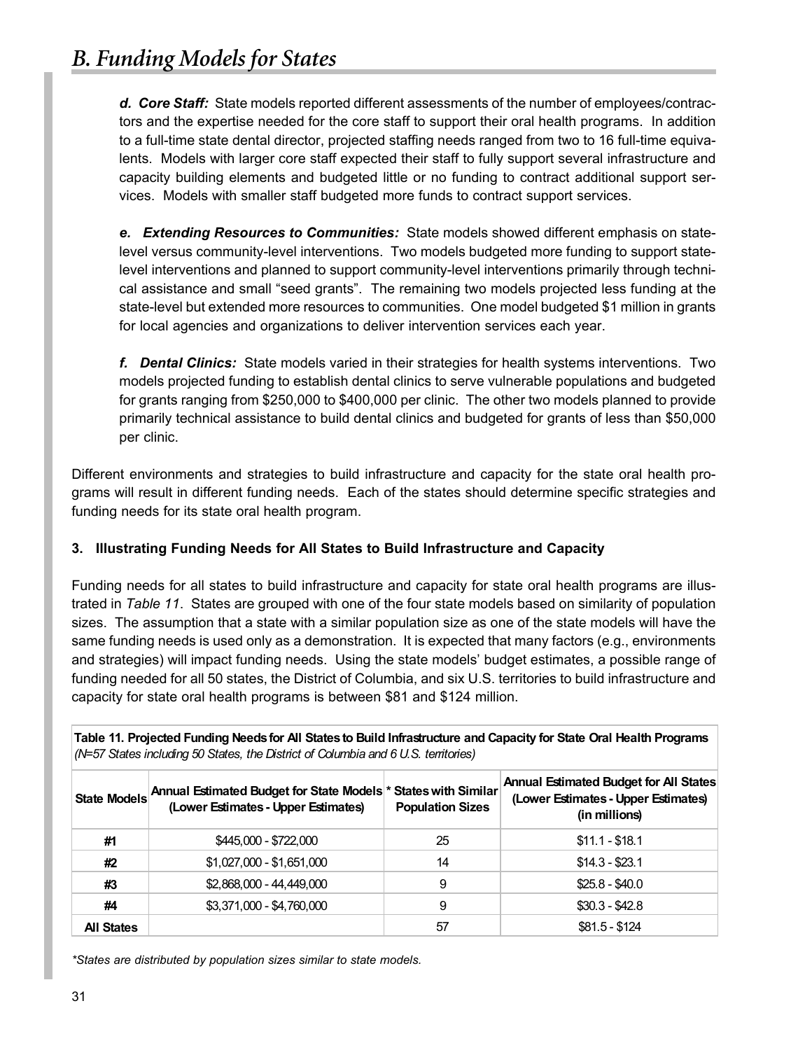# B. Funding Models for States

***d. Core Staff:*** State models reported different assessments of the number of employees/contractors and the expertise needed for the core staff to support their oral health programs. In addition to a full-time state dental director, projected staffing needs ranged from two to 16 full-time equivalents. Models with larger core staff expected their staff to fully support several infrastructure and capacity building elements and budgeted little or no funding to contract additional support services. Models with smaller staff budgeted more funds to contract support services.

***e. Extending Resources to Communities:*** State models showed different emphasis on state-level versus community-level interventions. Two models budgeted more funding to support state-level interventions and planned to support community-level interventions primarily through technical assistance and small "seed grants". The remaining two models projected less funding at the state-level but extended more resources to communities. One model budgeted $1 million in grants for local agencies and organizations to deliver intervention services each year.

***f. Dental Clinics:*** State models varied in their strategies for health systems interventions. Two models projected funding to establish dental clinics to serve vulnerable populations and budgeted for grants ranging from $250,000 to $400,000 per clinic. The other two models planned to provide primarily technical assistance to build dental clinics and budgeted for grants of less than $50,000 per clinic.

Different environments and strategies to build infrastructure and capacity for the state oral health programs will result in different funding needs. Each of the states should determine specific strategies and funding needs for its state oral health program.

**3. Illustrating Funding Needs for All States to Build Infrastructure and Capacity**

Funding needs for all states to build infrastructure and capacity for state oral health programs are illustrated in *Table 11*. States are grouped with one of the four state models based on similarity of population sizes. The assumption that a state with a similar population size as one of the state models will have the same funding needs is used only as a demonstration. It is expected that many factors (e.g., environments and strategies) will impact funding needs. Using the state models' budget estimates, a possible range of funding needed for all 50 states, the District of Columbia, and six U.S. territories to build infrastructure and capacity for state oral health programs is between $81 and $124 million.

**Table 11. Projected Funding Needs for All States to Build Infrastructure and Capacity for State Oral Health Programs**
*(N=57 States including 50 States, the District of Columbia and 6 U.S. territories)*

| State Models | Annual Estimated Budget for State Models (Lower Estimates - Upper Estimates) | * States with Similar Population Sizes | Annual Estimated Budget for All States (Lower Estimates - Upper Estimates) (in millions) |
|---|---|---|---|
| #1 | $445,000 - $722,000 | 25 | $11.1 - $18.1 |
| #2 | $1,027,000 - $1,651,000 | 14 | $14.3 - $23.1 |
| #3 | $2,868,000 - 44,449,000 | 9 | $25.8 - $40.0 |
| #4 | $3,371,000 - $4,760,000 | 9 | $30.3 - $42.8 |
| All States | | 57 | $81.5 - $124 |

*\*States are distributed by population sizes similar to state models.*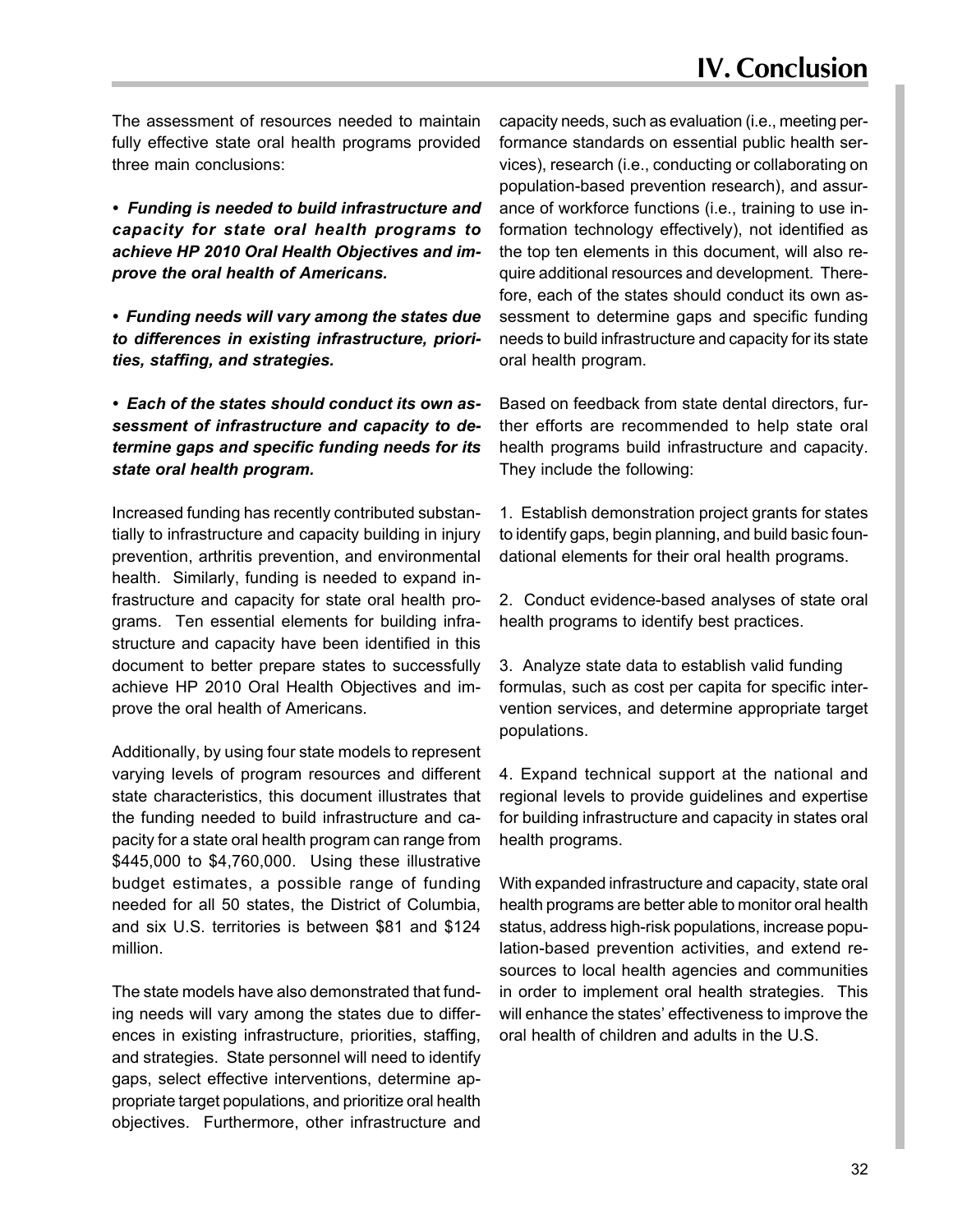# IV. Conclusion

The assessment of resources needed to maintain fully effective state oral health programs provided three main conclusions:

***• Funding is needed to build infrastructure and capacity for state oral health programs to achieve HP 2010 Oral Health Objectives and improve the oral health of Americans.***

***• Funding needs will vary among the states due to differences in existing infrastructure, priorities, staffing, and strategies.***

***• Each of the states should conduct its own assessment of infrastructure and capacity to determine gaps and specific funding needs for its state oral health program.***

Increased funding has recently contributed substantially to infrastructure and capacity building in injury prevention, arthritis prevention, and environmental health. Similarly, funding is needed to expand infrastructure and capacity for state oral health programs. Ten essential elements for building infrastructure and capacity have been identified in this document to better prepare states to successfully achieve HP 2010 Oral Health Objectives and improve the oral health of Americans.

Additionally, by using four state models to represent varying levels of program resources and different state characteristics, this document illustrates that the funding needed to build infrastructure and capacity for a state oral health program can range from $445,000 to $4,760,000. Using these illustrative budget estimates, a possible range of funding needed for all 50 states, the District of Columbia, and six U.S. territories is between $81 and $124 million.

The state models have also demonstrated that funding needs will vary among the states due to differences in existing infrastructure, priorities, staffing, and strategies. State personnel will need to identify gaps, select effective interventions, determine appropriate target populations, and prioritize oral health objectives. Furthermore, other infrastructure and capacity needs, such as evaluation (i.e., meeting performance standards on essential public health services), research (i.e., conducting or collaborating on population-based prevention research), and assurance of workforce functions (i.e., training to use information technology effectively), not identified as the top ten elements in this document, will also require additional resources and development. Therefore, each of the states should conduct its own assessment to determine gaps and specific funding needs to build infrastructure and capacity for its state oral health program.

Based on feedback from state dental directors, further efforts are recommended to help state oral health programs build infrastructure and capacity. They include the following:

1. Establish demonstration project grants for states to identify gaps, begin planning, and build basic foundational elements for their oral health programs.

2. Conduct evidence-based analyses of state oral health programs to identify best practices.

3. Analyze state data to establish valid funding formulas, such as cost per capita for specific intervention services, and determine appropriate target populations.

4. Expand technical support at the national and regional levels to provide guidelines and expertise for building infrastructure and capacity in states oral health programs.

With expanded infrastructure and capacity, state oral health programs are better able to monitor oral health status, address high-risk populations, increase population-based prevention activities, and extend resources to local health agencies and communities in order to implement oral health strategies. This will enhance the states' effectiveness to improve the oral health of children and adults in the U.S.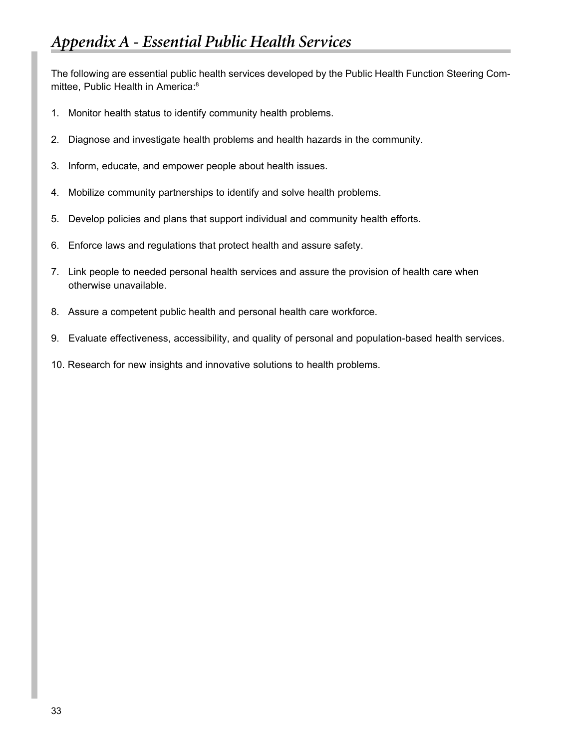# *Appendix A - Essential Public Health Services*

The following are essential public health services developed by the Public Health Function Steering Committee, Public Health in America:[8]

1. Monitor health status to identify community health problems.
2. Diagnose and investigate health problems and health hazards in the community.
3. Inform, educate, and empower people about health issues.
4. Mobilize community partnerships to identify and solve health problems.
5. Develop policies and plans that support individual and community health efforts.
6. Enforce laws and regulations that protect health and assure safety.
7. Link people to needed personal health services and assure the provision of health care when otherwise unavailable.
8. Assure a competent public health and personal health care workforce.
9. Evaluate effectiveness, accessibility, and quality of personal and population-based health services.
10. Research for new insights and innovative solutions to health problems.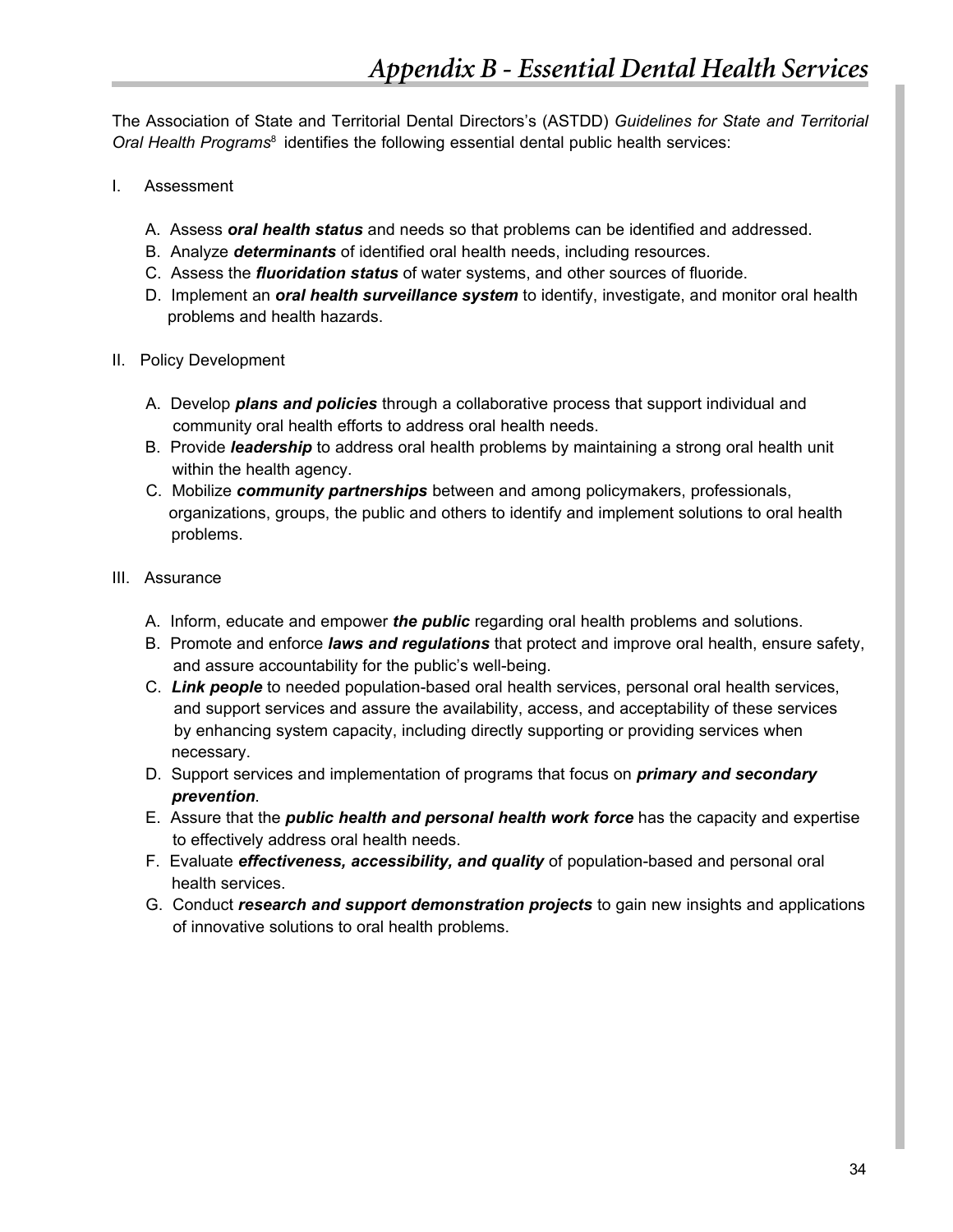# Appendix B - Essential Dental Health Services

The Association of State and Territorial Dental Directors's (ASTDD) *Guidelines for State and Territorial Oral Health Programs*[8] identifies the following essential dental public health services:

I. Assessment

A. Assess ***oral health status*** and needs so that problems can be identified and addressed.
B. Analyze ***determinants*** of identified oral health needs, including resources.
C. Assess the ***fluoridation status*** of water systems, and other sources of fluoride.
D. Implement an ***oral health surveillance system*** to identify, investigate, and monitor oral health problems and health hazards.

II. Policy Development

A. Develop ***plans and policies*** through a collaborative process that support individual and community oral health efforts to address oral health needs.
B. Provide ***leadership*** to address oral health problems by maintaining a strong oral health unit within the health agency.
C. Mobilize ***community partnerships*** between and among policymakers, professionals, organizations, groups, the public and others to identify and implement solutions to oral health problems.

III. Assurance

A. Inform, educate and empower ***the public*** regarding oral health problems and solutions.
B. Promote and enforce ***laws and regulations*** that protect and improve oral health, ensure safety, and assure accountability for the public's well-being.
C. ***Link people*** to needed population-based oral health services, personal oral health services, and support services and assure the availability, access, and acceptability of these services by enhancing system capacity, including directly supporting or providing services when necessary.
D. Support services and implementation of programs that focus on ***primary and secondary prevention***.
E. Assure that the ***public health and personal health work force*** has the capacity and expertise to effectively address oral health needs.
F. Evaluate ***effectiveness, accessibility, and quality*** of population-based and personal oral health services.
G. Conduct ***research and support demonstration projects*** to gain new insights and applications of innovative solutions to oral health problems.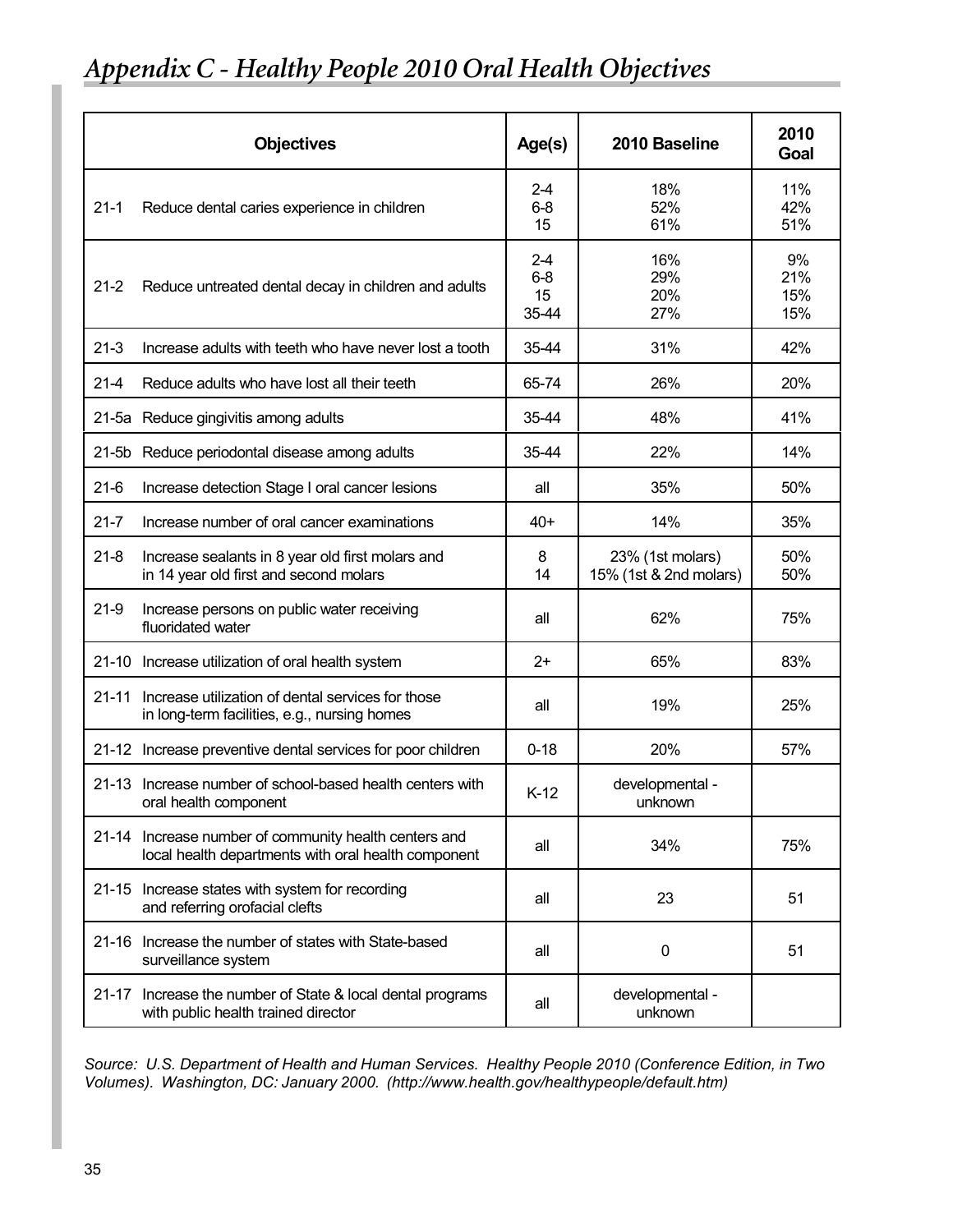# *Appendix C - Healthy People 2010 Oral Health Objectives*

| Objectives | Age(s) | 2010 Baseline | 2010 Goal |
|---|---|---|---|
| 21-1 Reduce dental caries experience in children | 2-4<br>6-8<br>15 | 18%<br>52%<br>61% | 11%<br>42%<br>51% |
| 21-2 Reduce untreated dental decay in children and adults | 2-4<br>6-8<br>15<br>35-44 | 16%<br>29%<br>20%<br>27% | 9%<br>21%<br>15%<br>15% |
| 21-3 Increase adults with teeth who have never lost a tooth | 35-44 | 31% | 42% |
| 21-4 Reduce adults who have lost all their teeth | 65-74 | 26% | 20% |
| 21-5a Reduce gingivitis among adults | 35-44 | 48% | 41% |
| 21-5b Reduce periodontal disease among adults | 35-44 | 22% | 14% |
| 21-6 Increase detection Stage I oral cancer lesions | all | 35% | 50% |
| 21-7 Increase number of oral cancer examinations | 40+ | 14% | 35% |
| 21-8 Increase sealants in 8 year old first molars and in 14 year old first and second molars | 8<br>14 | 23% (1st molars)<br>15% (1st & 2nd molars) | 50%<br>50% |
| 21-9 Increase persons on public water receiving fluoridated water | all | 62% | 75% |
| 21-10 Increase utilization of oral health system | 2+ | 65% | 83% |
| 21-11 Increase utilization of dental services for those in long-term facilities, e.g., nursing homes | all | 19% | 25% |
| 21-12 Increase preventive dental services for poor children | 0-18 | 20% | 57% |
| 21-13 Increase number of school-based health centers with oral health component | K-12 | developmental - unknown | |
| 21-14 Increase number of community health centers and local health departments with oral health component | all | 34% | 75% |
| 21-15 Increase states with system for recording and referring orofacial clefts | all | 23 | 51 |
| 21-16 Increase the number of states with State-based surveillance system | all | 0 | 51 |
| 21-17 Increase the number of State & local dental programs with public health trained director | all | developmental - unknown | |

*Source: U.S. Department of Health and Human Services. Healthy People 2010 (Conference Edition, in Two Volumes). Washington, DC: January 2000. (http://www.health.gov/healthypeople/default.htm)*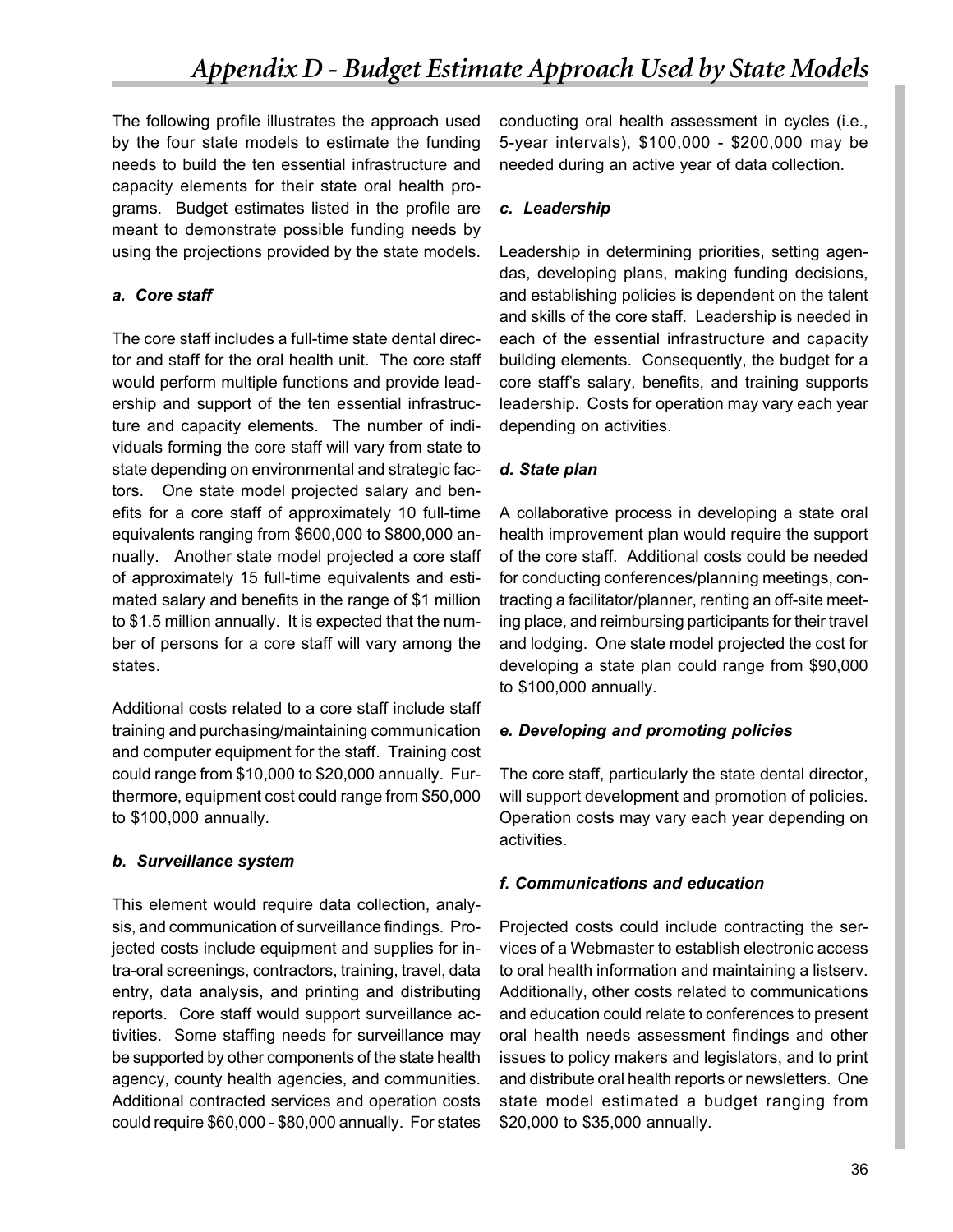# Appendix D - Budget Estimate Approach Used by State Models

The following profile illustrates the approach used by the four state models to estimate the funding needs to build the ten essential infrastructure and capacity elements for their state oral health programs. Budget estimates listed in the profile are meant to demonstrate possible funding needs by using the projections provided by the state models.

### *a. Core staff*

The core staff includes a full-time state dental director and staff for the oral health unit. The core staff would perform multiple functions and provide leadership and support of the ten essential infrastructure and capacity elements. The number of individuals forming the core staff will vary from state to state depending on environmental and strategic factors. One state model projected salary and benefits for a core staff of approximately 10 full-time equivalents ranging from $600,000 to $800,000 annually. Another state model projected a core staff of approximately 15 full-time equivalents and estimated salary and benefits in the range of $1 million to $1.5 million annually. It is expected that the number of persons for a core staff will vary among the states.

Additional costs related to a core staff include staff training and purchasing/maintaining communication and computer equipment for the staff. Training cost could range from $10,000 to $20,000 annually. Furthermore, equipment cost could range from $50,000 to $100,000 annually.

### *b. Surveillance system*

This element would require data collection, analysis, and communication of surveillance findings. Projected costs include equipment and supplies for intra-oral screenings, contractors, training, travel, data entry, data analysis, and printing and distributing reports. Core staff would support surveillance activities. Some staffing needs for surveillance may be supported by other components of the state health agency, county health agencies, and communities. Additional contracted services and operation costs could require $60,000 - $80,000 annually. For states conducting oral health assessment in cycles (i.e., 5-year intervals), $100,000 - $200,000 may be needed during an active year of data collection.

### *c. Leadership*

Leadership in determining priorities, setting agendas, developing plans, making funding decisions, and establishing policies is dependent on the talent and skills of the core staff. Leadership is needed in each of the essential infrastructure and capacity building elements. Consequently, the budget for a core staff's salary, benefits, and training supports leadership. Costs for operation may vary each year depending on activities.

### *d. State plan*

A collaborative process in developing a state oral health improvement plan would require the support of the core staff. Additional costs could be needed for conducting conferences/planning meetings, contracting a facilitator/planner, renting an off-site meeting place, and reimbursing participants for their travel and lodging. One state model projected the cost for developing a state plan could range from $90,000 to $100,000 annually.

### *e. Developing and promoting policies*

The core staff, particularly the state dental director, will support development and promotion of policies. Operation costs may vary each year depending on activities.

### *f. Communications and education*

Projected costs could include contracting the services of a Webmaster to establish electronic access to oral health information and maintaining a listserv. Additionally, other costs related to communications and education could relate to conferences to present oral health needs assessment findings and other issues to policy makers and legislators, and to print and distribute oral health reports or newsletters. One state model estimated a budget ranging from $20,000 to $35,000 annually.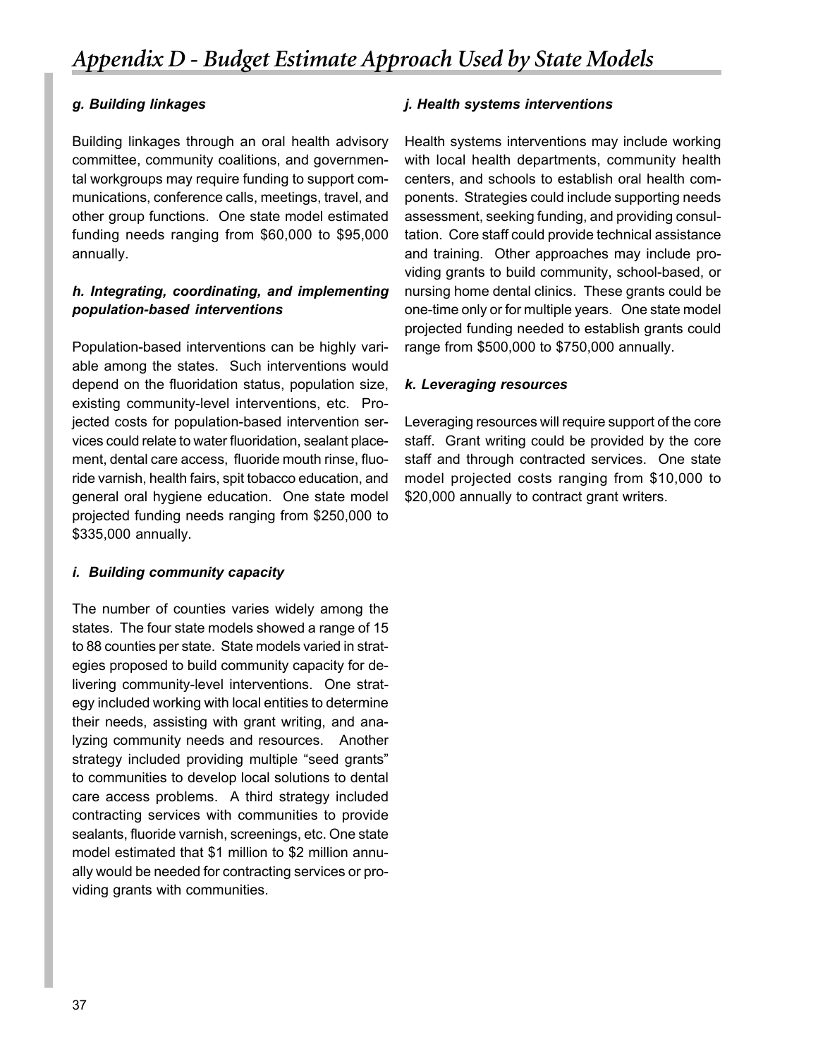# Appendix D - Budget Estimate Approach Used by State Models

### *g. Building linkages*

Building linkages through an oral health advisory committee, community coalitions, and governmental workgroups may require funding to support communications, conference calls, meetings, travel, and other group functions. One state model estimated funding needs ranging from $60,000 to $95,000 annually.

### *h. Integrating, coordinating, and implementing population-based interventions*

Population-based interventions can be highly variable among the states. Such interventions would depend on the fluoridation status, population size, existing community-level interventions, etc. Projected costs for population-based intervention services could relate to water fluoridation, sealant placement, dental care access, fluoride mouth rinse, fluoride varnish, health fairs, spit tobacco education, and general oral hygiene education. One state model projected funding needs ranging from $250,000 to $335,000 annually.

### *i. Building community capacity*

The number of counties varies widely among the states. The four state models showed a range of 15 to 88 counties per state. State models varied in strategies proposed to build community capacity for delivering community-level interventions. One strategy included working with local entities to determine their needs, assisting with grant writing, and analyzing community needs and resources. Another strategy included providing multiple "seed grants" to communities to develop local solutions to dental care access problems. A third strategy included contracting services with communities to provide sealants, fluoride varnish, screenings, etc. One state model estimated that $1 million to $2 million annually would be needed for contracting services or providing grants with communities.

### *j. Health systems interventions*

Health systems interventions may include working with local health departments, community health centers, and schools to establish oral health components. Strategies could include supporting needs assessment, seeking funding, and providing consultation. Core staff could provide technical assistance and training. Other approaches may include providing grants to build community, school-based, or nursing home dental clinics. These grants could be one-time only or for multiple years. One state model projected funding needed to establish grants could range from $500,000 to $750,000 annually.

### *k. Leveraging resources*

Leveraging resources will require support of the core staff. Grant writing could be provided by the core staff and through contracted services. One state model projected costs ranging from $10,000 to $20,000 annually to contract grant writers.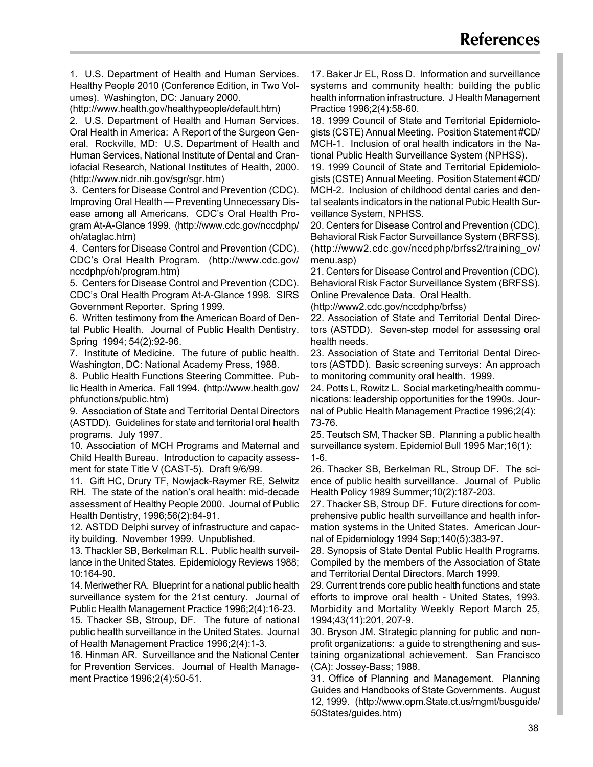# References

1. U.S. Department of Health and Human Services. Healthy People 2010 (Conference Edition, in Two Volumes). Washington, DC: January 2000. (http://www.health.gov/healthypeople/default.htm)
2. U.S. Department of Health and Human Services. Oral Health in America: A Report of the Surgeon General. Rockville, MD: U.S. Department of Health and Human Services, National Institute of Dental and Craniofacial Research, National Institutes of Health, 2000. (http://www.nidr.nih.gov/sgr/sgr.htm)
3. Centers for Disease Control and Prevention (CDC). Improving Oral Health — Preventing Unnecessary Disease among all Americans. CDC's Oral Health Program At-A-Glance 1999. (http://www.cdc.gov/nccdphp/oh/ataglac.htm)
4. Centers for Disease Control and Prevention (CDC). CDC's Oral Health Program. (http://www.cdc.gov/nccdphp/oh/program.htm)
5. Centers for Disease Control and Prevention (CDC). CDC's Oral Health Program At-A-Glance 1998. SIRS Government Reporter. Spring 1999.
6. Written testimony from the American Board of Dental Public Health. Journal of Public Health Dentistry. Spring 1994; 54(2):92-96.
7. Institute of Medicine. The future of public health. Washington, DC: National Academy Press, 1988.
8. Public Health Functions Steering Committee. Public Health in America. Fall 1994. (http://www.health.gov/phfunctions/public.htm)
9. Association of State and Territorial Dental Directors (ASTDD). Guidelines for state and territorial oral health programs. July 1997.
10. Association of MCH Programs and Maternal and Child Health Bureau. Introduction to capacity assessment for state Title V (CAST-5). Draft 9/6/99.
11. Gift HC, Drury TF, Nowjack-Raymer RE, Selwitz RH. The state of the nation's oral health: mid-decade assessment of Healthy People 2000. Journal of Public Health Dentistry, 1996;56(2):84-91.
12. ASTDD Delphi survey of infrastructure and capacity building. November 1999. Unpublished.
13. Thackler SB, Berkelman R.L. Public health surveillance in the United States. Epidemiology Reviews 1988; 10:164-90.
14. Meriwether RA. Blueprint for a national public health surveillance system for the 21st century. Journal of Public Health Management Practice 1996;2(4):16-23.
15. Thacker SB, Stroup, DF. The future of national public health surveillance in the United States. Journal of Health Management Practice 1996;2(4):1-3.
16. Hinman AR. Surveillance and the National Center for Prevention Services. Journal of Health Management Practice 1996;2(4):50-51.
17. Baker Jr EL, Ross D. Information and surveillance systems and community health: building the public health information infrastructure. J Health Management Practice 1996;2(4):58-60.
18. 1999 Council of State and Territorial Epidemiologists (CSTE) Annual Meeting. Position Statement #CD/MCH-1. Inclusion of oral health indicators in the National Public Health Surveillance System (NPHSS).
19. 1999 Council of State and Territorial Epidemiologists (CSTE) Annual Meeting. Position Statement #CD/MCH-2. Inclusion of childhood dental caries and dental sealants indicators in the national Pubic Health Surveillance System, NPHSS.
20. Centers for Disease Control and Prevention (CDC). Behavioral Risk Factor Surveillance System (BRFSS). (http://www2.cdc.gov/nccdphp/brfss2/training_ov/menu.asp)
21. Centers for Disease Control and Prevention (CDC). Behavioral Risk Factor Surveillance System (BRFSS). Online Prevalence Data. Oral Health. (http://www2.cdc.gov/nccdphp/brfss)
22. Association of State and Territorial Dental Directors (ASTDD). Seven-step model for assessing oral health needs.
23. Association of State and Territorial Dental Directors (ASTDD). Basic screening surveys: An approach to monitoring community oral health. 1999.
24. Potts L, Rowitz L. Social marketing/health communications: leadership opportunities for the 1990s. Journal of Public Health Management Practice 1996;2(4): 73-76.
25. Teutsch SM, Thacker SB. Planning a public health surveillance system. Epidemiol Bull 1995 Mar;16(1): 1-6.
26. Thacker SB, Berkelman RL, Stroup DF. The science of public health surveillance. Journal of Public Health Policy 1989 Summer;10(2):187-203.
27. Thacker SB, Stroup DF. Future directions for comprehensive public health surveillance and health information systems in the United States. American Journal of Epidemiology 1994 Sep;140(5):383-97.
28. Synopsis of State Dental Public Health Programs. Compiled by the members of the Association of State and Territorial Dental Directors. March 1999.
29. Current trends core public health functions and state efforts to improve oral health - United States, 1993. Morbidity and Mortality Weekly Report March 25, 1994;43(11):201, 207-9.
30. Bryson JM. Strategic planning for public and nonprofit organizations: a guide to strengthening and sustaining organizational achievement. San Francisco (CA): Jossey-Bass; 1988.
31. Office of Planning and Management. Planning Guides and Handbooks of State Governments. August 12, 1999. (http://www.opm.State.ct.us/mgmt/busguide/50States/guides.htm)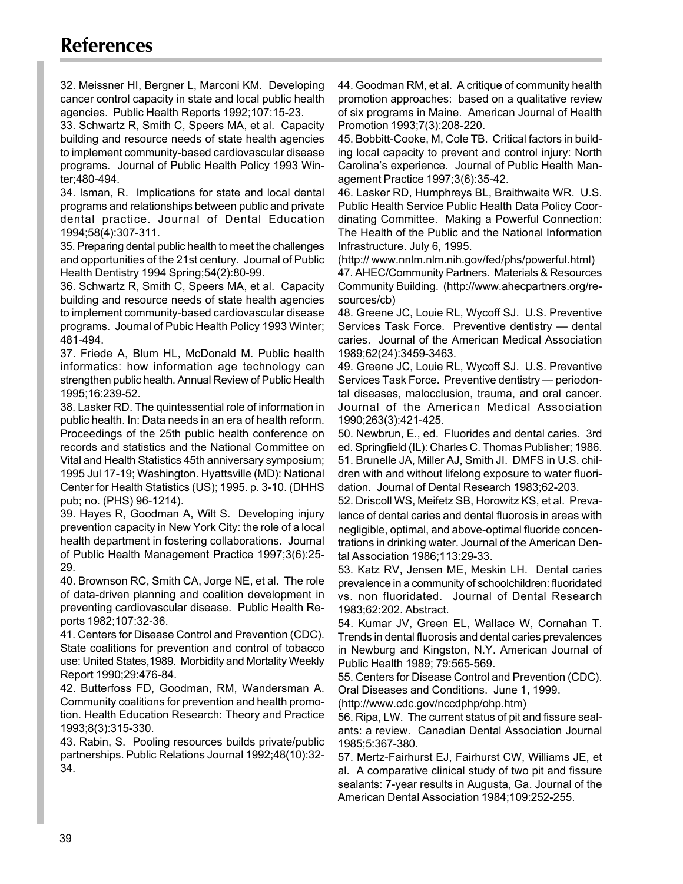# References

32. Meissner HI, Bergner L, Marconi KM. Developing cancer control capacity in state and local public health agencies. Public Health Reports 1992;107:15-23.

33. Schwartz R, Smith C, Speers MA, et al. Capacity building and resource needs of state health agencies to implement community-based cardiovascular disease programs. Journal of Public Health Policy 1993 Winter;480-494.

34. Isman, R. Implications for state and local dental programs and relationships between public and private dental practice. Journal of Dental Education 1994;58(4):307-311.

35. Preparing dental public health to meet the challenges and opportunities of the 21st century. Journal of Public Health Dentistry 1994 Spring;54(2):80-99.

36. Schwartz R, Smith C, Speers MA, et al. Capacity building and resource needs of state health agencies to implement community-based cardiovascular disease programs. Journal of Pubic Health Policy 1993 Winter; 481-494.

37. Friede A, Blum HL, McDonald M. Public health informatics: how information age technology can strengthen public health. Annual Review of Public Health 1995;16:239-52.

38. Lasker RD. The quintessential role of information in public health. In: Data needs in an era of health reform. Proceedings of the 25th public health conference on records and statistics and the National Committee on Vital and Health Statistics 45th anniversary symposium; 1995 Jul 17-19; Washington. Hyattsville (MD): National Center for Health Statistics (US); 1995. p. 3-10. (DHHS pub; no. (PHS) 96-1214).

39. Hayes R, Goodman A, Wilt S. Developing injury prevention capacity in New York City: the role of a local health department in fostering collaborations. Journal of Public Health Management Practice 1997;3(6):25-29.

40. Brownson RC, Smith CA, Jorge NE, et al. The role of data-driven planning and coalition development in preventing cardiovascular disease. Public Health Reports 1982;107:32-36.

41. Centers for Disease Control and Prevention (CDC). State coalitions for prevention and control of tobacco use: United States,1989. Morbidity and Mortality Weekly Report 1990;29:476-84.

42. Butterfoss FD, Goodman, RM, Wandersman A. Community coalitions for prevention and health promotion. Health Education Research: Theory and Practice 1993;8(3):315-330.

43. Rabin, S. Pooling resources builds private/public partnerships. Public Relations Journal 1992;48(10):32-34.

44. Goodman RM, et al. A critique of community health promotion approaches: based on a qualitative review of six programs in Maine. American Journal of Health Promotion 1993;7(3):208-220.

45. Bobbitt-Cooke, M, Cole TB. Critical factors in building local capacity to prevent and control injury: North Carolina's experience. Journal of Public Health Management Practice 1997;3(6):35-42.

46. Lasker RD, Humphreys BL, Braithwaite WR. U.S. Public Health Service Public Health Data Policy Coordinating Committee. Making a Powerful Connection: The Health of the Public and the National Information Infrastructure. July 6, 1995.
(http:// www.nnlm.nlm.nih.gov/fed/phs/powerful.html)

47. AHEC/Community Partners. Materials & Resources Community Building. (http://www.ahecpartners.org/resources/cb)

48. Greene JC, Louie RL, Wycoff SJ. U.S. Preventive Services Task Force. Preventive dentistry — dental caries. Journal of the American Medical Association 1989;62(24):3459-3463.

49. Greene JC, Louie RL, Wycoff SJ. U.S. Preventive Services Task Force. Preventive dentistry — periodontal diseases, malocclusion, trauma, and oral cancer. Journal of the American Medical Association 1990;263(3):421-425.

50. Newbrun, E., ed. Fluorides and dental caries. 3rd ed. Springfield (IL): Charles C. Thomas Publisher; 1986.

51. Brunelle JA, Miller AJ, Smith JI. DMFS in U.S. children with and without lifelong exposure to water fluoridation. Journal of Dental Research 1983;62-203.

52. Driscoll WS, Meifetz SB, Horowitz KS, et al. Prevalence of dental caries and dental fluorosis in areas with negligible, optimal, and above-optimal fluoride concentrations in drinking water. Journal of the American Dental Association 1986;113:29-33.

53. Katz RV, Jensen ME, Meskin LH. Dental caries prevalence in a community of schoolchildren: fluoridated vs. non fluoridated. Journal of Dental Research 1983;62:202. Abstract.

54. Kumar JV, Green EL, Wallace W, Cornahan T. Trends in dental fluorosis and dental caries prevalences in Newburg and Kingston, N.Y. American Journal of Public Health 1989; 79:565-569.

55. Centers for Disease Control and Prevention (CDC). Oral Diseases and Conditions. June 1, 1999.
(http://www.cdc.gov/nccdphp/ohp.htm)

56. Ripa, LW. The current status of pit and fissure sealants: a review. Canadian Dental Association Journal 1985;5:367-380.

57. Mertz-Fairhurst EJ, Fairhurst CW, Williams JE, et al. A comparative clinical study of two pit and fissure sealants: 7-year results in Augusta, Ga. Journal of the American Dental Association 1984;109:252-255.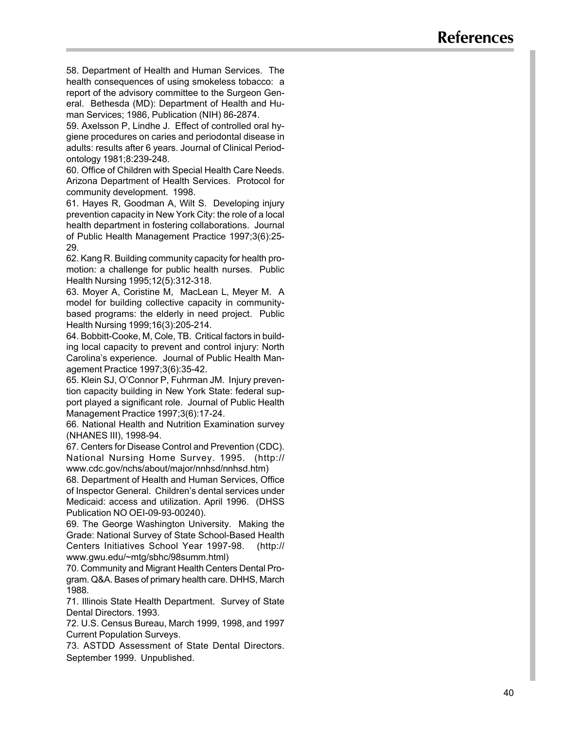# References

58. Department of Health and Human Services. The health consequences of using smokeless tobacco: a report of the advisory committee to the Surgeon General. Bethesda (MD): Department of Health and Human Services; 1986, Publication (NIH) 86-2874.

59. Axelsson P, Lindhe J. Effect of controlled oral hygiene procedures on caries and periodontal disease in adults: results after 6 years. Journal of Clinical Periodontology 1981;8:239-248.

60. Office of Children with Special Health Care Needs. Arizona Department of Health Services. Protocol for community development. 1998.

61. Hayes R, Goodman A, Wilt S. Developing injury prevention capacity in New York City: the role of a local health department in fostering collaborations. Journal of Public Health Management Practice 1997;3(6):25-29.

62. Kang R. Building community capacity for health promotion: a challenge for public health nurses. Public Health Nursing 1995;12(5):312-318.

63. Moyer A, Coristine M, MacLean L, Meyer M. A model for building collective capacity in community-based programs: the elderly in need project. Public Health Nursing 1999;16(3):205-214.

64. Bobbitt-Cooke, M, Cole, TB. Critical factors in building local capacity to prevent and control injury: North Carolina's experience. Journal of Public Health Management Practice 1997;3(6):35-42.

65. Klein SJ, O'Connor P, Fuhrman JM. Injury prevention capacity building in New York State: federal support played a significant role. Journal of Public Health Management Practice 1997;3(6):17-24.

66. National Health and Nutrition Examination survey (NHANES III), 1998-94.

67. Centers for Disease Control and Prevention (CDC). National Nursing Home Survey. 1995. (http://www.cdc.gov/nchs/about/major/nnhsd/nnhsd.htm)

68. Department of Health and Human Services, Office of Inspector General. Children's dental services under Medicaid: access and utilization. April 1996. (DHSS Publication NO OEI-09-93-00240).

69. The George Washington University. Making the Grade: National Survey of State School-Based Health Centers Initiatives School Year 1997-98. (http://www.gwu.edu/~mtg/sbhc/98summ.html)

70. Community and Migrant Health Centers Dental Program. Q&A. Bases of primary health care. DHHS, March 1988.

71. Illinois State Health Department. Survey of State Dental Directors. 1993.

72. U.S. Census Bureau, March 1999, 1998, and 1997 Current Population Surveys.

73. ASTDD Assessment of State Dental Directors. September 1999. Unpublished.